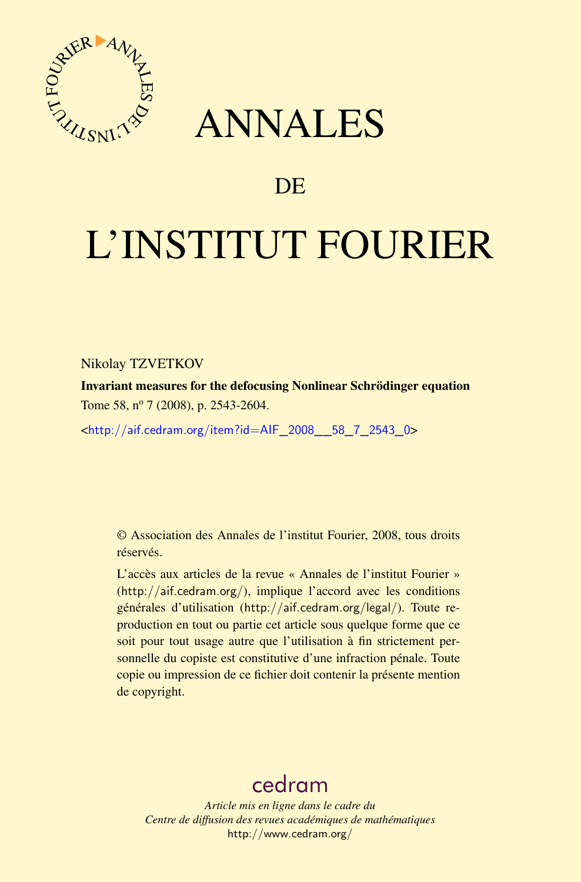# ANNALES

# DE

# L'INSTITUT FOURIER

Nikolay TZVETKOV

**Invariant measures for the defocusing Nonlinear Schrödinger equation**

Tome 58, nº 7 (2008), p. 2543-2604.

<http://aif.cedram.org/item?id=AIF_2008__58_7_2543_0>

© Association des Annales de l'institut Fourier, 2008, tous droits réservés.

L'accès aux articles de la revue « Annales de l'institut Fourier » (http://aif.cedram.org/), implique l'accord avec les conditions générales d'utilisation (http://aif.cedram.org/legal/). Toute reproduction en tout ou partie cet article sous quelque forme que ce soit pour tout usage autre que l'utilisation à fin strictement personnelle du copiste est constitutive d'une infraction pénale. Toute copie ou impression de ce fichier doit contenir la présente mention de copyright.

cedram

*Article mis en ligne dans le cadre du*
*Centre de diffusion des revues académiques de mathématiques*
http://www.cedram.org/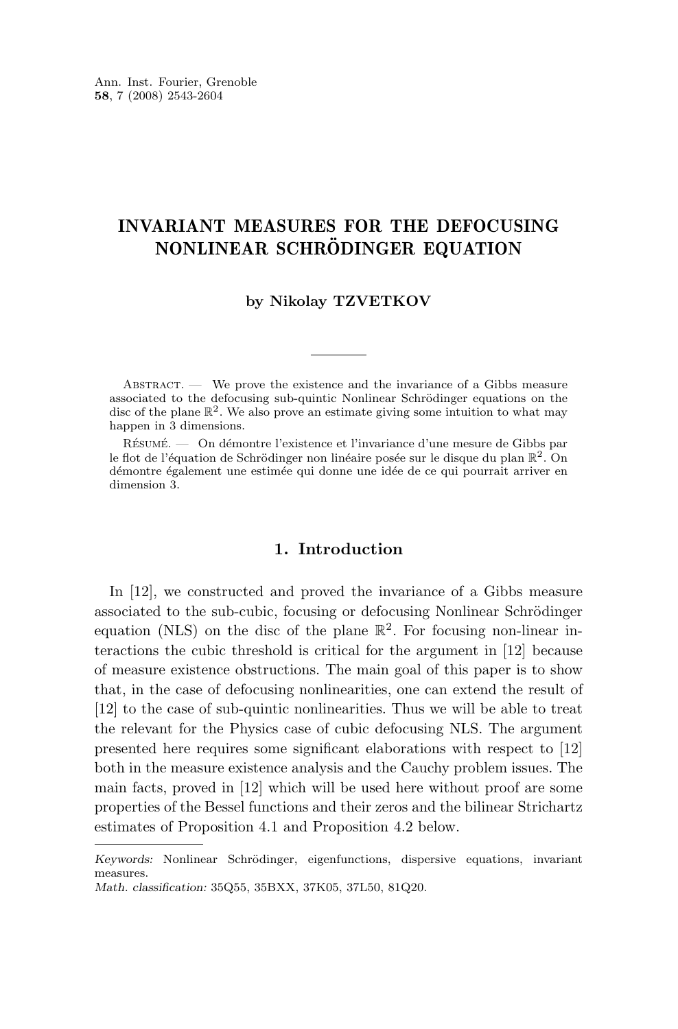# INVARIANT MEASURES FOR THE DEFOCUSING NONLINEAR SCHRÖDINGER EQUATION

**by Nikolay TZVETKOV**

---

Abstract. — We prove the existence and the invariance of a Gibbs measure associated to the defocusing sub-quintic Nonlinear Schrödinger equations on the disc of the plane $\mathbb{R}^2$. We also prove an estimate giving some intuition to what may happen in 3 dimensions.

Résumé. — On démontre l'existence et l'invariance d'une mesure de Gibbs par le flot de l'équation de Schrödinger non linéaire posée sur le disque du plan $\mathbb{R}^2$. On démontre également une estimée qui donne une idée de ce qui pourrait arriver en dimension 3.

## 1. Introduction

In [12], we constructed and proved the invariance of a Gibbs measure associated to the sub-cubic, focusing or defocusing Nonlinear Schrödinger equation (NLS) on the disc of the plane $\mathbb{R}^2$. For focusing non-linear interactions the cubic threshold is critical for the argument in [12] because of measure existence obstructions. The main goal of this paper is to show that, in the case of defocusing nonlinearities, one can extend the result of [12] to the case of sub-quintic nonlinearities. Thus we will be able to treat the relevant for the Physics case of cubic defocusing NLS. The argument presented here requires some significant elaborations with respect to [12] both in the measure existence analysis and the Cauchy problem issues. The main facts, proved in [12] which will be used here without proof are some properties of the Bessel functions and their zeros and the bilinear Strichartz estimates of Proposition 4.1 and Proposition 4.2 below.

---

*Keywords:* Nonlinear Schrödinger, eigenfunctions, dispersive equations, invariant measures.

*Math. classification:* 35Q55, 35BXX, 37K05, 37L50, 81Q20.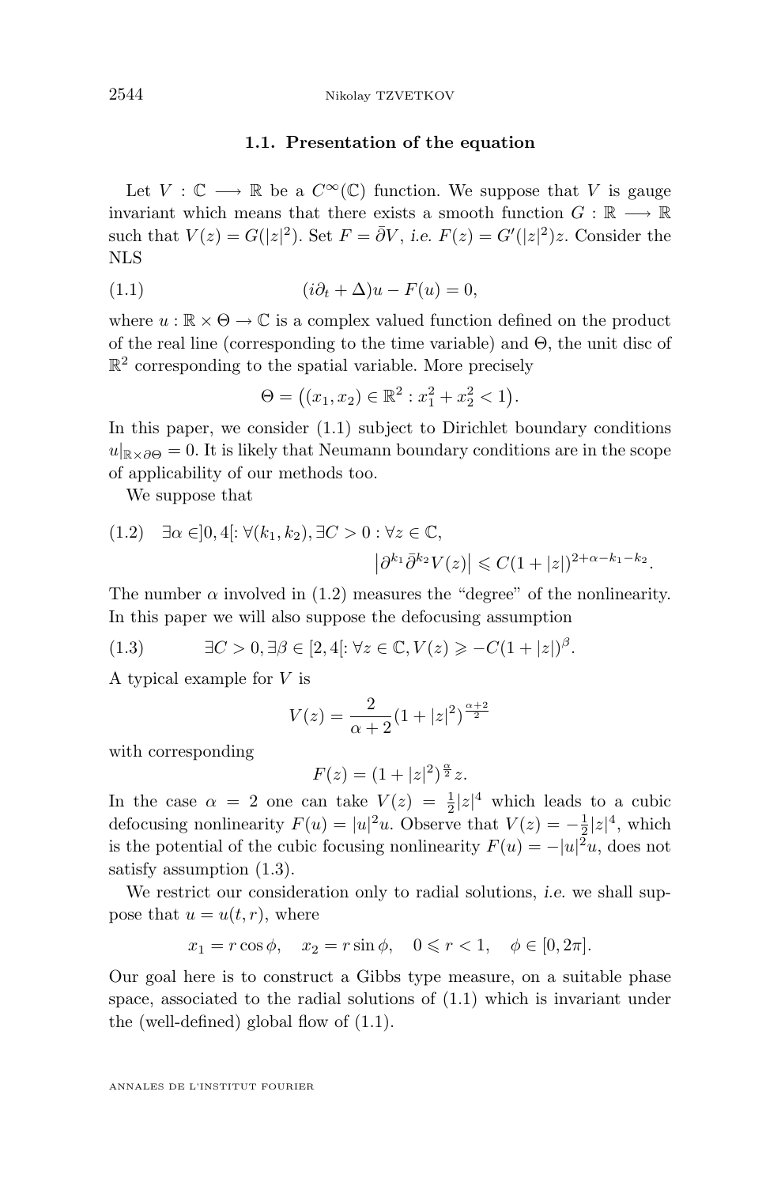### 1.1. Presentation of the equation

Let $V : \mathbb{C} \longrightarrow \mathbb{R}$ be a $C^\infty(\mathbb{C})$ function. We suppose that $V$ is gauge invariant which means that there exists a smooth function $G : \mathbb{R} \longrightarrow \mathbb{R}$ such that $V(z) = G(|z|^2)$. Set $F = \bar{\partial} V$, *i.e.* $F(z) = G'(|z|^2)z$. Consider the NLS

$$(i\partial_t + \Delta)u - F(u) = 0, \tag{1.1}$$

where $u : \mathbb{R} \times \Theta \to \mathbb{C}$ is a complex valued function defined on the product of the real line (corresponding to the time variable) and $\Theta$, the unit disc of $\mathbb{R}^2$ corresponding to the spatial variable. More precisely

$$\Theta = \big((x_1, x_2) \in \mathbb{R}^2 : x_1^2 + x_2^2 < 1\big).$$

In this paper, we consider (1.1) subject to Dirichlet boundary conditions $u|_{\mathbb{R}\times\partial\Theta} = 0$. It is likely that Neumann boundary conditions are in the scope of applicability of our methods too.

We suppose that

$$\exists \alpha \in ]0, 4[ : \forall (k_1, k_2), \exists C > 0 : \forall z \in \mathbb{C}, \quad \big|\partial^{k_1} \bar{\partial}^{k_2} V(z)\big| \leqslant C(1 + |z|)^{2+\alpha-k_1-k_2}. \tag{1.2}$$

The number $\alpha$ involved in (1.2) measures the "degree" of the nonlinearity. In this paper we will also suppose the defocusing assumption

$$\exists C > 0, \exists \beta \in [2, 4[ : \forall z \in \mathbb{C}, V(z) \geqslant -C(1 + |z|)^{\beta}. \tag{1.3}$$

A typical example for $V$ is

$$V(z) = \frac{2}{\alpha + 2}(1 + |z|^2)^{\frac{\alpha+2}{2}}$$

with corresponding

$$F(z) = (1 + |z|^2)^{\frac{\alpha}{2}} z.$$

In the case $\alpha = 2$ one can take $V(z) = \frac{1}{2}|z|^4$ which leads to a cubic defocusing nonlinearity $F(u) = |u|^2 u$. Observe that $V(z) = -\frac{1}{2}|z|^4$, which is the potential of the cubic focusing nonlinearity $F(u) = -|u|^2 u$, does not satisfy assumption (1.3).

We restrict our consideration only to radial solutions, *i.e.* we shall suppose that $u = u(t, r)$, where

$$x_1 = r \cos\phi, \quad x_2 = r \sin\phi, \quad 0 \leqslant r < 1, \quad \phi \in [0, 2\pi].$$

Our goal here is to construct a Gibbs type measure, on a suitable phase space, associated to the radial solutions of (1.1) which is invariant under the (well-defined) global flow of (1.1).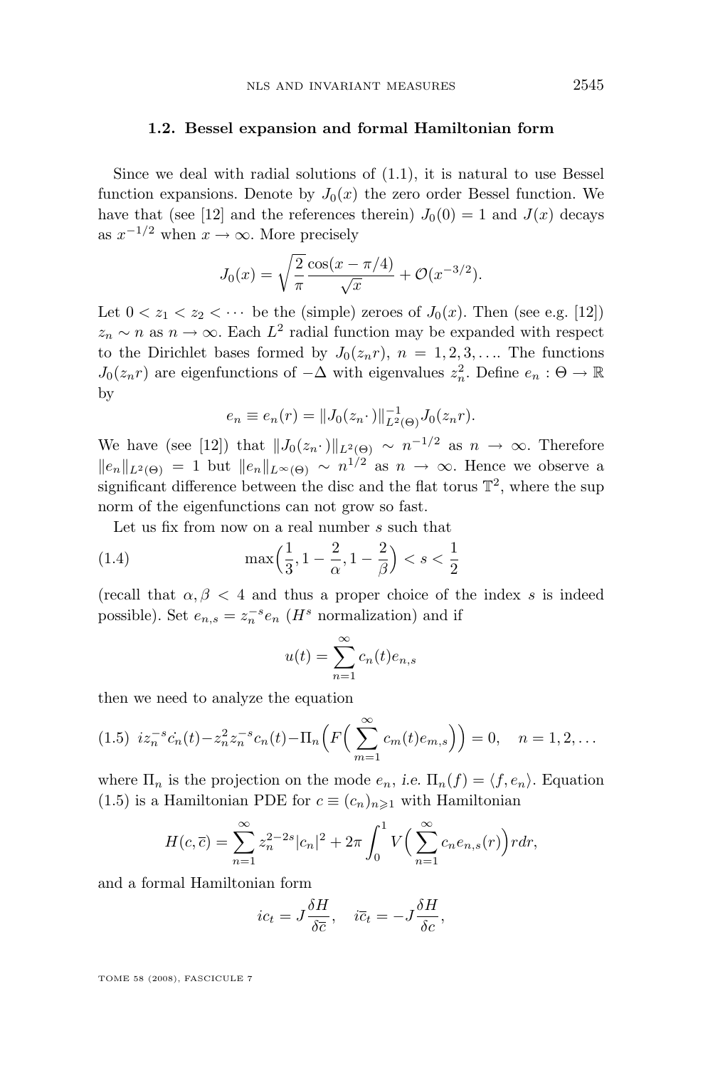### 1.2. Bessel expansion and formal Hamiltonian form

Since we deal with radial solutions of (1.1), it is natural to use Bessel function expansions. Denote by $J_0(x)$ the zero order Bessel function. We have that (see [12] and the references therein) $J_0(0) = 1$ and $J(x)$ decays as $x^{-1/2}$ when $x \to \infty$. More precisely

$$J_0(x) = \sqrt{\frac{2}{\pi}}\frac{\cos(x-\pi/4)}{\sqrt{x}} + \mathcal{O}(x^{-3/2}).$$

Let $0 < z_1 < z_2 < \cdots$ be the (simple) zeroes of $J_0(x)$. Then (see e.g. [12]) $z_n \sim n$ as $n \to \infty$. Each $L^2$ radial function may be expanded with respect to the Dirichlet bases formed by $J_0(z_n r)$, $n = 1, 2, 3, \ldots$. The functions $J_0(z_n r)$ are eigenfunctions of $-\Delta$ with eigenvalues $z_n^2$. Define $e_n : \Theta \to \mathbb{R}$ by

$$e_n \equiv e_n(r) = \|J_0(z_n\cdot)\|^{-1}_{L^2(\Theta)} J_0(z_n r).$$

We have (see [12]) that $\|J_0(z_n\cdot)\|_{L^2(\Theta)} \sim n^{-1/2}$ as $n \to \infty$. Therefore $\|e_n\|_{L^2(\Theta)} = 1$ but $\|e_n\|_{L^\infty(\Theta)} \sim n^{1/2}$ as $n \to \infty$. Hence we observe a significant difference between the disc and the flat torus $\mathbb{T}^2$, where the sup norm of the eigenfunctions can not grow so fast.

Let us fix from now on a real number $s$ such that

$$\max\Big(\frac{1}{3}, 1-\frac{2}{\alpha}, 1-\frac{2}{\beta}\Big) < s < \frac{1}{2} \tag{1.4}$$

(recall that $\alpha, \beta < 4$ and thus a proper choice of the index $s$ is indeed possible). Set $e_{n,s} = z_n^{-s} e_n$ ($H^s$ normalization) and if

$$u(t) = \sum_{n=1}^{\infty} c_n(t) e_{n,s}$$

then we need to analyze the equation

$$iz_n^{-s}\dot{c_n}(t) - z_n^2 z_n^{-s} c_n(t) - \Pi_n\Big(F\Big(\sum_{m=1}^{\infty} c_m(t) e_{m,s}\Big)\Big) = 0, \quad n = 1, 2, \ldots \tag{1.5}$$

where $\Pi_n$ is the projection on the mode $e_n$, *i.e.* $\Pi_n(f) = \langle f, e_n\rangle$. Equation (1.5) is a Hamiltonian PDE for $c \equiv (c_n)_{n\geqslant 1}$ with Hamiltonian

$$H(c,\overline{c}) = \sum_{n=1}^{\infty} z_n^{2-2s}|c_n|^2 + 2\pi\int_0^1 V\Big(\sum_{n=1}^{\infty} c_n e_{n,s}(r)\Big) r dr,$$

and a formal Hamiltonian form

$$ic_t = J\frac{\delta H}{\delta \overline{c}}, \quad i\overline{c}_t = -J\frac{\delta H}{\delta c},$$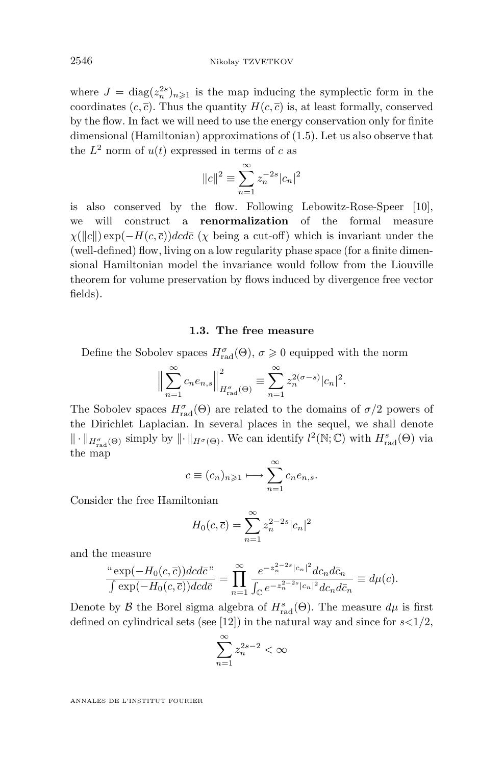where $J = \operatorname{diag}(z_n^{2s})_{n\geqslant 1}$ is the map inducing the symplectic form in the coordinates $(c, \overline{c})$. Thus the quantity $H(c, \overline{c})$ is, at least formally, conserved by the flow. In fact we will need to use the energy conservation only for finite dimensional (Hamiltonian) approximations of (1.5). Let us also observe that the $L^2$ norm of $u(t)$ expressed in terms of $c$ as

$$\|c\|^2 \equiv \sum_{n=1}^{\infty} z_n^{-2s}|c_n|^2$$

is also conserved by the flow. Following Lebowitz-Rose-Speer [10], we will construct a **renormalization** of the formal measure $\chi(\|c\|)\exp(-H(c,\overline{c}))dcd\bar{c}$ ($\chi$ being a cut-off) which is invariant under the (well-defined) flow, living on a low regularity phase space (for a finite dimensional Hamiltonian model the invariance would follow from the Liouville theorem for volume preservation by flows induced by divergence free vector fields).

### 1.3. The free measure

Define the Sobolev spaces $H^{\sigma}_{\mathrm{rad}}(\Theta)$, $\sigma \geqslant 0$ equipped with the norm

$$\Big\| \sum_{n=1}^{\infty} c_n e_{n,s} \Big\|^2_{H^{\sigma}_{\mathrm{rad}}(\Theta)} \equiv \sum_{n=1}^{\infty} z_n^{2(\sigma-s)}|c_n|^2.$$

The Sobolev spaces $H^{\sigma}_{\mathrm{rad}}(\Theta)$ are related to the domains of $\sigma/2$ powers of the Dirichlet Laplacian. In several places in the sequel, we shall denote $\|\cdot\|_{H^{\sigma}_{\mathrm{rad}}(\Theta)}$ simply by $\|\cdot\|_{H^{\sigma}(\Theta)}$. We can identify $l^2(\mathbb{N};\mathbb{C})$ with $H^s_{\mathrm{rad}}(\Theta)$ via the map

$$c \equiv (c_n)_{n\geqslant 1} \longmapsto \sum_{n=1}^{\infty} c_n e_{n,s}.$$

Consider the free Hamiltonian

$$H_0(c,\overline{c}) = \sum_{n=1}^{\infty} z_n^{2-2s}|c_n|^2$$

and the measure

$$\frac{\text{“}\exp(-H_0(c,\overline{c}))dcd\bar{c}\text{”}}{\int \exp(-H_0(c,\overline{c}))dcd\bar{c}} = \prod_{n=1}^{\infty} \frac{e^{-z_n^{2-2s}|c_n|^2}dc_n d\bar{c}_n}{\int_{\mathbb{C}} e^{-z_n^{2-2s}|c_n|^2}dc_n d\bar{c}_n} \equiv d\mu(c).$$

Denote by $\mathcal{B}$ the Borel sigma algebra of $H^s_{\mathrm{rad}}(\Theta)$. The measure $d\mu$ is first defined on cylindrical sets (see [12]) in the natural way and since for $s<1/2$,

$$\sum_{n=1}^{\infty} z_n^{2s-2} < \infty$$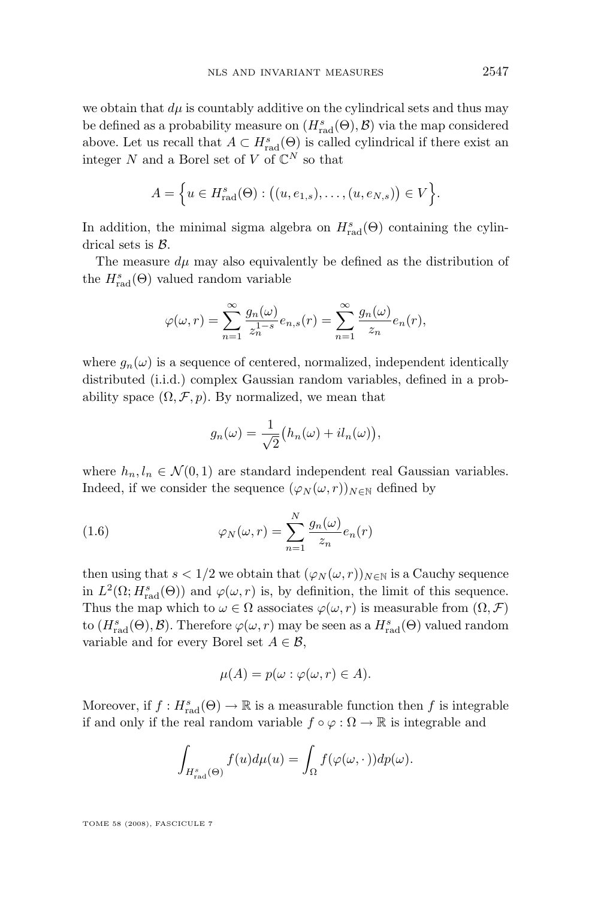we obtain that $d\mu$ is countably additive on the cylindrical sets and thus may be defined as a probability measure on $(H^s_{\mathrm{rad}}(\Theta), \mathcal{B})$ via the map considered above. Let us recall that $A \subset H^s_{\mathrm{rad}}(\Theta)$ is called cylindrical if there exist an integer $N$ and a Borel set of $V$ of $\mathbb{C}^N$ so that

$$A = \Big\{ u \in H^s_{\mathrm{rad}}(\Theta) : \big((u, e_{1,s}), \dots, (u, e_{N,s})\big) \in V \Big\}.$$

In addition, the minimal sigma algebra on $H^s_{\mathrm{rad}}(\Theta)$ containing the cylindrical sets is $\mathcal{B}$.

The measure $d\mu$ may also equivalently be defined as the distribution of the $H^s_{\mathrm{rad}}(\Theta)$ valued random variable

$$\varphi(\omega, r) = \sum_{n=1}^{\infty} \frac{g_n(\omega)}{z_n^{1-s}} e_{n,s}(r) = \sum_{n=1}^{\infty} \frac{g_n(\omega)}{z_n} e_n(r),$$

where $g_n(\omega)$ is a sequence of centered, normalized, independent identically distributed (i.i.d.) complex Gaussian random variables, defined in a probability space $(\Omega, \mathcal{F}, p)$. By normalized, we mean that

$$g_n(\omega) = \frac{1}{\sqrt{2}}\big(h_n(\omega) + i l_n(\omega)\big),$$

where $h_n, l_n \in \mathcal{N}(0,1)$ are standard independent real Gaussian variables. Indeed, if we consider the sequence $(\varphi_N(\omega, r))_{N \in \mathbb{N}}$ defined by

$$\varphi_N(\omega, r) = \sum_{n=1}^{N} \frac{g_n(\omega)}{z_n} e_n(r) \tag{1.6}$$

then using that $s < 1/2$ we obtain that $(\varphi_N(\omega, r))_{N \in \mathbb{N}}$ is a Cauchy sequence in $L^2(\Omega; H^s_{\mathrm{rad}}(\Theta))$ and $\varphi(\omega, r)$ is, by definition, the limit of this sequence. Thus the map which to $\omega \in \Omega$ associates $\varphi(\omega, r)$ is measurable from $(\Omega, \mathcal{F})$ to $(H^s_{\mathrm{rad}}(\Theta), \mathcal{B})$. Therefore $\varphi(\omega, r)$ may be seen as a $H^s_{\mathrm{rad}}(\Theta)$ valued random variable and for every Borel set $A \in \mathcal{B}$,

$$\mu(A) = p(\omega : \varphi(\omega, r) \in A).$$

Moreover, if $f : H^s_{\mathrm{rad}}(\Theta) \to \mathbb{R}$ is a measurable function then $f$ is integrable if and only if the real random variable $f \circ \varphi : \Omega \to \mathbb{R}$ is integrable and

$$\int_{H^s_{\mathrm{rad}}(\Theta)} f(u) d\mu(u) = \int_{\Omega} f(\varphi(\omega, \cdot)) dp(\omega).$$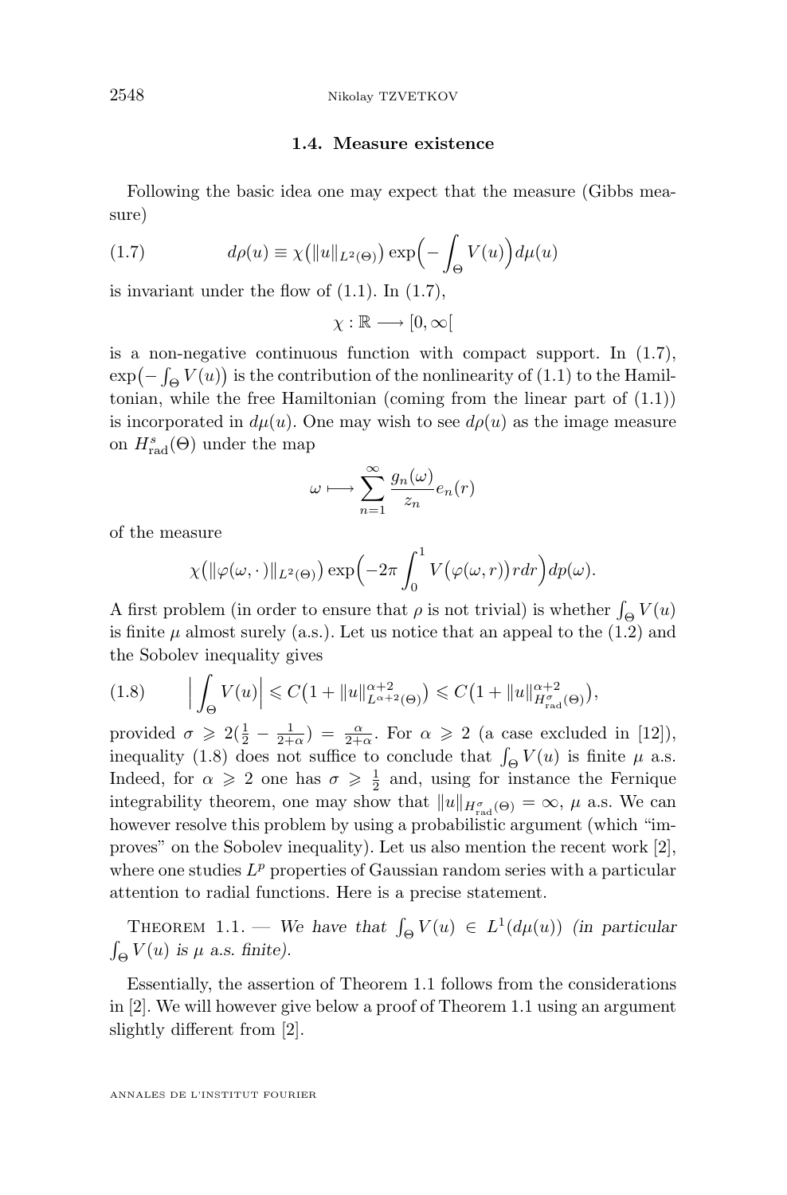### 1.4. Measure existence

Following the basic idea one may expect that the measure (Gibbs measure)

$$d\rho(u) \equiv \chi\big(\|u\|_{L^2(\Theta)}\big)\exp\Big(-\int_\Theta V(u)\Big)d\mu(u) \tag{1.7}$$

is invariant under the flow of (1.1). In (1.7),

$$\chi : \mathbb{R} \longrightarrow [0,\infty[$$

is a non-negative continuous function with compact support. In (1.7), $\exp\big(-\int_\Theta V(u)\big)$ is the contribution of the nonlinearity of (1.1) to the Hamiltonian, while the free Hamiltonian (coming from the linear part of (1.1)) is incorporated in $d\mu(u)$. One may wish to see $d\rho(u)$ as the image measure on $H^s_{\rm rad}(\Theta)$ under the map

$$\omega \longmapsto \sum_{n=1}^{\infty} \frac{g_n(\omega)}{z_n} e_n(r)$$

of the measure

$$\chi\big(\|\varphi(\omega,\cdot)\|_{L^2(\Theta)}\big)\exp\Big(-2\pi\int_0^1 V\big(\varphi(\omega,r)\big)rdr\Big)dp(\omega).$$

A first problem (in order to ensure that $\rho$ is not trivial) is whether $\int_\Theta V(u)$ is finite $\mu$ almost surely (a.s.). Let us notice that an appeal to the (1.2) and the Sobolev inequality gives

$$\Big|\int_\Theta V(u)\Big| \leqslant C\big(1+\|u\|^{\alpha+2}_{L^{\alpha+2}(\Theta)}\big) \leqslant C\big(1+\|u\|^{\alpha+2}_{H^\sigma_{\rm rad}(\Theta)}\big), \tag{1.8}$$

provided $\sigma \geqslant 2(\frac{1}{2}-\frac{1}{2+\alpha}) = \frac{\alpha}{2+\alpha}$. For $\alpha \geqslant 2$ (a case excluded in [12]), inequality (1.8) does not suffice to conclude that $\int_\Theta V(u)$ is finite $\mu$ a.s. Indeed, for $\alpha \geqslant 2$ one has $\sigma \geqslant \frac{1}{2}$ and, using for instance the Fernique integrability theorem, one may show that $\|u\|_{H^\sigma_{\rm rad}(\Theta)} = \infty$, $\mu$ a.s. We can however resolve this problem by using a probabilistic argument (which "improves" on the Sobolev inequality). Let us also mention the recent work [2], where one studies $L^p$ properties of Gaussian random series with a particular attention to radial functions. Here is a precise statement.

Theorem 1.1. — *We have that $\int_\Theta V(u) \in L^1(d\mu(u))$ (in particular $\int_\Theta V(u)$ is $\mu$ a.s. finite).*

Essentially, the assertion of Theorem 1.1 follows from the considerations in [2]. We will however give below a proof of Theorem 1.1 using an argument slightly different from [2].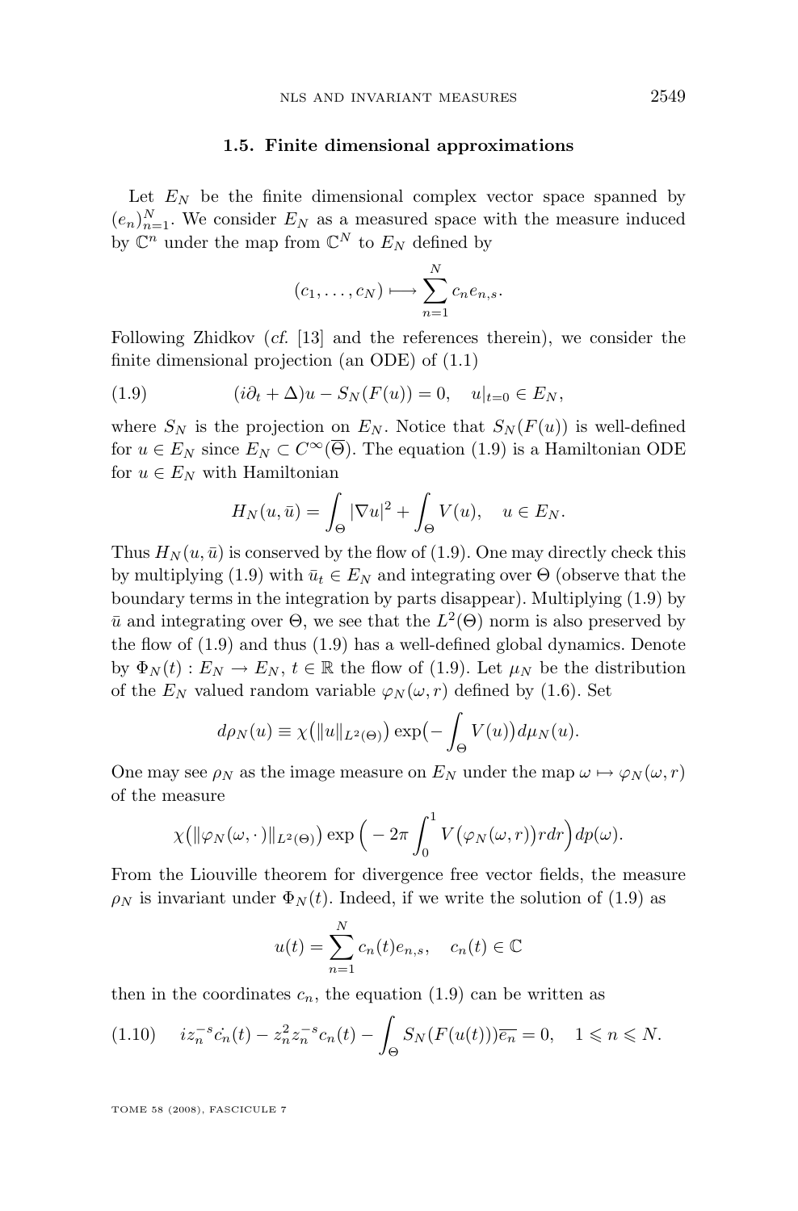### 1.5. Finite dimensional approximations

Let $E_N$ be the finite dimensional complex vector space spanned by $(e_n)_{n=1}^N$. We consider $E_N$ as a measured space with the measure induced by $\mathbb{C}^n$ under the map from $\mathbb{C}^N$ to $E_N$ defined by

$$(c_1,\dots,c_N)\longmapsto \sum_{n=1}^N c_n e_{n,s}.$$

Following Zhidkov (*cf.* [13] and the references therein), we consider the finite dimensional projection (an ODE) of (1.1)

$$(i\partial_t+\Delta)u - S_N(F(u)) = 0,\quad u|_{t=0}\in E_N, \tag{1.9}$$

where $S_N$ is the projection on $E_N$. Notice that $S_N(F(u))$ is well-defined for $u\in E_N$ since $E_N\subset C^\infty(\overline{\Theta})$. The equation (1.9) is a Hamiltonian ODE for $u\in E_N$ with Hamiltonian

$$H_N(u,\bar{u}) = \int_\Theta |\nabla u|^2 + \int_\Theta V(u),\quad u\in E_N.$$

Thus $H_N(u,\bar{u})$ is conserved by the flow of (1.9). One may directly check this by multiplying (1.9) with $\bar{u}_t\in E_N$ and integrating over $\Theta$ (observe that the boundary terms in the integration by parts disappear). Multiplying (1.9) by $\bar{u}$ and integrating over $\Theta$, we see that the $L^2(\Theta)$ norm is also preserved by the flow of (1.9) and thus (1.9) has a well-defined global dynamics. Denote by $\Phi_N(t): E_N\to E_N$, $t\in\mathbb{R}$ the flow of (1.9). Let $\mu_N$ be the distribution of the $E_N$ valued random variable $\varphi_N(\omega,r)$ defined by (1.6). Set

$$d\rho_N(u)\equiv \chi\big(\|u\|_{L^2(\Theta)}\big)\exp\big(-\int_\Theta V(u)\big)d\mu_N(u).$$

One may see $\rho_N$ as the image measure on $E_N$ under the map $\omega\mapsto\varphi_N(\omega,r)$ of the measure

$$\chi\big(\|\varphi_N(\omega,\cdot)\|_{L^2(\Theta)}\big)\exp\Big(-2\pi\int_0^1 V\big(\varphi_N(\omega,r)\big)rdr\Big)dp(\omega).$$

From the Liouville theorem for divergence free vector fields, the measure $\rho_N$ is invariant under $\Phi_N(t)$. Indeed, if we write the solution of (1.9) as

$$u(t)=\sum_{n=1}^N c_n(t)e_{n,s},\quad c_n(t)\in\mathbb{C}$$

then in the coordinates $c_n$, the equation (1.9) can be written as

$$iz_n^{-s}\dot{c_n}(t) - z_n^2 z_n^{-s}c_n(t) - \int_\Theta S_N(F(u(t)))\overline{e_n} = 0,\quad 1\leqslant n\leqslant N. \tag{1.10}$$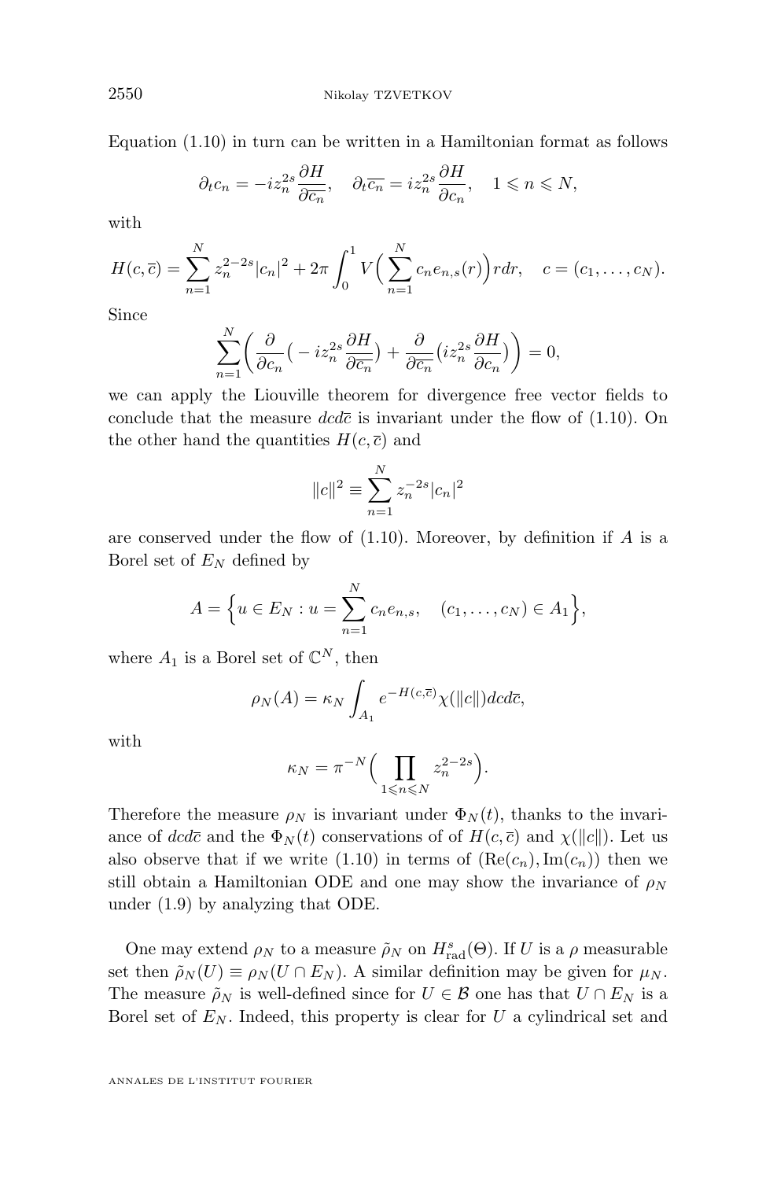Equation (1.10) in turn can be written in a Hamiltonian format as follows

$$\partial_t c_n = -i z_n^{2s} \frac{\partial H}{\partial \overline{c_n}}, \quad \partial_t \overline{c_n} = i z_n^{2s} \frac{\partial H}{\partial c_n}, \quad 1 \leqslant n \leqslant N,$$

with

$$H(c, \overline{c}) = \sum_{n=1}^{N} z_n^{2-2s} |c_n|^2 + 2\pi \int_0^1 V\Big( \sum_{n=1}^{N} c_n e_{n,s}(r) \Big) r dr, \quad c = (c_1, \dots, c_N).$$

Since

$$\sum_{n=1}^{N} \Big( \frac{\partial}{\partial c_n} \big( -i z_n^{2s} \frac{\partial H}{\partial \overline{c_n}} \big) + \frac{\partial}{\partial \overline{c_n}} \big( i z_n^{2s} \frac{\partial H}{\partial c_n} \big) \Big) = 0,$$

we can apply the Liouville theorem for divergence free vector fields to conclude that the measure $dc d\overline{c}$ is invariant under the flow of (1.10). On the other hand the quantities $H(c, \overline{c})$ and

$$\|c\|^2 \equiv \sum_{n=1}^{N} z_n^{-2s} |c_n|^2$$

are conserved under the flow of (1.10). Moreover, by definition if $A$ is a Borel set of $E_N$ defined by

$$A = \Big\{ u \in E_N : u = \sum_{n=1}^{N} c_n e_{n,s}, \quad (c_1, \dots, c_N) \in A_1 \Big\},$$

where $A_1$ is a Borel set of $\mathbb{C}^N$, then

$$\rho_N(A) = \kappa_N \int_{A_1} e^{-H(c, \overline{c})} \chi(\|c\|) dc d\overline{c},$$

with

$$\kappa_N = \pi^{-N} \Big( \prod_{1 \leqslant n \leqslant N} z_n^{2-2s} \Big).$$

Therefore the measure $\rho_N$ is invariant under $\Phi_N(t)$, thanks to the invariance of $dc d\overline{c}$ and the $\Phi_N(t)$ conservations of of $H(c, \overline{c})$ and $\chi(\|c\|)$. Let us also observe that if we write (1.10) in terms of $(\mathrm{Re}(c_n), \mathrm{Im}(c_n))$ then we still obtain a Hamiltonian ODE and one may show the invariance of $\rho_N$ under (1.9) by analyzing that ODE.

One may extend $\rho_N$ to a measure $\tilde{\rho}_N$ on $H^s_{\mathrm{rad}}(\Theta)$. If $U$ is a $\rho$ measurable set then $\tilde{\rho}_N(U) \equiv \rho_N(U \cap E_N)$. A similar definition may be given for $\mu_N$. The measure $\tilde{\rho}_N$ is well-defined since for $U \in \mathcal{B}$ one has that $U \cap E_N$ is a Borel set of $E_N$. Indeed, this property is clear for $U$ a cylindrical set and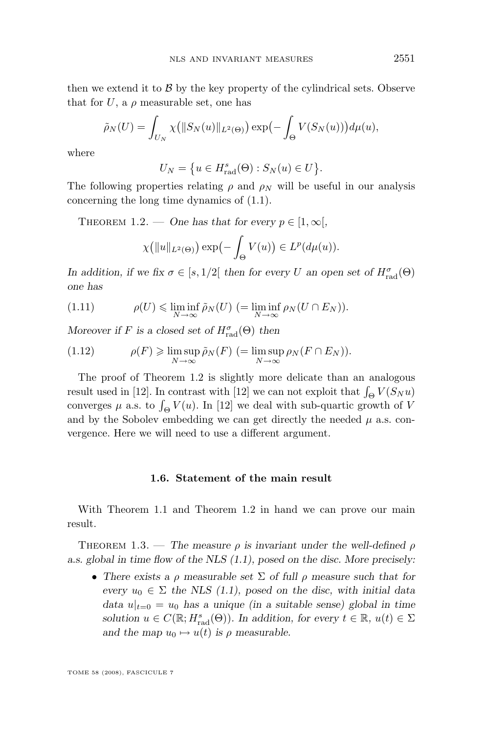then we extend it to $\mathcal{B}$ by the key property of the cylindrical sets. Observe that for $U$, a $\rho$ measurable set, one has

$$\tilde{\rho}_N(U) = \int_{U_N} \chi\big(\|S_N(u)\|_{L^2(\Theta)}\big) \exp\big(-\int_\Theta V(S_N(u))\big) d\mu(u),$$

where

$$U_N = \big\{u \in H^s_{\mathrm{rad}}(\Theta) : S_N(u) \in U\big\}.$$

The following properties relating $\rho$ and $\rho_N$ will be useful in our analysis concerning the long time dynamics of (1.1).

Theorem 1.2. — *One has that for every $p \in [1, \infty[$,*

$$\chi\big(\|u\|_{L^2(\Theta)}\big) \exp\big(-\int_\Theta V(u)\big) \in L^p(d\mu(u)).$$

*In addition, if we fix $\sigma \in [s, 1/2[$ then for every $U$ an open set of $H^\sigma_{\mathrm{rad}}(\Theta)$ one has*

$$\rho(U) \leqslant \liminf_{N\to\infty} \tilde{\rho}_N(U) \ \big(= \liminf_{N\to\infty} \rho_N(U \cap E_N)\big). \tag{1.11}$$

*Moreover if $F$ is a closed set of $H^\sigma_{\mathrm{rad}}(\Theta)$ then*

$$\rho(F) \geqslant \limsup_{N\to\infty} \tilde{\rho}_N(F) \ \big(= \limsup_{N\to\infty} \rho_N(F \cap E_N)\big). \tag{1.12}$$

The proof of Theorem 1.2 is slightly more delicate than an analogous result used in [12]. In contrast with [12] we can not exploit that $\int_\Theta V(S_N u)$ converges $\mu$ a.s. to $\int_\Theta V(u)$. In [12] we deal with sub-quartic growth of $V$ and by the Sobolev embedding we can get directly the needed $\mu$ a.s. convergence. Here we will need to use a different argument.

### 1.6. Statement of the main result

With Theorem 1.1 and Theorem 1.2 in hand we can prove our main result.

Theorem 1.3. — *The measure $\rho$ is invariant under the well-defined $\rho$ a.s. global in time flow of the NLS (1.1), posed on the disc. More precisely:*

- *There exists a $\rho$ measurable set $\Sigma$ of full $\rho$ measure such that for every $u_0 \in \Sigma$ the NLS (1.1), posed on the disc, with initial data data $u|_{t=0} = u_0$ has a unique (in a suitable sense) global in time solution $u \in C(\mathbb{R}; H^s_{\mathrm{rad}}(\Theta))$. In addition, for every $t \in \mathbb{R}$, $u(t) \in \Sigma$ and the map $u_0 \mapsto u(t)$ is $\rho$ measurable.*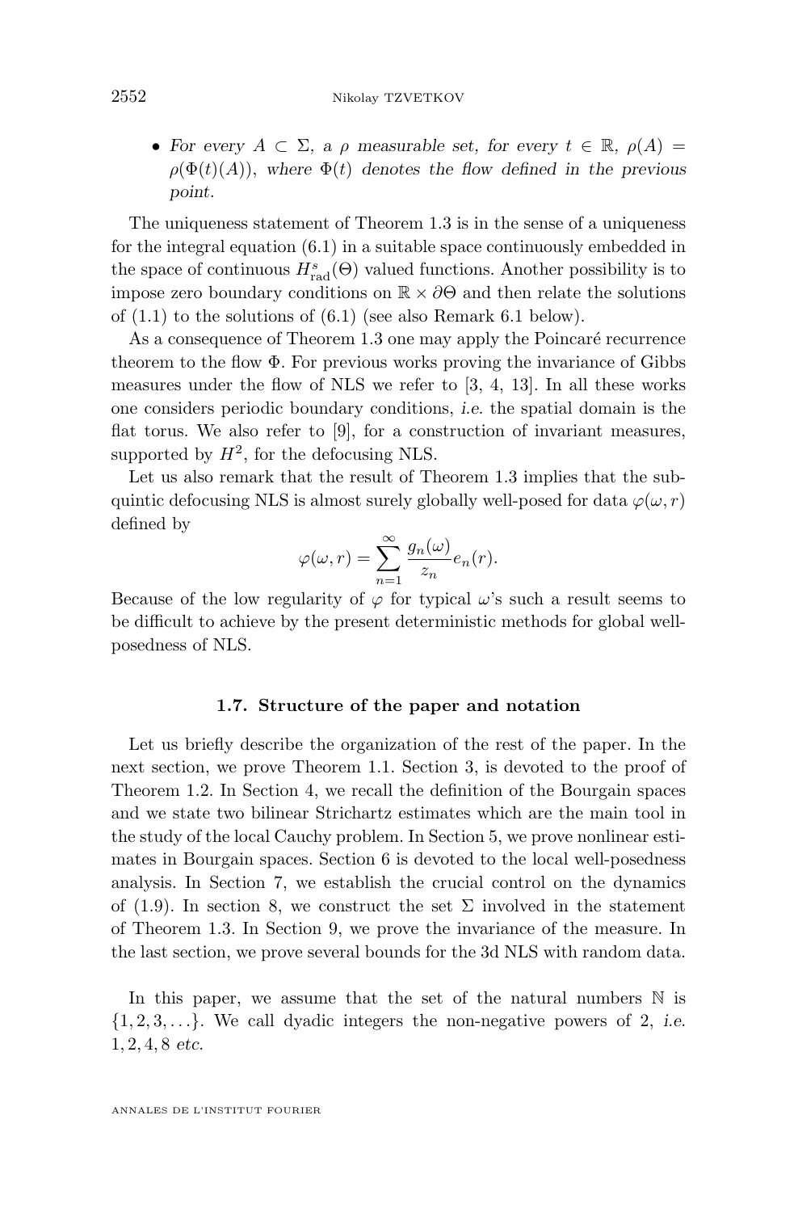- *For every $A \subset \Sigma$, a $\rho$ measurable set, for every $t \in \mathbb{R}$, $\rho(A) = \rho(\Phi(t)(A))$, where $\Phi(t)$ denotes the flow defined in the previous point.*

The uniqueness statement of Theorem 1.3 is in the sense of a uniqueness for the integral equation (6.1) in a suitable space continuously embedded in the space of continuous $H^s_{\rm rad}(\Theta)$ valued functions. Another possibility is to impose zero boundary conditions on $\mathbb{R} \times \partial\Theta$ and then relate the solutions of (1.1) to the solutions of (6.1) (see also Remark 6.1 below).

As a consequence of Theorem 1.3 one may apply the Poincaré recurrence theorem to the flow $\Phi$. For previous works proving the invariance of Gibbs measures under the flow of NLS we refer to [3, 4, 13]. In all these works one considers periodic boundary conditions, *i.e.* the spatial domain is the flat torus. We also refer to [9], for a construction of invariant measures, supported by $H^2$, for the defocusing NLS.

Let us also remark that the result of Theorem 1.3 implies that the sub-quintic defocusing NLS is almost surely globally well-posed for data $\varphi(\omega, r)$ defined by

$$\varphi(\omega, r) = \sum_{n=1}^{\infty} \frac{g_n(\omega)}{z_n} e_n(r).$$

Because of the low regularity of $\varphi$ for typical $\omega$'s such a result seems to be difficult to achieve by the present deterministic methods for global well-posedness of NLS.

### 1.7. Structure of the paper and notation

Let us briefly describe the organization of the rest of the paper. In the next section, we prove Theorem 1.1. Section 3, is devoted to the proof of Theorem 1.2. In Section 4, we recall the definition of the Bourgain spaces and we state two bilinear Strichartz estimates which are the main tool in the study of the local Cauchy problem. In Section 5, we prove nonlinear estimates in Bourgain spaces. Section 6 is devoted to the local well-posedness analysis. In Section 7, we establish the crucial control on the dynamics of (1.9). In section 8, we construct the set $\Sigma$ involved in the statement of Theorem 1.3. In Section 9, we prove the invariance of the measure. In the last section, we prove several bounds for the 3d NLS with random data.

In this paper, we assume that the set of the natural numbers $\mathbb{N}$ is $\{1, 2, 3, \ldots\}$. We call dyadic integers the non-negative powers of 2, *i.e.* $1, 2, 4, 8$ *etc.*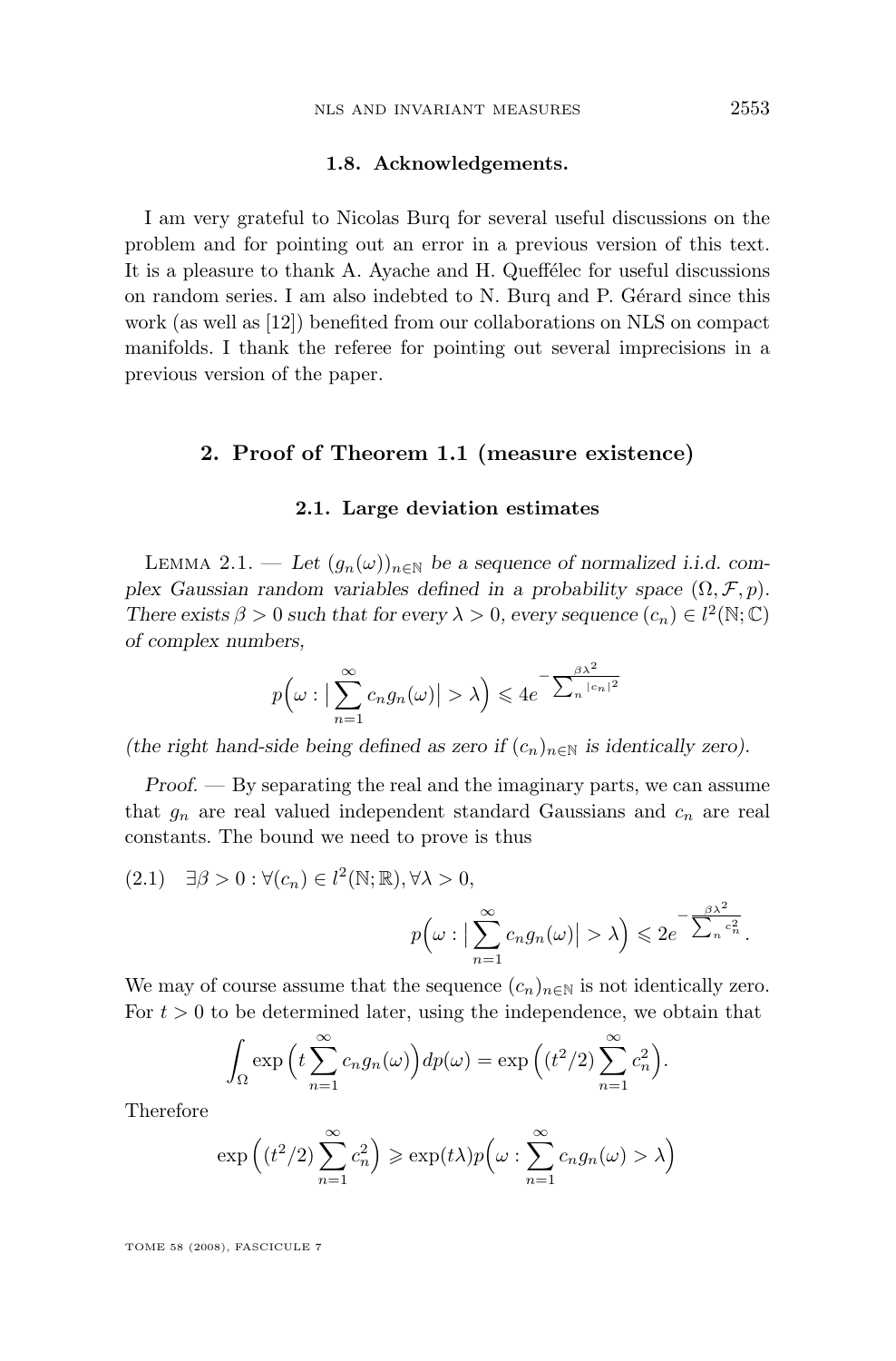### 1.8. Acknowledgements.

I am very grateful to Nicolas Burq for several useful discussions on the problem and for pointing out an error in a previous version of this text. It is a pleasure to thank A. Ayache and H. Queffélec for useful discussions on random series. I am also indebted to N. Burq and P. Gérard since this work (as well as [12]) benefited from our collaborations on NLS on compact manifolds. I thank the referee for pointing out several imprecisions in a previous version of the paper.

## 2. Proof of Theorem 1.1 (measure existence)

### 2.1. Large deviation estimates

Lemma 2.1. — *Let $(g_n(\omega))_{n\in\mathbb{N}}$ be a sequence of normalized i.i.d. complex Gaussian random variables defined in a probability space $(\Omega,\mathcal{F},p)$. There exists $\beta>0$ such that for every $\lambda>0$, every sequence $(c_n)\in l^2(\mathbb{N};\mathbb{C})$ of complex numbers,*

$$p\Big(\omega:\big|\sum_{n=1}^{\infty}c_n g_n(\omega)\big|>\lambda\Big)\leqslant 4e^{-\frac{\beta\lambda^2}{\sum_n |c_n|^2}}$$

*(the right hand-side being defined as zero if $(c_n)_{n\in\mathbb{N}}$ is identically zero).*

*Proof.* — By separating the real and the imaginary parts, we can assume that $g_n$ are real valued independent standard Gaussians and $c_n$ are real constants. The bound we need to prove is thus

$$\text{(2.1)}\quad \exists\beta>0:\forall(c_n)\in l^2(\mathbb{N};\mathbb{R}),\forall\lambda>0,$$
$$p\Big(\omega:\big|\sum_{n=1}^{\infty}c_n g_n(\omega)\big|>\lambda\Big)\leqslant 2e^{-\frac{\beta\lambda^2}{\sum_n c_n^2}}.$$

We may of course assume that the sequence $(c_n)_{n\in\mathbb{N}}$ is not identically zero. For $t>0$ to be determined later, using the independence, we obtain that

$$\int_{\Omega}\exp\Big(t\sum_{n=1}^{\infty}c_n g_n(\omega)\Big)dp(\omega)=\exp\Big((t^2/2)\sum_{n=1}^{\infty}c_n^2\Big).$$

Therefore

$$\exp\Big((t^2/2)\sum_{n=1}^{\infty}c_n^2\Big)\geqslant\exp(t\lambda)p\Big(\omega:\sum_{n=1}^{\infty}c_n g_n(\omega)>\lambda\Big)$$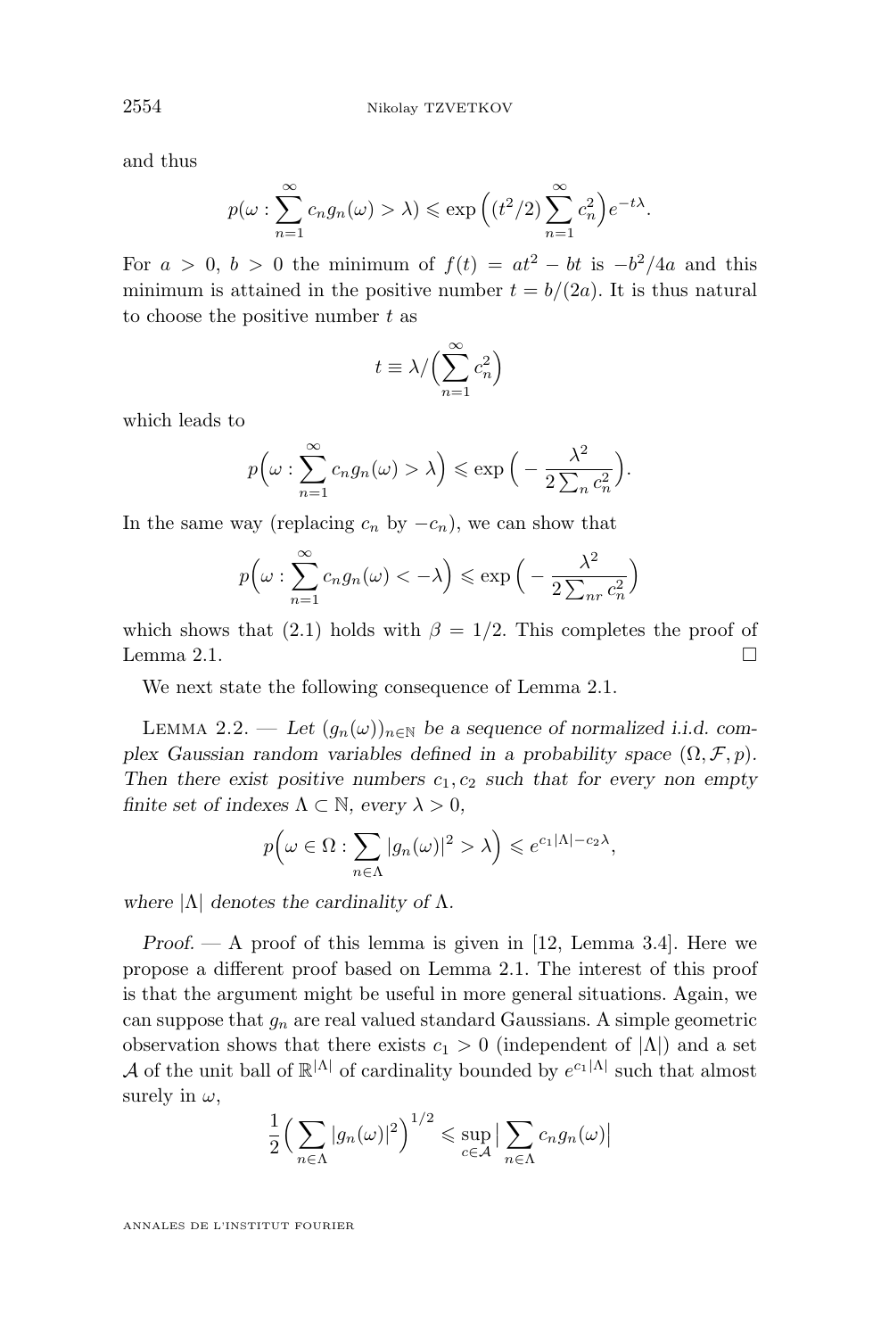and thus

$$p(\omega : \sum_{n=1}^{\infty} c_n g_n(\omega) > \lambda) \leqslant \exp\Big((t^2/2)\sum_{n=1}^{\infty} c_n^2\Big) e^{-t\lambda}.$$

For $a > 0$, $b > 0$ the minimum of $f(t) = at^2 - bt$ is $-b^2/4a$ and this minimum is attained in the positive number $t = b/(2a)$. It is thus natural to choose the positive number $t$ as

$$t \equiv \lambda / \Big(\sum_{n=1}^{\infty} c_n^2\Big)$$

which leads to

$$p\Big(\omega : \sum_{n=1}^{\infty} c_n g_n(\omega) > \lambda\Big) \leqslant \exp\Big(-\frac{\lambda^2}{2\sum_n c_n^2}\Big).$$

In the same way (replacing $c_n$ by $-c_n$), we can show that

$$p\Big(\omega : \sum_{n=1}^{\infty} c_n g_n(\omega) < -\lambda\Big) \leqslant \exp\Big(-\frac{\lambda^2}{2\sum_{nr} c_n^2}\Big)$$

which shows that (2.1) holds with $\beta = 1/2$. This completes the proof of Lemma 2.1. □

We next state the following consequence of Lemma 2.1.

Lemma 2.2. — *Let $(g_n(\omega))_{n\in\mathbb{N}}$ be a sequence of normalized i.i.d. complex Gaussian random variables defined in a probability space $(\Omega, \mathcal{F}, p)$. Then there exist positive numbers $c_1, c_2$ such that for every non empty finite set of indexes $\Lambda \subset \mathbb{N}$, every $\lambda > 0$,*

$$p\Big(\omega \in \Omega : \sum_{n\in\Lambda} |g_n(\omega)|^2 > \lambda\Big) \leqslant e^{c_1|\Lambda| - c_2\lambda},$$

*where $|\Lambda|$ denotes the cardinality of $\Lambda$.*

*Proof.* — A proof of this lemma is given in [12, Lemma 3.4]. Here we propose a different proof based on Lemma 2.1. The interest of this proof is that the argument might be useful in more general situations. Again, we can suppose that $g_n$ are real valued standard Gaussians. A simple geometric observation shows that there exists $c_1 > 0$ (independent of $|\Lambda|$) and a set $\mathcal{A}$ of the unit ball of $\mathbb{R}^{|\Lambda|}$ of cardinality bounded by $e^{c_1|\Lambda|}$ such that almost surely in $\omega$,

$$\frac{1}{2}\Big(\sum_{n\in\Lambda} |g_n(\omega)|^2\Big)^{1/2} \leqslant \sup_{c\in\mathcal{A}} \big|\sum_{n\in\Lambda} c_n g_n(\omega)\big|$$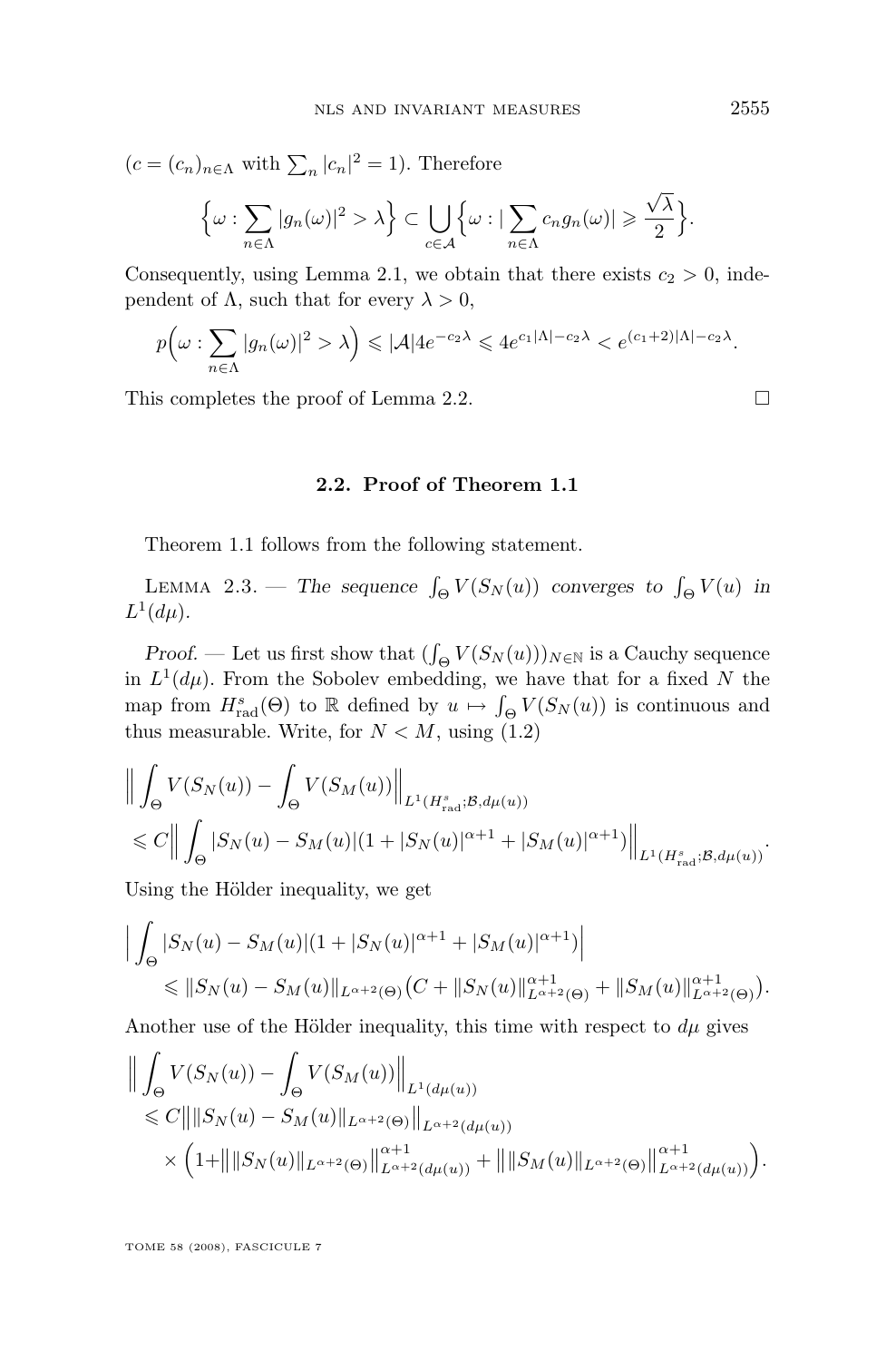($c = (c_n)_{n\in\Lambda}$ with $\sum_n |c_n|^2 = 1$). Therefore

$$\Big\{\omega : \sum_{n\in\Lambda} |g_n(\omega)|^2 > \lambda\Big\} \subset \bigcup_{c\in\mathcal{A}} \Big\{\omega : |\sum_{n\in\Lambda} c_n g_n(\omega)| \geqslant \frac{\sqrt{\lambda}}{2}\Big\}.$$

Consequently, using Lemma 2.1, we obtain that there exists $c_2 > 0$, independent of $\Lambda$, such that for every $\lambda > 0$,

$$p\Big(\omega : \sum_{n\in\Lambda} |g_n(\omega)|^2 > \lambda\Big) \leqslant |\mathcal{A}| 4e^{-c_2\lambda} \leqslant 4e^{c_1|\Lambda| - c_2\lambda} < e^{(c_1+2)|\Lambda| - c_2\lambda}.$$

This completes the proof of Lemma 2.2. □

### 2.2. Proof of Theorem 1.1

Theorem 1.1 follows from the following statement.

Lemma 2.3. — *The sequence $\int_\Theta V(S_N(u))$ converges to $\int_\Theta V(u)$ in $L^1(d\mu)$.*

*Proof.* — Let us first show that $(\int_\Theta V(S_N(u)))_{N\in\mathbb{N}}$ is a Cauchy sequence in $L^1(d\mu)$. From the Sobolev embedding, we have that for a fixed $N$ the map from $H^s_{\mathrm{rad}}(\Theta)$ to $\mathbb{R}$ defined by $u \mapsto \int_\Theta V(S_N(u))$ is continuous and thus measurable. Write, for $N < M$, using (1.2)

$$\begin{aligned}
&\Big\| \int_\Theta V(S_N(u)) - \int_\Theta V(S_M(u)) \Big\|_{L^1(H^s_{\mathrm{rad}};\mathcal{B},d\mu(u))} \\
&\leqslant C \Big\| \int_\Theta |S_N(u) - S_M(u)| (1 + |S_N(u)|^{\alpha+1} + |S_M(u)|^{\alpha+1}) \Big\|_{L^1(H^s_{\mathrm{rad}};\mathcal{B},d\mu(u))}.
\end{aligned}$$

Using the Hölder inequality, we get

$$\begin{aligned}
&\Big| \int_\Theta |S_N(u) - S_M(u)| (1 + |S_N(u)|^{\alpha+1} + |S_M(u)|^{\alpha+1}) \Big| \\
&\qquad \leqslant \|S_N(u) - S_M(u)\|_{L^{\alpha+2}(\Theta)} \big(C + \|S_N(u)\|^{\alpha+1}_{L^{\alpha+2}(\Theta)} + \|S_M(u)\|^{\alpha+1}_{L^{\alpha+2}(\Theta)}\big).
\end{aligned}$$

Another use of the Hölder inequality, this time with respect to $d\mu$ gives

$$\begin{aligned}
&\Big\| \int_\Theta V(S_N(u)) - \int_\Theta V(S_M(u)) \Big\|_{L^1(d\mu(u))} \\
&\leqslant C \big\| \|S_N(u) - S_M(u)\|_{L^{\alpha+2}(\Theta)} \big\|_{L^{\alpha+2}(d\mu(u))} \\
&\quad \times \Big(1 + \big\| \|S_N(u)\|_{L^{\alpha+2}(\Theta)} \big\|^{\alpha+1}_{L^{\alpha+2}(d\mu(u))} + \big\| \|S_M(u)\|_{L^{\alpha+2}(\Theta)} \big\|^{\alpha+1}_{L^{\alpha+2}(d\mu(u))}\Big).
\end{aligned}$$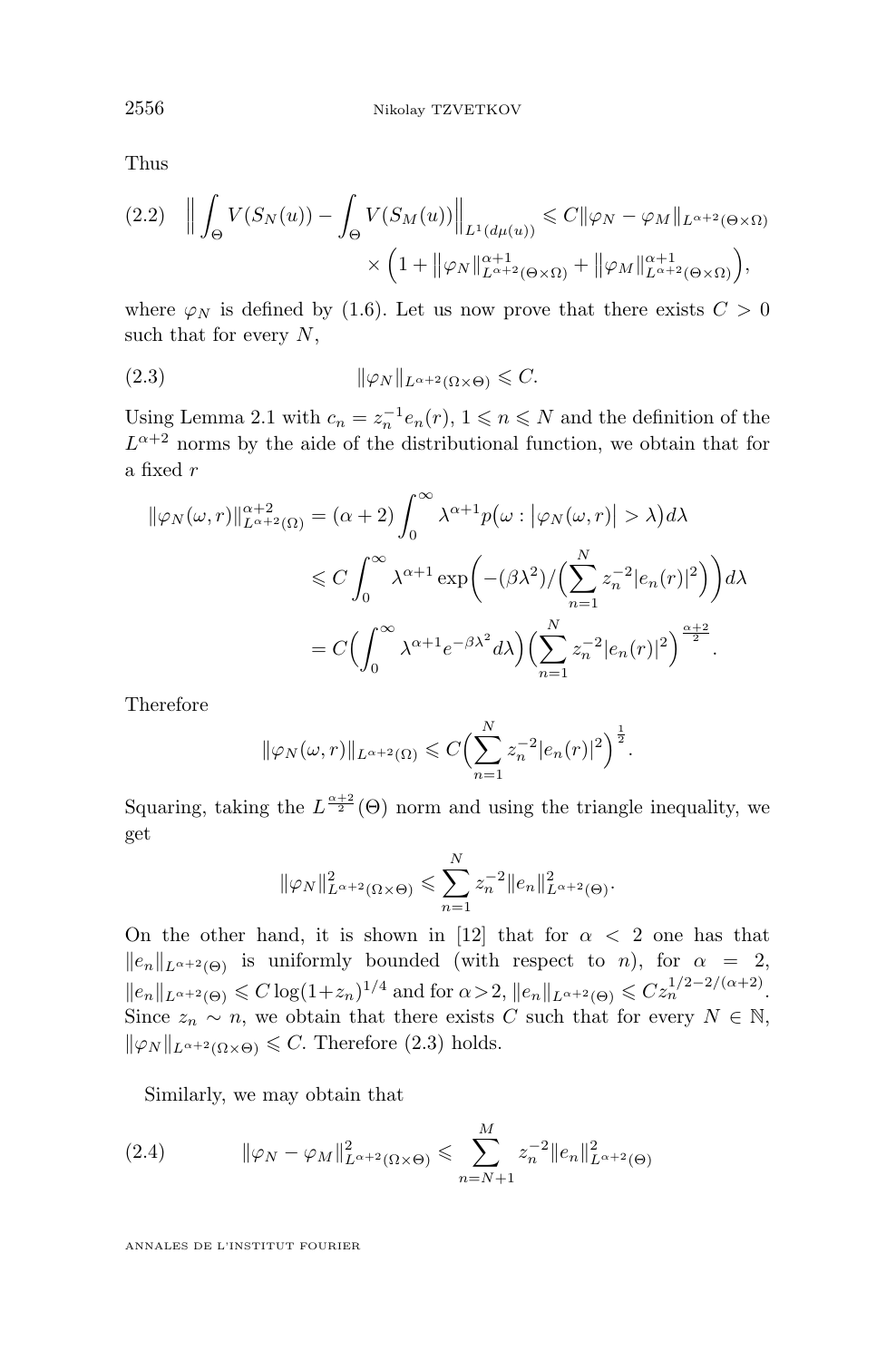Thus

$$\Big\| \int_\Theta V(S_N(u)) - \int_\Theta V(S_M(u)) \Big\|_{L^1(d\mu(u))} \leqslant C \|\varphi_N - \varphi_M\|_{L^{\alpha+2}(\Theta\times\Omega)} \times \Big(1 + \big\|\varphi_N\|^{\alpha+1}_{L^{\alpha+2}(\Theta\times\Omega)} + \big\|\varphi_M\|^{\alpha+1}_{L^{\alpha+2}(\Theta\times\Omega)}\Big), \tag{2.2}$$

where $\varphi_N$ is defined by (1.6). Let us now prove that there exists $C > 0$ such that for every $N$,

$$\|\varphi_N\|_{L^{\alpha+2}(\Omega\times\Theta)} \leqslant C. \tag{2.3}$$

Using Lemma 2.1 with $c_n = z_n^{-1} e_n(r)$, $1 \leqslant n \leqslant N$ and the definition of the $L^{\alpha+2}$ norms by the aide of the distributional function, we obtain that for a fixed $r$

$$\begin{aligned}
\|\varphi_N(\omega, r)\|^{\alpha+2}_{L^{\alpha+2}(\Omega)} &= (\alpha+2)\int_0^\infty \lambda^{\alpha+1} p\big(\omega : \big|\varphi_N(\omega,r)\big| > \lambda\big) d\lambda \\
&\leqslant C \int_0^\infty \lambda^{\alpha+1} \exp\Big(-(\beta\lambda^2)/\Big(\sum_{n=1}^N z_n^{-2}|e_n(r)|^2\Big)\Big) d\lambda \\
&= C\Big(\int_0^\infty \lambda^{\alpha+1} e^{-\beta\lambda^2} d\lambda\Big)\Big(\sum_{n=1}^N z_n^{-2}|e_n(r)|^2\Big)^{\frac{\alpha+2}{2}}.
\end{aligned}$$

Therefore

$$\|\varphi_N(\omega, r)\|_{L^{\alpha+2}(\Omega)} \leqslant C\Big(\sum_{n=1}^N z_n^{-2}|e_n(r)|^2\Big)^{\frac{1}{2}}.$$

Squaring, taking the $L^{\frac{\alpha+2}{2}}(\Theta)$ norm and using the triangle inequality, we get

$$\|\varphi_N\|^2_{L^{\alpha+2}(\Omega\times\Theta)} \leqslant \sum_{n=1}^N z_n^{-2} \|e_n\|^2_{L^{\alpha+2}(\Theta)}.$$

On the other hand, it is shown in [12] that for $\alpha < 2$ one has that $\|e_n\|_{L^{\alpha+2}(\Theta)}$ is uniformly bounded (with respect to $n$), for $\alpha = 2$, $\|e_n\|_{L^{\alpha+2}(\Theta)} \leqslant C\log(1+z_n)^{1/4}$ and for $\alpha > 2$, $\|e_n\|_{L^{\alpha+2}(\Theta)} \leqslant C z_n^{1/2-2/(\alpha+2)}$. Since $z_n \sim n$, we obtain that there exists $C$ such that for every $N \in \mathbb{N}$, $\|\varphi_N\|_{L^{\alpha+2}(\Omega\times\Theta)} \leqslant C$. Therefore (2.3) holds.

Similarly, we may obtain that

$$\|\varphi_N - \varphi_M\|^2_{L^{\alpha+2}(\Omega\times\Theta)} \leqslant \sum_{n=N+1}^M z_n^{-2}\|e_n\|^2_{L^{\alpha+2}(\Theta)} \tag{2.4}$$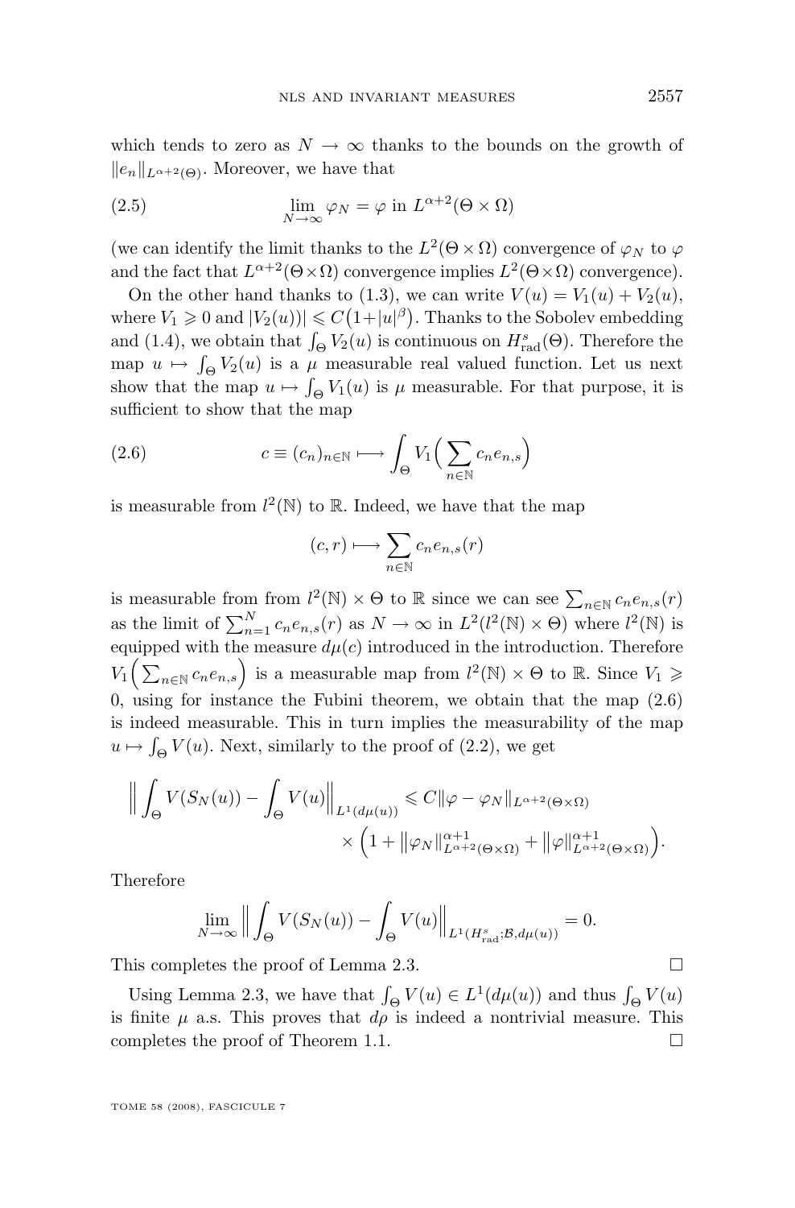which tends to zero as $N \to \infty$ thanks to the bounds on the growth of $\|e_n\|_{L^{\alpha+2}(\Theta)}$. Moreover, we have that

$$\lim_{N\to\infty} \varphi_N = \varphi \text{ in } L^{\alpha+2}(\Theta \times \Omega) \tag{2.5}$$

(we can identify the limit thanks to the $L^2(\Theta\times\Omega)$ convergence of $\varphi_N$ to $\varphi$ and the fact that $L^{\alpha+2}(\Theta\times\Omega)$ convergence implies $L^2(\Theta\times\Omega)$ convergence).

On the other hand thanks to (1.3), we can write $V(u) = V_1(u) + V_2(u)$, where $V_1 \geqslant 0$ and $|V_2(u))| \leqslant C\big(1+|u|^{\beta}\big)$. Thanks to the Sobolev embedding and (1.4), we obtain that $\int_\Theta V_2(u)$ is continuous on $H^s_{\mathrm{rad}}(\Theta)$. Therefore the map $u \mapsto \int_\Theta V_2(u)$ is a $\mu$ measurable real valued function. Let us next show that the map $u \mapsto \int_\Theta V_1(u)$ is $\mu$ measurable. For that purpose, it is sufficient to show that the map

$$c \equiv (c_n)_{n\in\mathbb{N}} \longmapsto \int_\Theta V_1\Big(\sum_{n\in\mathbb{N}} c_n e_{n,s}\Big) \tag{2.6}$$

is measurable from $l^2(\mathbb{N})$ to $\mathbb{R}$. Indeed, we have that the map

$$(c,r) \longmapsto \sum_{n\in\mathbb{N}} c_n e_{n,s}(r)$$

is measurable from from $l^2(\mathbb{N})\times\Theta$ to $\mathbb{R}$ since we can see $\sum_{n\in\mathbb{N}} c_n e_{n,s}(r)$ as the limit of $\sum_{n=1}^{N} c_n e_{n,s}(r)$ as $N\to\infty$ in $L^2(l^2(\mathbb{N})\times\Theta)$ where $l^2(\mathbb{N})$ is equipped with the measure $d\mu(c)$ introduced in the introduction. Therefore $V_1\Big(\sum_{n\in\mathbb{N}} c_n e_{n,s}\Big)$ is a measurable map from $l^2(\mathbb{N})\times\Theta$ to $\mathbb{R}$. Since $V_1 \geqslant 0$, using for instance the Fubini theorem, we obtain that the map (2.6) is indeed measurable. This in turn implies the measurability of the map $u \mapsto \int_\Theta V(u)$. Next, similarly to the proof of (2.2), we get

$$\Big\|\int_\Theta V(S_N(u)) - \int_\Theta V(u)\Big\|_{L^1(d\mu(u))} \leqslant C\|\varphi-\varphi_N\|_{L^{\alpha+2}(\Theta\times\Omega)} \times \Big(1+\big\|\varphi_N\big\|^{\alpha+1}_{L^{\alpha+2}(\Theta\times\Omega)} + \big\|\varphi\big\|^{\alpha+1}_{L^{\alpha+2}(\Theta\times\Omega)}\Big).$$

Therefore

$$\lim_{N\to\infty}\Big\|\int_\Theta V(S_N(u)) - \int_\Theta V(u)\Big\|_{L^1(H^s_{\mathrm{rad}};\mathcal{B},d\mu(u))} = 0.$$

This completes the proof of Lemma 2.3. □

Using Lemma 2.3, we have that $\int_\Theta V(u) \in L^1(d\mu(u))$ and thus $\int_\Theta V(u)$ is finite $\mu$ a.s. This proves that $d\rho$ is indeed a nontrivial measure. This completes the proof of Theorem 1.1. □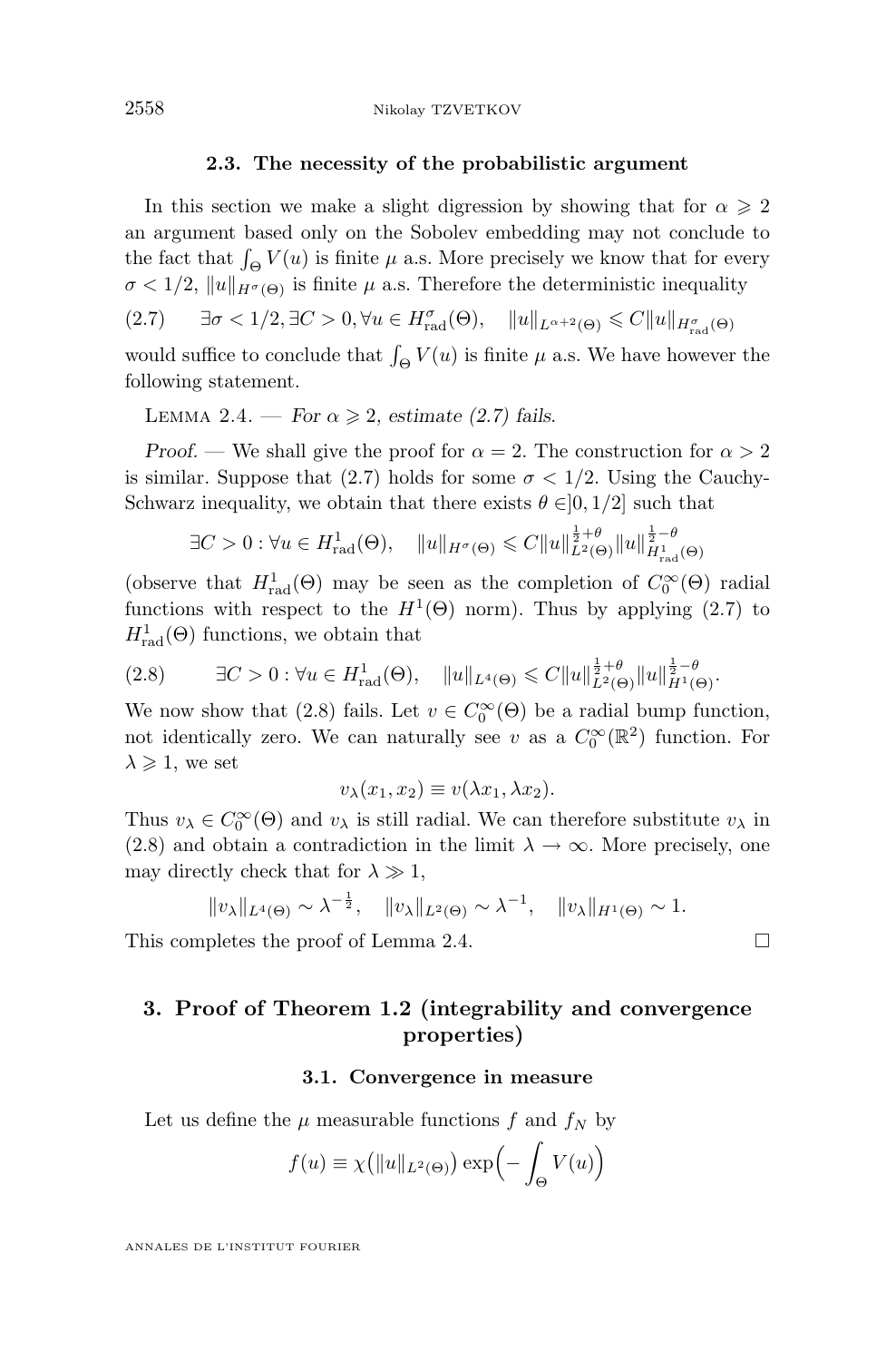### 2.3. The necessity of the probabilistic argument

In this section we make a slight digression by showing that for $\alpha \geqslant 2$ an argument based only on the Sobolev embedding may not conclude to the fact that $\int_\Theta V(u)$ is finite $\mu$ a.s. More precisely we know that for every $\sigma < 1/2$, $\|u\|_{H^\sigma(\Theta)}$ is finite $\mu$ a.s. Therefore the deterministic inequality

$$\exists \sigma < 1/2, \exists C > 0, \forall u \in H^\sigma_{\mathrm{rad}}(\Theta), \quad \|u\|_{L^{\alpha+2}(\Theta)} \leqslant C\|u\|_{H^\sigma_{\mathrm{rad}}(\Theta)} \tag{2.7}$$

would suffice to conclude that $\int_\Theta V(u)$ is finite $\mu$ a.s. We have however the following statement.

Lemma 2.4. — *For $\alpha \geqslant 2$, estimate (2.7) fails.*

*Proof.* — We shall give the proof for $\alpha = 2$. The construction for $\alpha > 2$ is similar. Suppose that (2.7) holds for some $\sigma < 1/2$. Using the Cauchy-Schwarz inequality, we obtain that there exists $\theta \in ]0, 1/2]$ such that

$$\exists C > 0 : \forall u \in H^1_{\mathrm{rad}}(\Theta), \quad \|u\|_{H^\sigma(\Theta)} \leqslant C\|u\|^{\frac{1}{2}+\theta}_{L^2(\Theta)}\|u\|^{\frac{1}{2}-\theta}_{H^1_{\mathrm{rad}}(\Theta)}$$

(observe that $H^1_{\mathrm{rad}}(\Theta)$ may be seen as the completion of $C_0^\infty(\Theta)$ radial functions with respect to the $H^1(\Theta)$ norm). Thus by applying (2.7) to $H^1_{\mathrm{rad}}(\Theta)$ functions, we obtain that

$$\exists C > 0 : \forall u \in H^1_{\mathrm{rad}}(\Theta), \quad \|u\|_{L^4(\Theta)} \leqslant C\|u\|^{\frac{1}{2}+\theta}_{L^2(\Theta)}\|u\|^{\frac{1}{2}-\theta}_{H^1(\Theta)}. \tag{2.8}$$

We now show that (2.8) fails. Let $v \in C_0^\infty(\Theta)$ be a radial bump function, not identically zero. We can naturally see $v$ as a $C_0^\infty(\mathbb{R}^2)$ function. For $\lambda \geqslant 1$, we set

$$v_\lambda(x_1, x_2) \equiv v(\lambda x_1, \lambda x_2).$$

Thus $v_\lambda \in C_0^\infty(\Theta)$ and $v_\lambda$ is still radial. We can therefore substitute $v_\lambda$ in (2.8) and obtain a contradiction in the limit $\lambda \to \infty$. More precisely, one may directly check that for $\lambda \gg 1$,

$$\|v_\lambda\|_{L^4(\Theta)} \sim \lambda^{-\frac{1}{2}}, \quad \|v_\lambda\|_{L^2(\Theta)} \sim \lambda^{-1}, \quad \|v_\lambda\|_{H^1(\Theta)} \sim 1.$$

This completes the proof of Lemma 2.4. □

## 3. Proof of Theorem 1.2 (integrability and convergence properties)

### 3.1. Convergence in measure

Let us define the $\mu$ measurable functions $f$ and $f_N$ by

$$f(u) \equiv \chi\big(\|u\|_{L^2(\Theta)}\big) \exp\Big(-\int_\Theta V(u)\Big)$$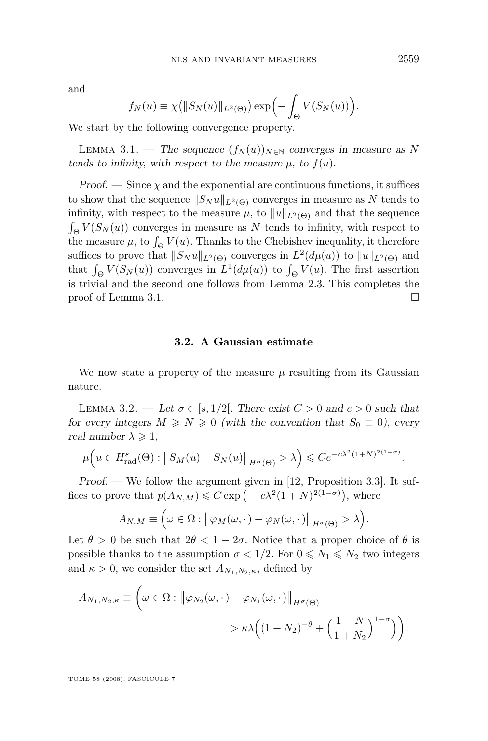and

$$f_N(u) \equiv \chi\big(\|S_N(u)\|_{L^2(\Theta)}\big) \exp\Big(-\int_\Theta V(S_N(u))\Big).$$

We start by the following convergence property.

Lemma 3.1. — *The sequence $(f_N(u))_{N\in\mathbb{N}}$ converges in measure as $N$ tends to infinity, with respect to the measure $\mu$, to $f(u)$.*

*Proof.* — Since $\chi$ and the exponential are continuous functions, it suffices to show that the sequence $\|S_N u\|_{L^2(\Theta)}$ converges in measure as $N$ tends to infinity, with respect to the measure $\mu$, to $\|u\|_{L^2(\Theta)}$ and that the sequence $\int_\Theta V(S_N(u))$ converges in measure as $N$ tends to infinity, with respect to the measure $\mu$, to $\int_\Theta V(u)$. Thanks to the Chebishev inequality, it therefore suffices to prove that $\|S_N u\|_{L^2(\Theta)}$ converges in $L^2(d\mu(u))$ to $\|u\|_{L^2(\Theta)}$ and that $\int_\Theta V(S_N(u))$ converges in $L^1(d\mu(u))$ to $\int_\Theta V(u)$. The first assertion is trivial and the second one follows from Lemma 2.3. This completes the proof of Lemma 3.1. □

### 3.2. A Gaussian estimate

We now state a property of the measure $\mu$ resulting from its Gaussian nature.

Lemma 3.2. — *Let $\sigma \in [s, 1/2[$. There exist $C > 0$ and $c > 0$ such that for every integers $M \geqslant N \geqslant 0$ (with the convention that $S_0 \equiv 0$), every real number $\lambda \geqslant 1$,*

$$\mu\Big(u \in H^s_{\mathrm{rad}}(\Theta) : \big\|S_M(u) - S_N(u)\big\|_{H^\sigma(\Theta)} > \lambda\Big) \leqslant Ce^{-c\lambda^2(1+N)^{2(1-\sigma)}}.$$

*Proof.* — We follow the argument given in [12, Proposition 3.3]. It suffices to prove that $p(A_{N,M}) \leqslant C\exp\big(-c\lambda^2(1+N)^{2(1-\sigma)}\big)$, where

$$A_{N,M} \equiv \Big(\omega \in \Omega : \big\|\varphi_M(\omega,\cdot) - \varphi_N(\omega,\cdot)\big\|_{H^\sigma(\Theta)} > \lambda\Big).$$

Let $\theta > 0$ be such that $2\theta < 1 - 2\sigma$. Notice that a proper choice of $\theta$ is possible thanks to the assumption $\sigma < 1/2$. For $0 \leqslant N_1 \leqslant N_2$ two integers and $\kappa > 0$, we consider the set $A_{N_1,N_2,\kappa}$, defined by

$$A_{N_1,N_2,\kappa} \equiv \Bigg(\omega \in \Omega : \big\|\varphi_{N_2}(\omega,\cdot) - \varphi_{N_1}(\omega,\cdot)\big\|_{H^\sigma(\Theta)} > \kappa\lambda\Big((1+N_2)^{-\theta} + \Big(\frac{1+N}{1+N_2}\Big)^{1-\sigma}\Big)\Bigg).$$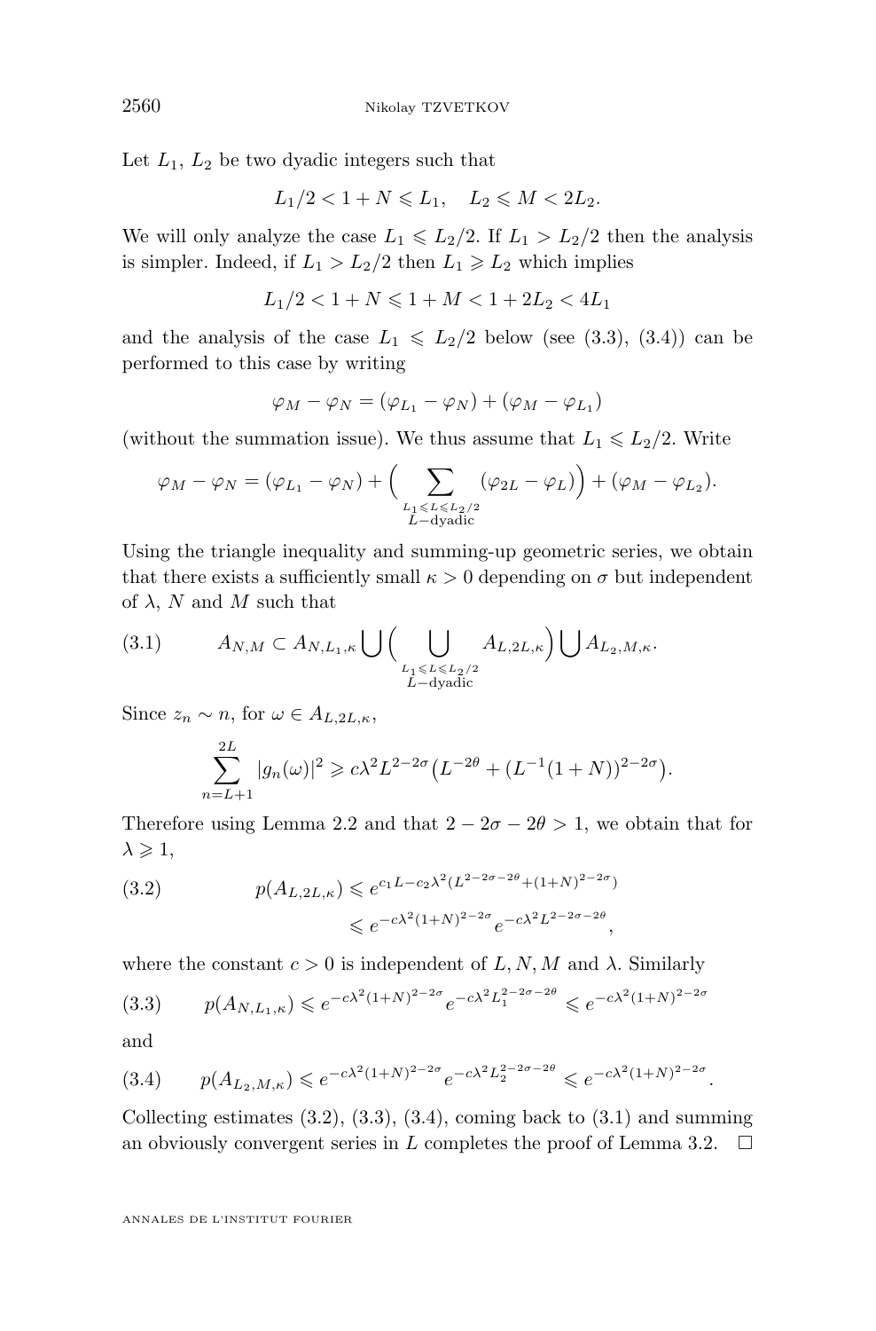Let $L_1$, $L_2$ be two dyadic integers such that

$$L_1/2 < 1 + N \leqslant L_1, \quad L_2 \leqslant M < 2L_2.$$

We will only analyze the case $L_1 \leqslant L_2/2$. If $L_1 > L_2/2$ then the analysis is simpler. Indeed, if $L_1 > L_2/2$ then $L_1 \geqslant L_2$ which implies

$$L_1/2 < 1 + N \leqslant 1 + M < 1 + 2L_2 < 4L_1$$

and the analysis of the case $L_1 \leqslant L_2/2$ below (see (3.3), (3.4)) can be performed to this case by writing

$$\varphi_M - \varphi_N = (\varphi_{L_1} - \varphi_N) + (\varphi_M - \varphi_{L_1})$$

(without the summation issue). We thus assume that $L_1 \leqslant L_2/2$. Write

$$\varphi_M - \varphi_N = (\varphi_{L_1} - \varphi_N) + \Big( \sum_{\substack{L_1 \leqslant L \leqslant L_2/2 \\ L-\text{dyadic}}} (\varphi_{2L} - \varphi_L) \Big) + (\varphi_M - \varphi_{L_2}).$$

Using the triangle inequality and summing-up geometric series, we obtain that there exists a sufficiently small $\kappa > 0$ depending on $\sigma$ but independent of $\lambda$, $N$ and $M$ such that

$$A_{N,M} \subset A_{N,L_1,\kappa} \bigcup \Big( \bigcup_{\substack{L_1 \leqslant L \leqslant L_2/2 \\ L-\text{dyadic}}} A_{L,2L,\kappa} \Big) \bigcup A_{L_2,M,\kappa}. \tag{3.1}$$

Since $z_n \sim n$, for $\omega \in A_{L,2L,\kappa}$,

$$\sum_{n=L+1}^{2L} |g_n(\omega)|^2 \geqslant c\lambda^2 L^{2-2\sigma} \big( L^{-2\theta} + (L^{-1}(1+N))^{2-2\sigma} \big).$$

Therefore using Lemma 2.2 and that $2 - 2\sigma - 2\theta > 1$, we obtain that for $\lambda \geqslant 1$,

$$\begin{aligned} p(A_{L,2L,\kappa}) &\leqslant e^{c_1 L - c_2 \lambda^2 (L^{2-2\sigma-2\theta} + (1+N)^{2-2\sigma})} \\ &\leqslant e^{-c\lambda^2 (1+N)^{2-2\sigma}} e^{-c\lambda^2 L^{2-2\sigma-2\theta}}, \end{aligned} \tag{3.2}$$

where the constant $c > 0$ is independent of $L, N, M$ and $\lambda$. Similarly

$$p(A_{N,L_1,\kappa}) \leqslant e^{-c\lambda^2 (1+N)^{2-2\sigma}} e^{-c\lambda^2 L_1^{2-2\sigma-2\theta}} \leqslant e^{-c\lambda^2 (1+N)^{2-2\sigma}} \tag{3.3}$$

and

$$p(A_{L_2,M,\kappa}) \leqslant e^{-c\lambda^2 (1+N)^{2-2\sigma}} e^{-c\lambda^2 L_2^{2-2\sigma-2\theta}} \leqslant e^{-c\lambda^2 (1+N)^{2-2\sigma}}. \tag{3.4}$$

Collecting estimates (3.2), (3.3), (3.4), coming back to (3.1) and summing an obviously convergent series in $L$ completes the proof of Lemma 3.2. $\square$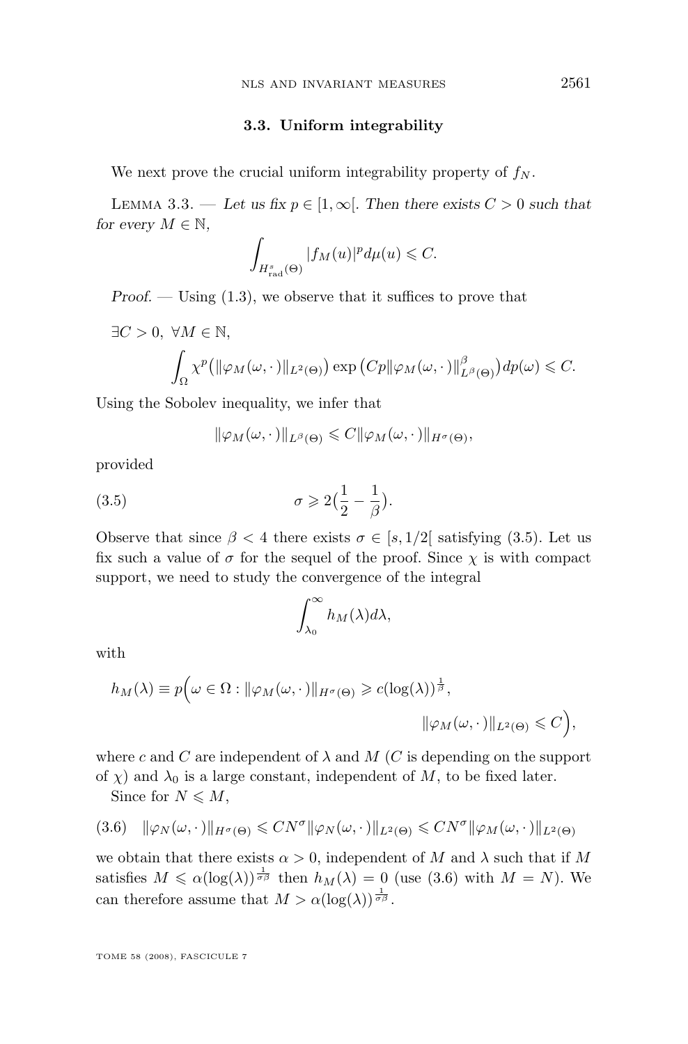### 3.3. Uniform integrability

We next prove the crucial uniform integrability property of $f_N$.

Lemma 3.3. — *Let us fix $p \in [1, \infty[$. Then there exists $C > 0$ such that for every $M \in \mathbb{N}$,*

$$\int_{H^s_{\mathrm{rad}}(\Theta)} |f_M(u)|^p d\mu(u) \leqslant C.$$

*Proof.* — Using (1.3), we observe that it suffices to prove that

$$\exists C > 0, \ \forall M \in \mathbb{N},$$
$$\int_{\Omega} \chi^p\big(\|\varphi_M(\omega, \cdot)\|_{L^2(\Theta)}\big) \exp\big(Cp\|\varphi_M(\omega, \cdot)\|^{\beta}_{L^{\beta}(\Theta)}\big) dp(\omega) \leqslant C.$$

Using the Sobolev inequality, we infer that

$$\|\varphi_M(\omega, \cdot)\|_{L^{\beta}(\Theta)} \leqslant C\|\varphi_M(\omega, \cdot)\|_{H^{\sigma}(\Theta)},$$

provided

$$\sigma \geqslant 2\big(\frac{1}{2} - \frac{1}{\beta}\big). \tag{3.5}$$

Observe that since $\beta < 4$ there exists $\sigma \in [s, 1/2[$ satisfying (3.5). Let us fix such a value of $\sigma$ for the sequel of the proof. Since $\chi$ is with compact support, we need to study the convergence of the integral

$$\int_{\lambda_0}^{\infty} h_M(\lambda) d\lambda,$$

with

$$h_M(\lambda) \equiv p\Big(\omega \in \Omega : \|\varphi_M(\omega, \cdot)\|_{H^{\sigma}(\Theta)} \geqslant c(\log(\lambda))^{\frac{1}{\beta}}, \quad \|\varphi_M(\omega, \cdot)\|_{L^2(\Theta)} \leqslant C\Big),$$

where $c$ and $C$ are independent of $\lambda$ and $M$ ($C$ is depending on the support of $\chi$) and $\lambda_0$ is a large constant, independent of $M$, to be fixed later.

Since for $N \leqslant M$,

$$\|\varphi_N(\omega, \cdot)\|_{H^{\sigma}(\Theta)} \leqslant CN^{\sigma}\|\varphi_N(\omega, \cdot)\|_{L^2(\Theta)} \leqslant CN^{\sigma}\|\varphi_M(\omega, \cdot)\|_{L^2(\Theta)} \tag{3.6}$$

we obtain that there exists $\alpha > 0$, independent of $M$ and $\lambda$ such that if $M$ satisfies $M \leqslant \alpha(\log(\lambda))^{\frac{1}{\sigma\beta}}$ then $h_M(\lambda) = 0$ (use (3.6) with $M = N$). We can therefore assume that $M > \alpha(\log(\lambda))^{\frac{1}{\sigma\beta}}$.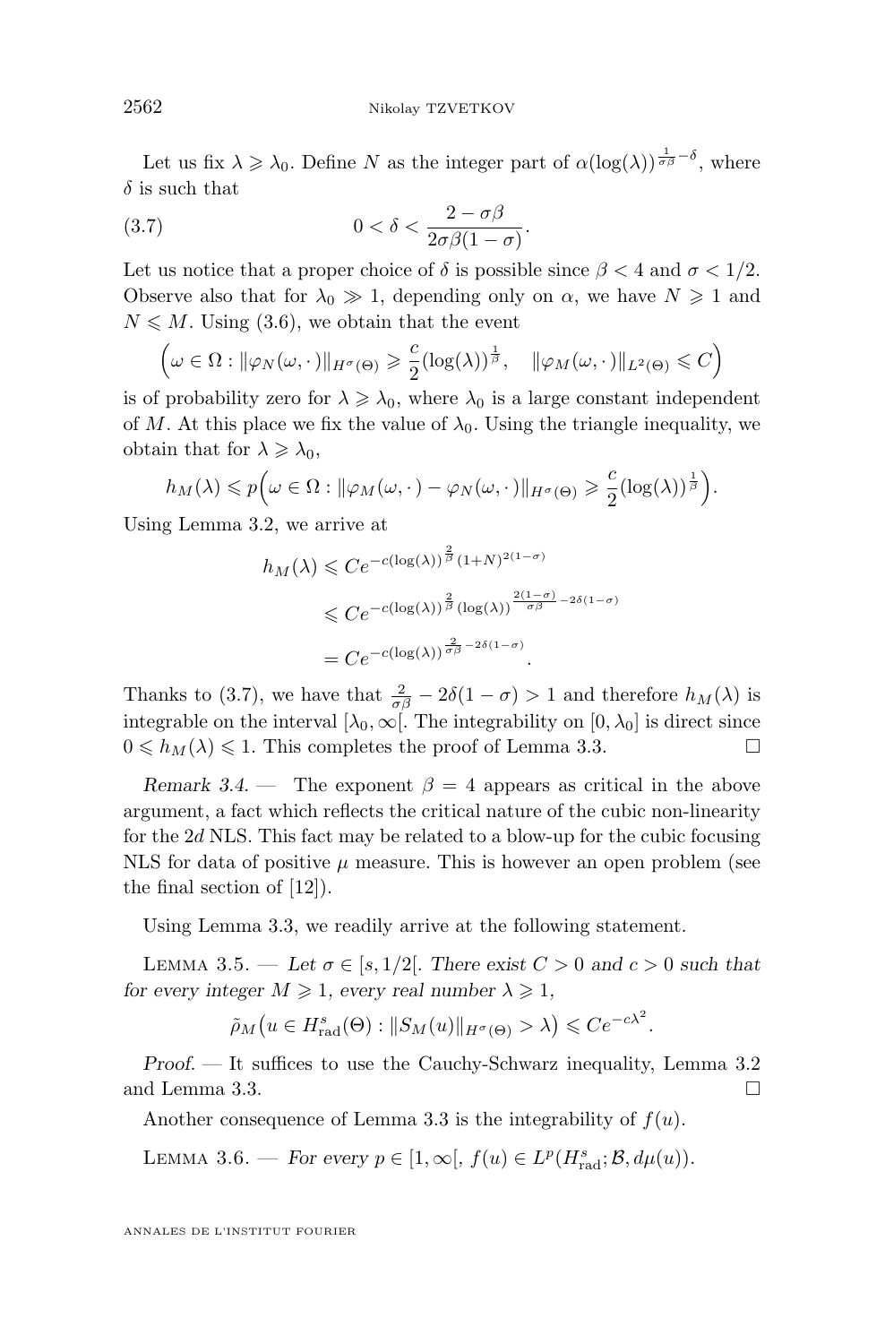Let us fix $\lambda \geqslant \lambda_0$. Define $N$ as the integer part of $\alpha(\log(\lambda))^{\frac{1}{\sigma\beta}-\delta}$, where $\delta$ is such that

$$0 < \delta < \frac{2-\sigma\beta}{2\sigma\beta(1-\sigma)}. \tag{3.7}$$

Let us notice that a proper choice of $\delta$ is possible since $\beta < 4$ and $\sigma < 1/2$. Observe also that for $\lambda_0 \gg 1$, depending only on $\alpha$, we have $N \geqslant 1$ and $N \leqslant M$. Using (3.6), we obtain that the event

$$\Big(\omega \in \Omega : \|\varphi_N(\omega,\cdot)\|_{H^\sigma(\Theta)} \geqslant \frac{c}{2}(\log(\lambda))^{\frac{1}{\beta}}, \quad \|\varphi_M(\omega,\cdot)\|_{L^2(\Theta)} \leqslant C\Big)$$

is of probability zero for $\lambda \geqslant \lambda_0$, where $\lambda_0$ is a large constant independent of $M$. At this place we fix the value of $\lambda_0$. Using the triangle inequality, we obtain that for $\lambda \geqslant \lambda_0$,

$$h_M(\lambda) \leqslant p\Big(\omega \in \Omega : \|\varphi_M(\omega,\cdot) - \varphi_N(\omega,\cdot)\|_{H^\sigma(\Theta)} \geqslant \frac{c}{2}(\log(\lambda))^{\frac{1}{\beta}}\Big).$$

Using Lemma 3.2, we arrive at

$$\begin{aligned} h_M(\lambda) &\leqslant Ce^{-c(\log(\lambda))^{\frac{2}{\beta}}(1+N)^{2(1-\sigma)}} \\ &\leqslant Ce^{-c(\log(\lambda))^{\frac{2}{\beta}}(\log(\lambda))^{\frac{2(1-\sigma)}{\sigma\beta}-2\delta(1-\sigma)}} \\ &= Ce^{-c(\log(\lambda))^{\frac{2}{\sigma\beta}-2\delta(1-\sigma)}}. \end{aligned}$$

Thanks to (3.7), we have that $\frac{2}{\sigma\beta} - 2\delta(1-\sigma) > 1$ and therefore $h_M(\lambda)$ is integrable on the interval $[\lambda_0, \infty[$. The integrability on $[0, \lambda_0]$ is direct since $0 \leqslant h_M(\lambda) \leqslant 1$. This completes the proof of Lemma 3.3. □

*Remark 3.4.* — The exponent $\beta = 4$ appears as critical in the above argument, a fact which reflects the critical nature of the cubic non-linearity for the $2d$ NLS. This fact may be related to a blow-up for the cubic focusing NLS for data of positive $\mu$ measure. This is however an open problem (see the final section of [12]).

Using Lemma 3.3, we readily arrive at the following statement.

Lemma 3.5. — *Let $\sigma \in [s, 1/2[$. There exist $C > 0$ and $c > 0$ such that for every integer $M \geqslant 1$, every real number $\lambda \geqslant 1$,*

$$\tilde{\rho}_M\big(u \in H^s_{\mathrm{rad}}(\Theta) : \|S_M(u)\|_{H^\sigma(\Theta)} > \lambda\big) \leqslant Ce^{-c\lambda^2}.$$

*Proof.* — It suffices to use the Cauchy-Schwarz inequality, Lemma 3.2 and Lemma 3.3. □

Another consequence of Lemma 3.3 is the integrability of $f(u)$.

Lemma 3.6. — *For every $p \in [1, \infty[$, $f(u) \in L^p(H^s_{\mathrm{rad}}; \mathcal{B}, d\mu(u))$.*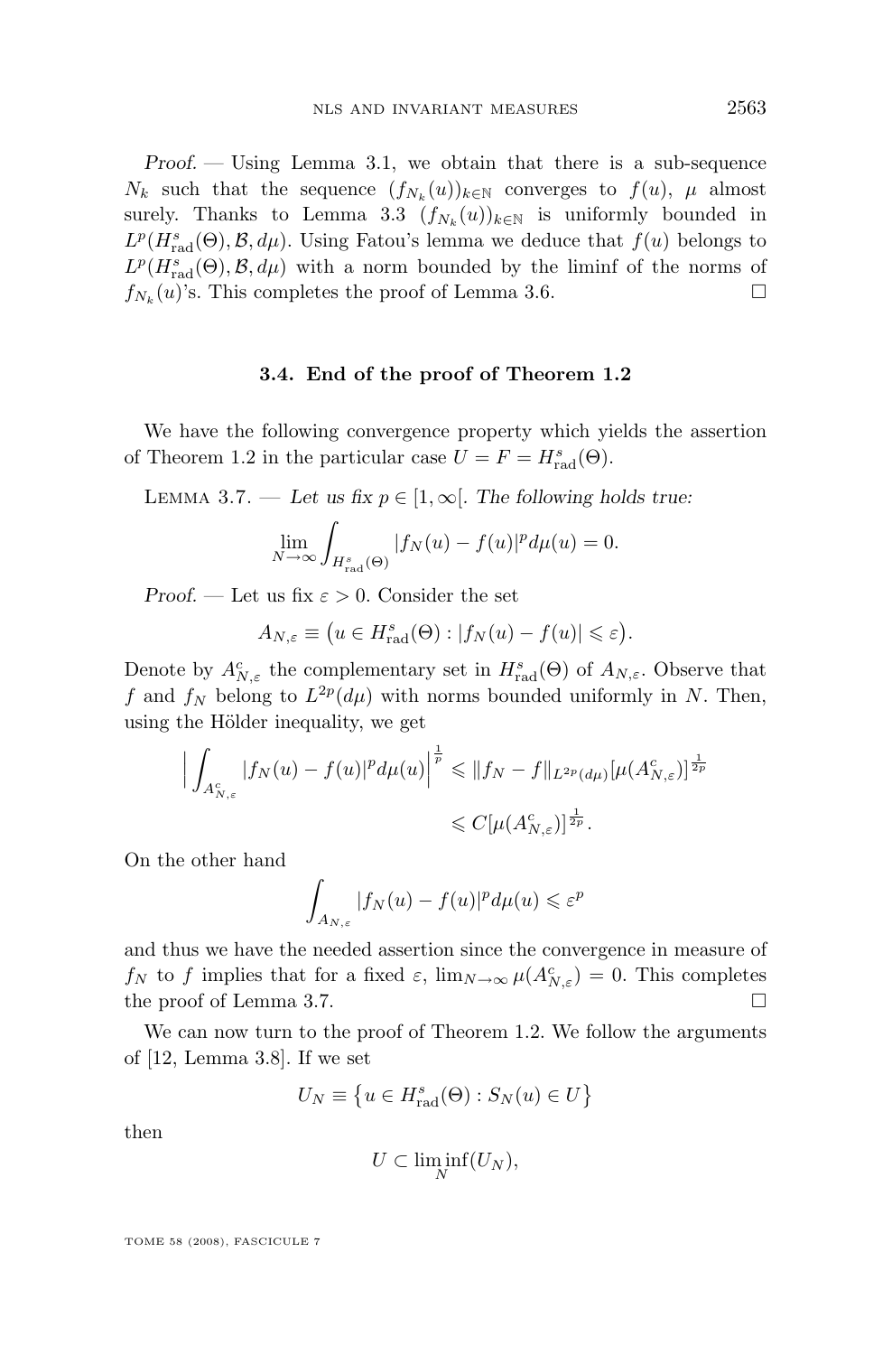*Proof.* — Using Lemma 3.1, we obtain that there is a sub-sequence $N_k$ such that the sequence $(f_{N_k}(u))_{k\in\mathbb{N}}$ converges to $f(u)$, $\mu$ almost surely. Thanks to Lemma 3.3 $(f_{N_k}(u))_{k\in\mathbb{N}}$ is uniformly bounded in $L^p(H^s_{\mathrm{rad}}(\Theta),\mathcal{B},d\mu)$. Using Fatou's lemma we deduce that $f(u)$ belongs to $L^p(H^s_{\mathrm{rad}}(\Theta),\mathcal{B},d\mu)$ with a norm bounded by the liminf of the norms of $f_{N_k}(u)$'s. This completes the proof of Lemma 3.6. □

### 3.4. End of the proof of Theorem 1.2

We have the following convergence property which yields the assertion of Theorem 1.2 in the particular case $U = F = H^s_{\mathrm{rad}}(\Theta)$.

LEMMA 3.7. — *Let us fix $p \in [1,\infty[$. The following holds true:*

$$\lim_{N\to\infty}\int_{H^s_{\mathrm{rad}}(\Theta)} |f_N(u)-f(u)|^p d\mu(u) = 0.$$

*Proof.* — Let us fix $\varepsilon > 0$. Consider the set

$$A_{N,\varepsilon} \equiv \big(u \in H^s_{\mathrm{rad}}(\Theta) : |f_N(u)-f(u)| \leqslant \varepsilon\big).$$

Denote by $A^c_{N,\varepsilon}$ the complementary set in $H^s_{\mathrm{rad}}(\Theta)$ of $A_{N,\varepsilon}$. Observe that $f$ and $f_N$ belong to $L^{2p}(d\mu)$ with norms bounded uniformly in $N$. Then, using the Hölder inequality, we get

$$\begin{aligned}\Big|\int_{A^c_{N,\varepsilon}} |f_N(u)-f(u)|^p d\mu(u)\Big|^{\frac{1}{p}} &\leqslant \|f_N - f\|_{L^{2p}(d\mu)}[\mu(A^c_{N,\varepsilon})]^{\frac{1}{2p}}\\ &\leqslant C[\mu(A^c_{N,\varepsilon})]^{\frac{1}{2p}}.\end{aligned}$$

On the other hand

$$\int_{A_{N,\varepsilon}} |f_N(u)-f(u)|^p d\mu(u) \leqslant \varepsilon^p$$

and thus we have the needed assertion since the convergence in measure of $f_N$ to $f$ implies that for a fixed $\varepsilon$, $\lim_{N\to\infty}\mu(A^c_{N,\varepsilon}) = 0$. This completes the proof of Lemma 3.7. □

We can now turn to the proof of Theorem 1.2. We follow the arguments of [12, Lemma 3.8]. If we set

$$U_N \equiv \big\{u \in H^s_{\mathrm{rad}}(\Theta) : S_N(u) \in U\big\}$$

then

$$U \subset \liminf_N (U_N),$$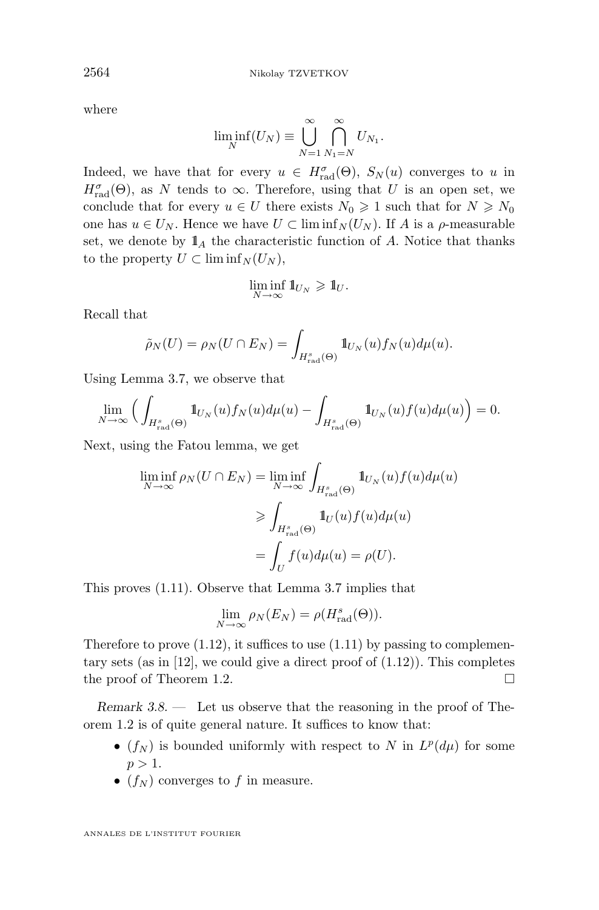where

$$\liminf_N (U_N) \equiv \bigcup_{N=1}^{\infty} \bigcap_{N_1=N}^{\infty} U_{N_1}.$$

Indeed, we have that for every $u \in H^\sigma_{\mathrm{rad}}(\Theta)$, $S_N(u)$ converges to $u$ in $H^\sigma_{\mathrm{rad}}(\Theta)$, as $N$ tends to $\infty$. Therefore, using that $U$ is an open set, we conclude that for every $u \in U$ there exists $N_0 \geqslant 1$ such that for $N \geqslant N_0$ one has $u \in U_N$. Hence we have $U \subset \liminf_N (U_N)$. If $A$ is a $\rho$-measurable set, we denote by $\mathbb{1}_A$ the characteristic function of $A$. Notice that thanks to the property $U \subset \liminf_N (U_N)$,

$$\liminf_{N\to\infty} \mathbb{1}_{U_N} \geqslant \mathbb{1}_U.$$

Recall that

$$\tilde{\rho}_N(U) = \rho_N(U \cap E_N) = \int_{H^s_{\mathrm{rad}}(\Theta)} \mathbb{1}_{U_N}(u) f_N(u) d\mu(u).$$

Using Lemma 3.7, we observe that

$$\lim_{N\to\infty} \Big( \int_{H^s_{\mathrm{rad}}(\Theta)} \mathbb{1}_{U_N}(u) f_N(u) d\mu(u) - \int_{H^s_{\mathrm{rad}}(\Theta)} \mathbb{1}_{U_N}(u) f(u) d\mu(u) \Big) = 0.$$

Next, using the Fatou lemma, we get

$$\begin{aligned}
\liminf_{N\to\infty} \rho_N(U \cap E_N) &= \liminf_{N\to\infty} \int_{H^s_{\mathrm{rad}}(\Theta)} \mathbb{1}_{U_N}(u) f(u) d\mu(u) \\
&\geqslant \int_{H^s_{\mathrm{rad}}(\Theta)} \mathbb{1}_U(u) f(u) d\mu(u) \\
&= \int_U f(u) d\mu(u) = \rho(U).
\end{aligned}$$

This proves (1.11). Observe that Lemma 3.7 implies that

$$\lim_{N\to\infty} \rho_N(E_N) = \rho(H^s_{\mathrm{rad}}(\Theta)).$$

Therefore to prove (1.12), it suffices to use (1.11) by passing to complementary sets (as in [12], we could give a direct proof of (1.12)). This completes the proof of Theorem 1.2. □

*Remark 3.8.* — Let us observe that the reasoning in the proof of Theorem 1.2 is of quite general nature. It suffices to know that:

- $(f_N)$ is bounded uniformly with respect to $N$ in $L^p(d\mu)$ for some $p > 1$.
- $(f_N)$ converges to $f$ in measure.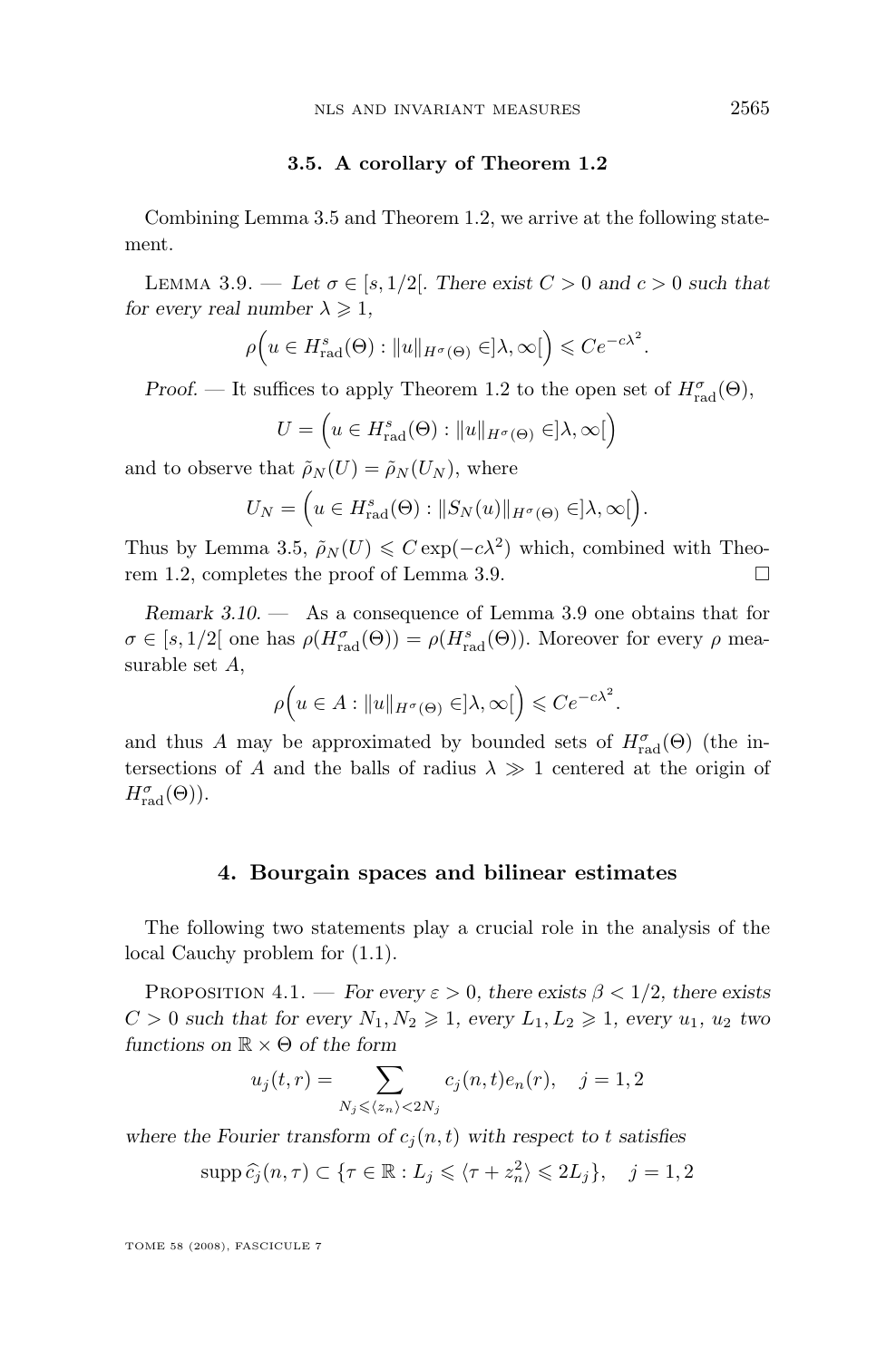### 3.5. A corollary of Theorem 1.2

Combining Lemma 3.5 and Theorem 1.2, we arrive at the following statement.

Lemma 3.9. — *Let $\sigma \in [s, 1/2[$. There exist $C > 0$ and $c > 0$ such that for every real number $\lambda \geqslant 1$,*

$$\rho\Big(u \in H^s_{\mathrm{rad}}(\Theta) : \|u\|_{H^\sigma(\Theta)} \in ]\lambda, \infty[\Big) \leqslant Ce^{-c\lambda^2}.$$

*Proof.* — It suffices to apply Theorem 1.2 to the open set of $H^\sigma_{\mathrm{rad}}(\Theta)$,

$$U = \Big(u \in H^s_{\mathrm{rad}}(\Theta) : \|u\|_{H^\sigma(\Theta)} \in ]\lambda, \infty[\Big)$$

and to observe that $\tilde{\rho}_N(U) = \tilde{\rho}_N(U_N)$, where

$$U_N = \Big(u \in H^s_{\mathrm{rad}}(\Theta) : \|S_N(u)\|_{H^\sigma(\Theta)} \in ]\lambda, \infty[\Big).$$

Thus by Lemma 3.5, $\tilde{\rho}_N(U) \leqslant C\exp(-c\lambda^2)$ which, combined with Theorem 1.2, completes the proof of Lemma 3.9. □

*Remark 3.10.* — As a consequence of Lemma 3.9 one obtains that for $\sigma \in [s, 1/2[$ one has $\rho(H^\sigma_{\mathrm{rad}}(\Theta)) = \rho(H^s_{\mathrm{rad}}(\Theta))$. Moreover for every $\rho$ measurable set $A$,

$$\rho\Big(u \in A : \|u\|_{H^\sigma(\Theta)} \in ]\lambda, \infty[\Big) \leqslant Ce^{-c\lambda^2}.$$

and thus $A$ may be approximated by bounded sets of $H^\sigma_{\mathrm{rad}}(\Theta)$ (the intersections of $A$ and the balls of radius $\lambda \gg 1$ centered at the origin of $H^\sigma_{\mathrm{rad}}(\Theta)$).

## 4. Bourgain spaces and bilinear estimates

The following two statements play a crucial role in the analysis of the local Cauchy problem for (1.1).

Proposition 4.1. — *For every $\varepsilon > 0$, there exists $\beta < 1/2$, there exists $C > 0$ such that for every $N_1, N_2 \geqslant 1$, every $L_1, L_2 \geqslant 1$, every $u_1$, $u_2$ two functions on $\mathbb{R} \times \Theta$ of the form*

$$u_j(t, r) = \sum_{N_j \leqslant \langle z_n \rangle < 2N_j} c_j(n, t)e_n(r), \quad j = 1, 2$$

*where the Fourier transform of $c_j(n, t)$ with respect to $t$ satisfies*

$$\operatorname{supp} \widehat{c_j}(n, \tau) \subset \{\tau \in \mathbb{R} : L_j \leqslant \langle \tau + z_n^2 \rangle \leqslant 2L_j\}, \quad j = 1, 2$$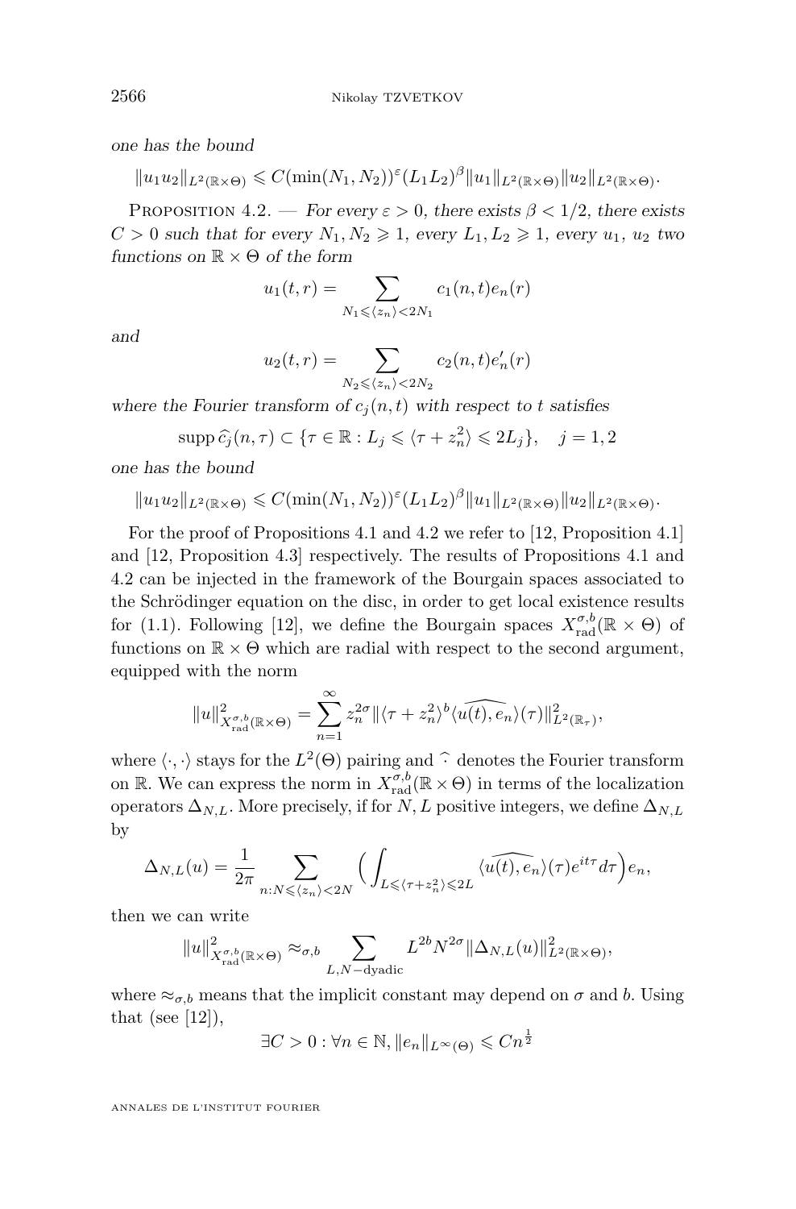*one has the bound*

$$\|u_1 u_2\|_{L^2(\mathbb{R}\times\Theta)} \leqslant C(\min(N_1,N_2))^{\varepsilon}(L_1L_2)^{\beta}\|u_1\|_{L^2(\mathbb{R}\times\Theta)}\|u_2\|_{L^2(\mathbb{R}\times\Theta)}.$$

Proposition 4.2. — *For every $\varepsilon > 0$, there exists $\beta < 1/2$, there exists $C > 0$ such that for every $N_1, N_2 \geqslant 1$, every $L_1, L_2 \geqslant 1$, every $u_1$, $u_2$ two functions on $\mathbb{R}\times\Theta$ of the form*

$$u_1(t,r) = \sum_{N_1 \leqslant \langle z_n\rangle < 2N_1} c_1(n,t) e_n(r)$$

*and*

$$u_2(t,r) = \sum_{N_2 \leqslant \langle z_n\rangle < 2N_2} c_2(n,t) e_n'(r)$$

*where the Fourier transform of $c_j(n,t)$ with respect to $t$ satisfies*

$$\operatorname{supp}\widehat{c_j}(n,\tau) \subset \{\tau\in\mathbb{R} : L_j \leqslant \langle \tau + z_n^2\rangle \leqslant 2L_j\},\quad j=1,2$$

*one has the bound*

$$\|u_1 u_2\|_{L^2(\mathbb{R}\times\Theta)} \leqslant C(\min(N_1,N_2))^{\varepsilon}(L_1L_2)^{\beta}\|u_1\|_{L^2(\mathbb{R}\times\Theta)}\|u_2\|_{L^2(\mathbb{R}\times\Theta)}.$$

For the proof of Propositions 4.1 and 4.2 we refer to [12, Proposition 4.1] and [12, Proposition 4.3] respectively. The results of Propositions 4.1 and 4.2 can be injected in the framework of the Bourgain spaces associated to the Schrödinger equation on the disc, in order to get local existence results for (1.1). Following [12], we define the Bourgain spaces $X^{\sigma,b}_{\mathrm{rad}}(\mathbb{R}\times\Theta)$ of functions on $\mathbb{R}\times\Theta$ which are radial with respect to the second argument, equipped with the norm

$$\|u\|^2_{X^{\sigma,b}_{\mathrm{rad}}(\mathbb{R}\times\Theta)} = \sum_{n=1}^{\infty} z_n^{2\sigma}\|\langle \tau + z_n^2\rangle^b \widehat{\langle u(t), e_n\rangle}(\tau)\|^2_{L^2(\mathbb{R}_\tau)},$$

where $\langle\cdot,\cdot\rangle$ stays for the $L^2(\Theta)$ pairing and $\widehat{\cdot}$ denotes the Fourier transform on $\mathbb{R}$. We can express the norm in $X^{\sigma,b}_{\mathrm{rad}}(\mathbb{R}\times\Theta)$ in terms of the localization operators $\Delta_{N,L}$. More precisely, if for $N, L$ positive integers, we define $\Delta_{N,L}$ by

$$\Delta_{N,L}(u) = \frac{1}{2\pi}\sum_{n: N\leqslant\langle z_n\rangle<2N}\Big(\int_{L\leqslant\langle\tau+z_n^2\rangle\leqslant 2L}\widehat{\langle u(t), e_n\rangle}(\tau)e^{it\tau}d\tau\Big)e_n,$$

then we can write

$$\|u\|^2_{X^{\sigma,b}_{\mathrm{rad}}(\mathbb{R}\times\Theta)} \approx_{\sigma,b} \sum_{L,N-\text{dyadic}} L^{2b}N^{2\sigma}\|\Delta_{N,L}(u)\|^2_{L^2(\mathbb{R}\times\Theta)},$$

where $\approx_{\sigma,b}$ means that the implicit constant may depend on $\sigma$ and $b$. Using that (see [12]),

$$\exists C > 0 : \forall n\in\mathbb{N}, \|e_n\|_{L^\infty(\Theta)} \leqslant Cn^{\frac{1}{2}}$$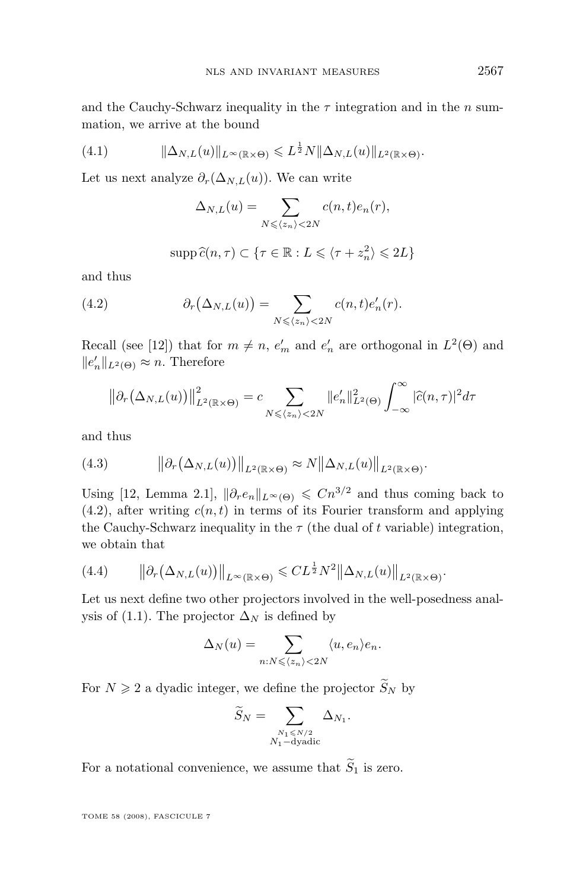and the Cauchy-Schwarz inequality in the $\tau$ integration and in the $n$ summation, we arrive at the bound

$$\|\Delta_{N,L}(u)\|_{L^\infty(\mathbb{R}\times\Theta)} \leqslant L^{\frac{1}{2}} N \|\Delta_{N,L}(u)\|_{L^2(\mathbb{R}\times\Theta)}. \tag{4.1}$$

Let us next analyze $\partial_r(\Delta_{N,L}(u))$. We can write

$$\Delta_{N,L}(u) = \sum_{N\leqslant\langle z_n\rangle<2N} c(n,t)e_n(r),$$

$$\operatorname{supp}\widehat{c}(n,\tau) \subset \{\tau\in\mathbb{R} : L \leqslant \langle \tau + z_n^2\rangle \leqslant 2L\}$$

and thus

$$\partial_r\big(\Delta_{N,L}(u)\big) = \sum_{N\leqslant\langle z_n\rangle<2N} c(n,t)e_n'(r). \tag{4.2}$$

Recall (see [12]) that for $m \neq n$, $e_m'$ and $e_n'$ are orthogonal in $L^2(\Theta)$ and $\|e_n'\|_{L^2(\Theta)} \approx n$. Therefore

$$\big\|\partial_r\big(\Delta_{N,L}(u)\big)\big\|^2_{L^2(\mathbb{R}\times\Theta)} = c \sum_{N\leqslant\langle z_n\rangle<2N} \|e_n'\|^2_{L^2(\Theta)} \int_{-\infty}^{\infty} |\widehat{c}(n,\tau)|^2 d\tau$$

and thus

$$\big\|\partial_r\big(\Delta_{N,L}(u)\big)\big\|_{L^2(\mathbb{R}\times\Theta)} \approx N \big\|\Delta_{N,L}(u)\big\|_{L^2(\mathbb{R}\times\Theta)}. \tag{4.3}$$

Using [12, Lemma 2.1], $\|\partial_r e_n\|_{L^\infty(\Theta)} \leqslant Cn^{3/2}$ and thus coming back to (4.2), after writing $c(n,t)$ in terms of its Fourier transform and applying the Cauchy-Schwarz inequality in the $\tau$ (the dual of $t$ variable) integration, we obtain that

$$\big\|\partial_r\big(\Delta_{N,L}(u)\big)\big\|_{L^\infty(\mathbb{R}\times\Theta)} \leqslant CL^{\frac{1}{2}} N^2 \big\|\Delta_{N,L}(u)\big\|_{L^2(\mathbb{R}\times\Theta)}. \tag{4.4}$$

Let us next define two other projectors involved in the well-posedness analysis of (1.1). The projector $\Delta_N$ is defined by

$$\Delta_N(u) = \sum_{n:N\leqslant\langle z_n\rangle<2N} \langle u, e_n\rangle e_n.$$

For $N \geqslant 2$ a dyadic integer, we define the projector $\widetilde{S}_N$ by

$$\widetilde{S}_N = \sum_{\substack{N_1\leqslant N/2\\ N_1-\text{dyadic}}} \Delta_{N_1}.$$

For a notational convenience, we assume that $\widetilde{S}_1$ is zero.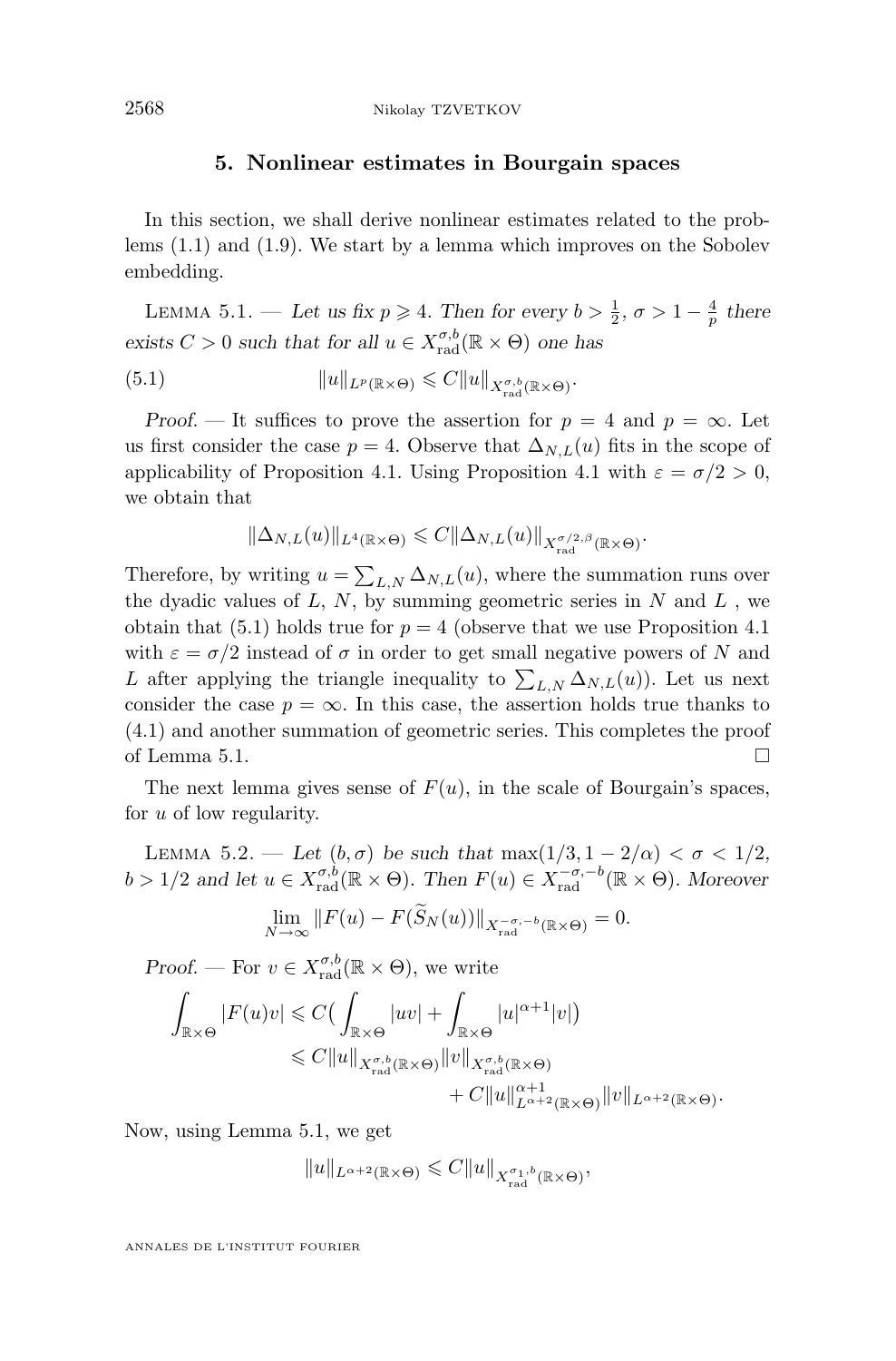## 5. Nonlinear estimates in Bourgain spaces

In this section, we shall derive nonlinear estimates related to the problems (1.1) and (1.9). We start by a lemma which improves on the Sobolev embedding.

Lemma 5.1. — *Let us fix $p \geqslant 4$. Then for every $b > \frac{1}{2}$, $\sigma > 1 - \frac{4}{p}$ there exists $C > 0$ such that for all $u \in X^{\sigma,b}_{\mathrm{rad}}(\mathbb{R}\times\Theta)$ one has*

$$\|u\|_{L^p(\mathbb{R}\times\Theta)} \leqslant C\|u\|_{X^{\sigma,b}_{\mathrm{rad}}(\mathbb{R}\times\Theta)}. \tag{5.1}$$

*Proof.* — It suffices to prove the assertion for $p = 4$ and $p = \infty$. Let us first consider the case $p = 4$. Observe that $\Delta_{N,L}(u)$ fits in the scope of applicability of Proposition 4.1. Using Proposition 4.1 with $\varepsilon = \sigma/2 > 0$, we obtain that

$$\|\Delta_{N,L}(u)\|_{L^4(\mathbb{R}\times\Theta)} \leqslant C\|\Delta_{N,L}(u)\|_{X^{\sigma/2,\beta}_{\mathrm{rad}}(\mathbb{R}\times\Theta)}.$$

Therefore, by writing $u = \sum_{L,N}\Delta_{N,L}(u)$, where the summation runs over the dyadic values of $L$, $N$, by summing geometric series in $N$ and $L$ , we obtain that (5.1) holds true for $p = 4$ (observe that we use Proposition 4.1 with $\varepsilon = \sigma/2$ instead of $\sigma$ in order to get small negative powers of $N$ and $L$ after applying the triangle inequality to $\sum_{L,N}\Delta_{N,L}(u)$). Let us next consider the case $p = \infty$. In this case, the assertion holds true thanks to (4.1) and another summation of geometric series. This completes the proof of Lemma 5.1. $\square$

The next lemma gives sense of $F(u)$, in the scale of Bourgain's spaces, for $u$ of low regularity.

Lemma 5.2. — *Let $(b,\sigma)$ be such that $\max(1/3, 1-2/\alpha) < \sigma < 1/2$, $b > 1/2$ and let $u \in X^{\sigma,b}_{\mathrm{rad}}(\mathbb{R}\times\Theta)$. Then $F(u) \in X^{-\sigma,-b}_{\mathrm{rad}}(\mathbb{R}\times\Theta)$. Moreover*

$$\lim_{N\to\infty}\|F(u) - F(\widetilde{S}_N(u))\|_{X^{-\sigma,-b}_{\mathrm{rad}}(\mathbb{R}\times\Theta)} = 0.$$

*Proof.* — For $v \in X^{\sigma,b}_{\mathrm{rad}}(\mathbb{R}\times\Theta)$, we write

$$\begin{aligned}\int_{\mathbb{R}\times\Theta}|F(u)v| &\leqslant C\big(\int_{\mathbb{R}\times\Theta}|uv| + \int_{\mathbb{R}\times\Theta}|u|^{\alpha+1}|v|\big)\\ &\leqslant C\|u\|_{X^{\sigma,b}_{\mathrm{rad}}(\mathbb{R}\times\Theta)}\|v\|_{X^{\sigma,b}_{\mathrm{rad}}(\mathbb{R}\times\Theta)}\\ &\qquad\qquad + C\|u\|^{\alpha+1}_{L^{\alpha+2}(\mathbb{R}\times\Theta)}\|v\|_{L^{\alpha+2}(\mathbb{R}\times\Theta)}.\end{aligned}$$

Now, using Lemma 5.1, we get

$$\|u\|_{L^{\alpha+2}(\mathbb{R}\times\Theta)} \leqslant C\|u\|_{X^{\sigma_1,b}_{\mathrm{rad}}(\mathbb{R}\times\Theta)},$$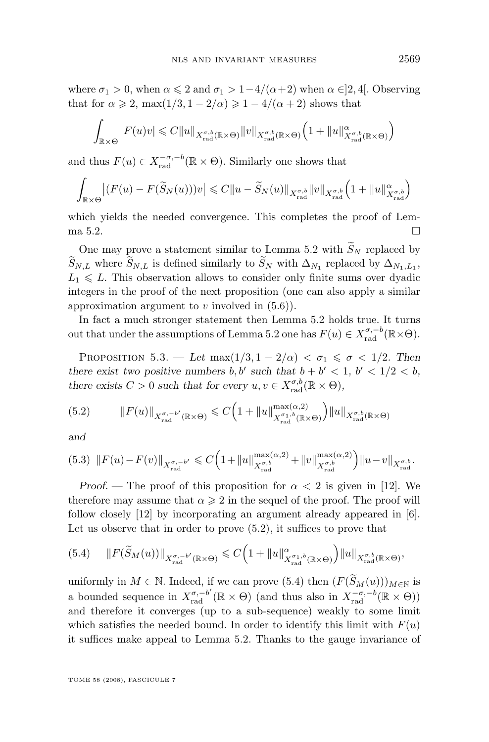where $\sigma_1 > 0$, when $\alpha \leqslant 2$ and $\sigma_1 > 1-4/(\alpha+2)$ when $\alpha \in ]2,4[$. Observing that for $\alpha \geqslant 2$, $\max(1/3, 1-2/\alpha) \geqslant 1-4/(\alpha+2)$ shows that

$$\int_{\mathbb{R}\times\Theta} |F(u)v| \leqslant C\|u\|_{X^{\sigma,b}_{\mathrm{rad}}(\mathbb{R}\times\Theta)}\|v\|_{X^{\sigma,b}_{\mathrm{rad}}(\mathbb{R}\times\Theta)}\Big(1+\|u\|^{\alpha}_{X^{\sigma,b}_{\mathrm{rad}}(\mathbb{R}\times\Theta)}\Big)$$

and thus $F(u) \in X^{-\sigma,-b}_{\mathrm{rad}}(\mathbb{R}\times\Theta)$. Similarly one shows that

$$\int_{\mathbb{R}\times\Theta} \big|(F(u)-F(\widetilde{S}_N(u)))v\big| \leqslant C\|u-\widetilde{S}_N(u)\|_{X^{\sigma,b}_{\mathrm{rad}}}\|v\|_{X^{\sigma,b}_{\mathrm{rad}}}\Big(1+\|u\|^{\alpha}_{X^{\sigma,b}_{\mathrm{rad}}}\Big)$$

which yields the needed convergence. This completes the proof of Lemma 5.2. $\square$

One may prove a statement similar to Lemma 5.2 with $\widetilde{S}_N$ replaced by $\widetilde{S}_{N,L}$ where $\widetilde{S}_{N,L}$ is defined similarly to $\widetilde{S}_N$ with $\Delta_{N_1}$ replaced by $\Delta_{N_1,L_1}$, $L_1 \leqslant L$. This observation allows to consider only finite sums over dyadic integers in the proof of the next proposition (one can also apply a similar approximation argument to $v$ involved in (5.6)).

In fact a much stronger statement then Lemma 5.2 holds true. It turns out that under the assumptions of Lemma 5.2 one has $F(u) \in X^{\sigma,-b}_{\mathrm{rad}}(\mathbb{R}\times\Theta)$.

Proposition 5.3. — *Let $\max(1/3, 1-2/\alpha) < \sigma_1 \leqslant \sigma < 1/2$. Then there exist two positive numbers $b, b'$ such that $b+b' < 1$, $b' < 1/2 < b$, there exists $C > 0$ such that for every $u, v \in X^{\sigma,b}_{\mathrm{rad}}(\mathbb{R}\times\Theta)$,*

$$\|F(u)\|_{X^{\sigma,-b'}_{\mathrm{rad}}(\mathbb{R}\times\Theta)} \leqslant C\Big(1+\|u\|^{\max(\alpha,2)}_{X^{\sigma_1,b}_{\mathrm{rad}}(\mathbb{R}\times\Theta)}\Big)\|u\|_{X^{\sigma,b}_{\mathrm{rad}}(\mathbb{R}\times\Theta)} \tag{5.2}$$

*and*

$$\|F(u)-F(v)\|_{X^{\sigma,-b'}_{\mathrm{rad}}} \leqslant C\Big(1+\|u\|^{\max(\alpha,2)}_{X^{\sigma,b}_{\mathrm{rad}}}+\|v\|^{\max(\alpha,2)}_{X^{\sigma,b}_{\mathrm{rad}}}\Big)\|u-v\|_{X^{\sigma,b}_{\mathrm{rad}}}. \tag{5.3}$$

*Proof.* — The proof of this proposition for $\alpha < 2$ is given in [12]. We therefore may assume that $\alpha \geqslant 2$ in the sequel of the proof. The proof will follow closely [12] by incorporating an argument already appeared in [6]. Let us observe that in order to prove (5.2), it suffices to prove that

$$\|F(\widetilde{S}_M(u))\|_{X^{\sigma,-b'}_{\mathrm{rad}}(\mathbb{R}\times\Theta)} \leqslant C\Big(1+\|u\|^{\alpha}_{X^{\sigma_1,b}_{\mathrm{rad}}(\mathbb{R}\times\Theta)}\Big)\|u\|_{X^{\sigma,b}_{\mathrm{rad}}(\mathbb{R}\times\Theta)}, \tag{5.4}$$

uniformly in $M \in \mathbb{N}$. Indeed, if we can prove (5.4) then $(F(\widetilde{S}_M(u)))_{M\in\mathbb{N}}$ is a bounded sequence in $X^{\sigma,-b'}_{\mathrm{rad}}(\mathbb{R}\times\Theta)$ (and thus also in $X^{-\sigma,-b}_{\mathrm{rad}}(\mathbb{R}\times\Theta)$) and therefore it converges (up to a sub-sequence) weakly to some limit which satisfies the needed bound. In order to identify this limit with $F(u)$ it suffices make appeal to Lemma 5.2. Thanks to the gauge invariance of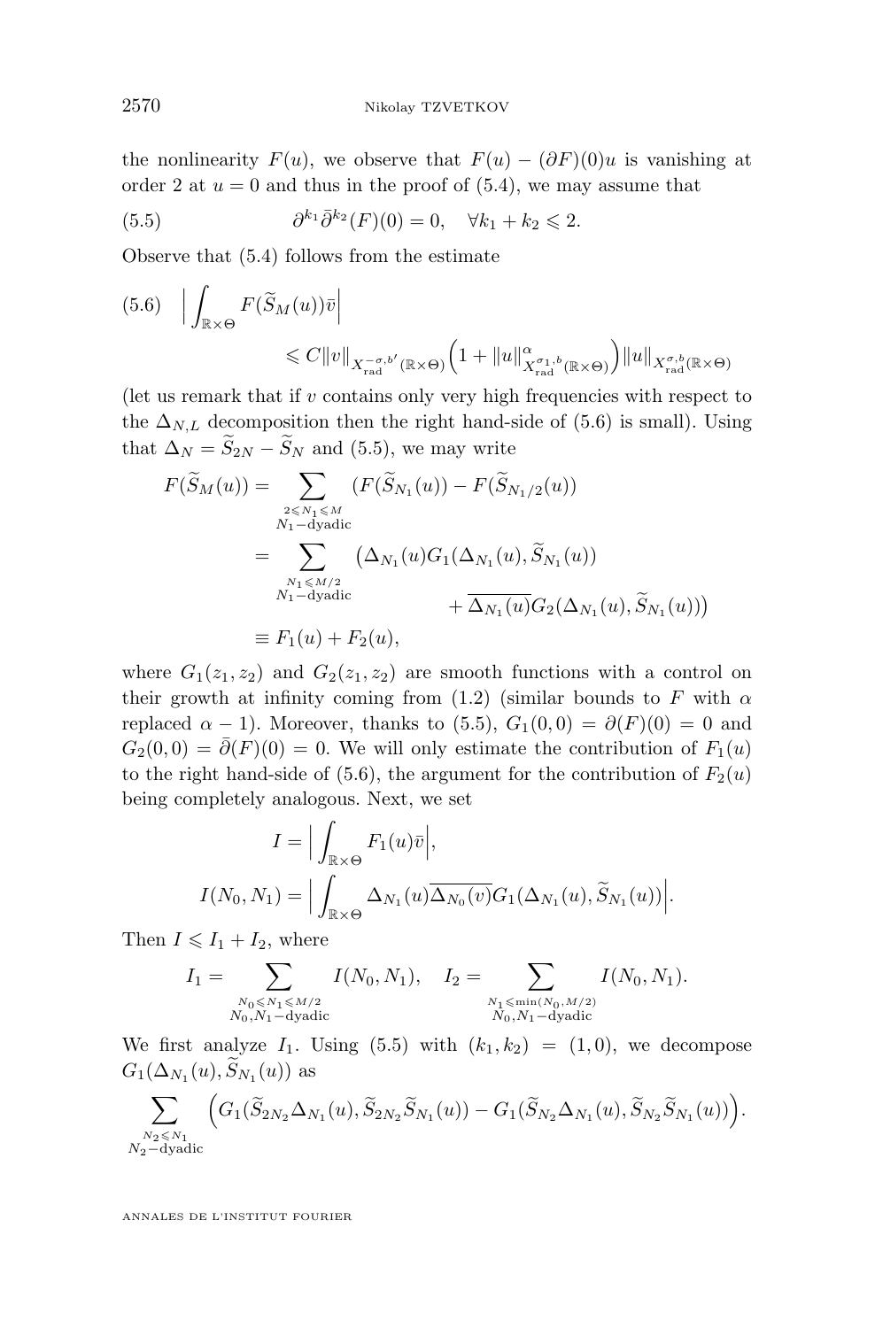the nonlinearity $F(u)$, we observe that $F(u) - (\partial F)(0)u$ is vanishing at order 2 at $u = 0$ and thus in the proof of (5.4), we may assume that

$$\partial^{k_1}\bar{\partial}^{k_2}(F)(0) = 0, \quad \forall k_1 + k_2 \leqslant 2. \tag{5.5}$$

Observe that (5.4) follows from the estimate

$$\Big| \int_{\mathbb{R}\times\Theta} F(\widetilde{S}_M(u))\bar{v} \Big| \leqslant C\|v\|_{X^{-\sigma,b'}_{\mathrm{rad}}(\mathbb{R}\times\Theta)} \Big(1 + \|u\|^{\alpha}_{X^{\sigma_1,b}_{\mathrm{rad}}(\mathbb{R}\times\Theta)}\Big) \|u\|_{X^{\sigma,b}_{\mathrm{rad}}(\mathbb{R}\times\Theta)} \tag{5.6}$$

(let us remark that if $v$ contains only very high frequencies with respect to the $\Delta_{N,L}$ decomposition then the right hand-side of (5.6) is small). Using that $\Delta_N = \widetilde{S}_{2N} - \widetilde{S}_N$ and (5.5), we may write

$$\begin{aligned}
F(\widetilde{S}_M(u)) &= \sum_{\substack{2\leqslant N_1\leqslant M \\ N_1-\text{dyadic}}} (F(\widetilde{S}_{N_1}(u)) - F(\widetilde{S}_{N_1/2}(u))) \\
&= \sum_{\substack{N_1\leqslant M/2 \\ N_1-\text{dyadic}}} \big(\Delta_{N_1}(u) G_1(\Delta_{N_1}(u), \widetilde{S}_{N_1}(u)) \\
&\qquad\qquad + \overline{\Delta_{N_1}(u)} G_2(\Delta_{N_1}(u), \widetilde{S}_{N_1}(u))\big) \\
&\equiv F_1(u) + F_2(u),
\end{aligned}$$

where $G_1(z_1, z_2)$ and $G_2(z_1, z_2)$ are smooth functions with a control on their growth at infinity coming from (1.2) (similar bounds to $F$ with $\alpha$ replaced $\alpha - 1$). Moreover, thanks to (5.5), $G_1(0,0) = \partial(F)(0) = 0$ and $G_2(0,0) = \bar{\partial}(F)(0) = 0$. We will only estimate the contribution of $F_1(u)$ to the right hand-side of (5.6), the argument for the contribution of $F_2(u)$ being completely analogous. Next, we set

$$I = \Big| \int_{\mathbb{R}\times\Theta} F_1(u)\bar{v} \Big|,$$

$$I(N_0, N_1) = \Big| \int_{\mathbb{R}\times\Theta} \Delta_{N_1}(u)\overline{\Delta_{N_0}(v)} G_1(\Delta_{N_1}(u), \widetilde{S}_{N_1}(u)) \Big|.$$

Then $I \leqslant I_1 + I_2$, where

$$I_1 = \sum_{\substack{N_0\leqslant N_1\leqslant M/2 \\ N_0,N_1-\text{dyadic}}} I(N_0, N_1), \quad I_2 = \sum_{\substack{N_1\leqslant \min(N_0, M/2) \\ N_0,N_1-\text{dyadic}}} I(N_0, N_1).$$

We first analyze $I_1$. Using (5.5) with $(k_1, k_2) = (1, 0)$, we decompose $G_1(\Delta_{N_1}(u), \widetilde{S}_{N_1}(u))$ as

$$\sum_{\substack{N_2\leqslant N_1 \\ N_2-\text{dyadic}}} \Big( G_1(\widetilde{S}_{2N_2}\Delta_{N_1}(u), \widetilde{S}_{2N_2}\widetilde{S}_{N_1}(u)) - G_1(\widetilde{S}_{N_2}\Delta_{N_1}(u), \widetilde{S}_{N_2}\widetilde{S}_{N_1}(u)) \Big).$$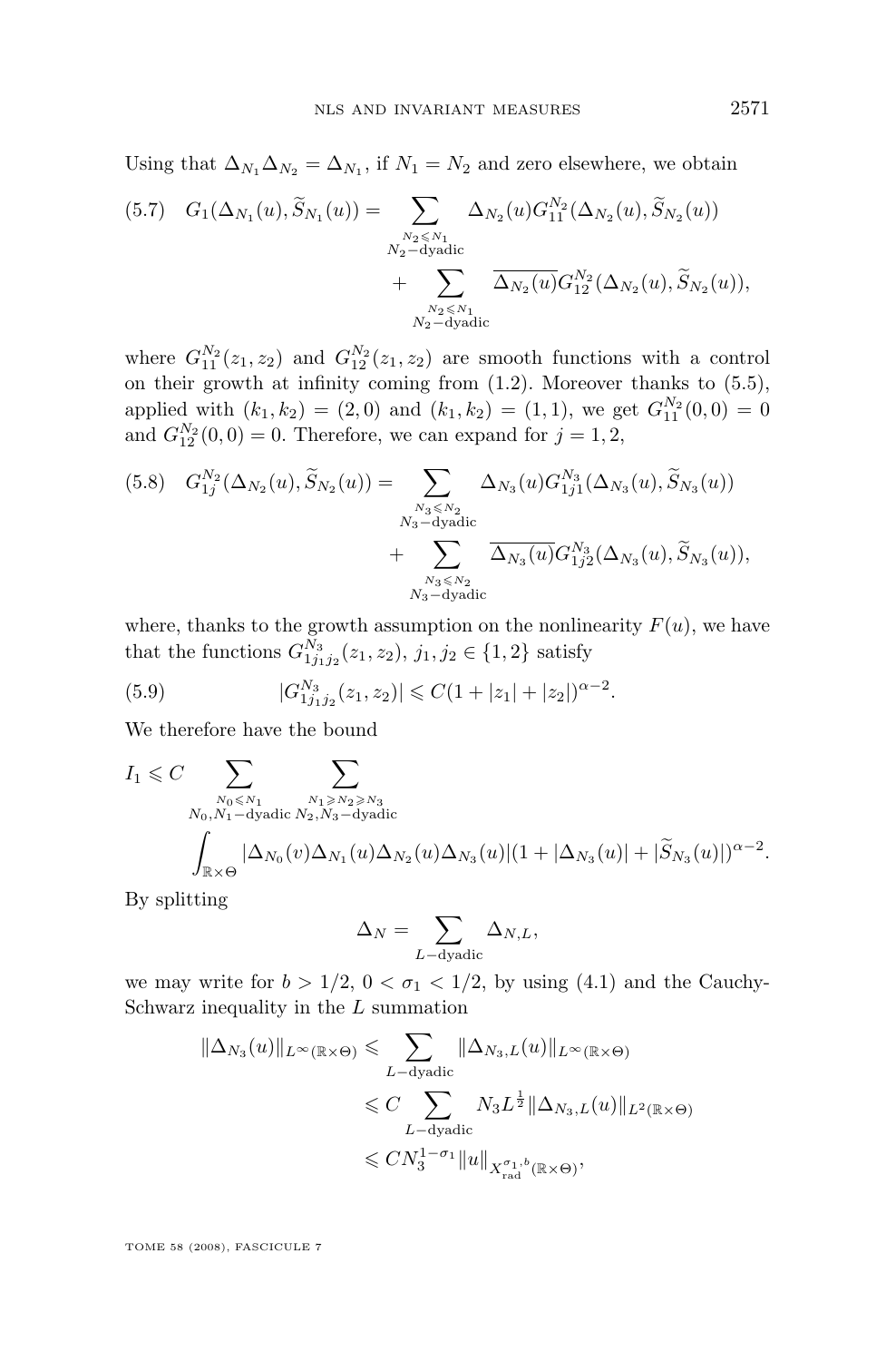Using that $\Delta_{N_1}\Delta_{N_2} = \Delta_{N_1}$, if $N_1 = N_2$ and zero elsewhere, we obtain

$$G_1(\Delta_{N_1}(u), \widetilde{S}_{N_1}(u)) = \sum_{\substack{N_2 \leqslant N_1 \\ N_2-\text{dyadic}}} \Delta_{N_2}(u) G_{11}^{N_2}(\Delta_{N_2}(u), \widetilde{S}_{N_2}(u)) + \sum_{\substack{N_2 \leqslant N_1 \\ N_2-\text{dyadic}}} \overline{\Delta_{N_2}(u)} G_{12}^{N_2}(\Delta_{N_2}(u), \widetilde{S}_{N_2}(u)), \tag{5.7}$$

where $G_{11}^{N_2}(z_1, z_2)$ and $G_{12}^{N_2}(z_1, z_2)$ are smooth functions with a control on their growth at infinity coming from (1.2). Moreover thanks to (5.5), applied with $(k_1, k_2) = (2, 0)$ and $(k_1, k_2) = (1, 1)$, we get $G_{11}^{N_2}(0, 0) = 0$ and $G_{12}^{N_2}(0, 0) = 0$. Therefore, we can expand for $j = 1, 2$,

$$G_{1j}^{N_2}(\Delta_{N_2}(u), \widetilde{S}_{N_2}(u)) = \sum_{\substack{N_3 \leqslant N_2 \\ N_3-\text{dyadic}}} \Delta_{N_3}(u) G_{1j1}^{N_3}(\Delta_{N_3}(u), \widetilde{S}_{N_3}(u)) + \sum_{\substack{N_3 \leqslant N_2 \\ N_3-\text{dyadic}}} \overline{\Delta_{N_3}(u)} G_{1j2}^{N_3}(\Delta_{N_3}(u), \widetilde{S}_{N_3}(u)), \tag{5.8}$$

where, thanks to the growth assumption on the nonlinearity $F(u)$, we have that the functions $G_{1j_1j_2}^{N_3}(z_1, z_2)$, $j_1, j_2 \in \{1, 2\}$ satisfy

$$|G_{1j_1j_2}^{N_3}(z_1, z_2)| \leqslant C(1 + |z_1| + |z_2|)^{\alpha - 2}. \tag{5.9}$$

We therefore have the bound

$$I_1 \leqslant C \sum_{\substack{N_0 \leqslant N_1 \\ N_0, N_1-\text{dyadic}}} \sum_{\substack{N_1 \geqslant N_2 \geqslant N_3 \\ N_2, N_3-\text{dyadic}}} \int_{\mathbb{R}\times\Theta} |\Delta_{N_0}(v)\Delta_{N_1}(u)\Delta_{N_2}(u)\Delta_{N_3}(u)|(1 + |\Delta_{N_3}(u)| + |\widetilde{S}_{N_3}(u)|)^{\alpha-2}.$$

By splitting

$$\Delta_N = \sum_{L-\text{dyadic}} \Delta_{N,L},$$

we may write for $b > 1/2$, $0 < \sigma_1 < 1/2$, by using (4.1) and the Cauchy-Schwarz inequality in the $L$ summation

$$\begin{aligned}
\|\Delta_{N_3}(u)\|_{L^\infty(\mathbb{R}\times\Theta)} &\leqslant \sum_{L-\text{dyadic}} \|\Delta_{N_3,L}(u)\|_{L^\infty(\mathbb{R}\times\Theta)} \\
&\leqslant C \sum_{L-\text{dyadic}} N_3 L^{\frac{1}{2}} \|\Delta_{N_3,L}(u)\|_{L^2(\mathbb{R}\times\Theta)} \\
&\leqslant C N_3^{1-\sigma_1} \|u\|_{X_{\text{rad}}^{\sigma_1,b}(\mathbb{R}\times\Theta)},
\end{aligned}$$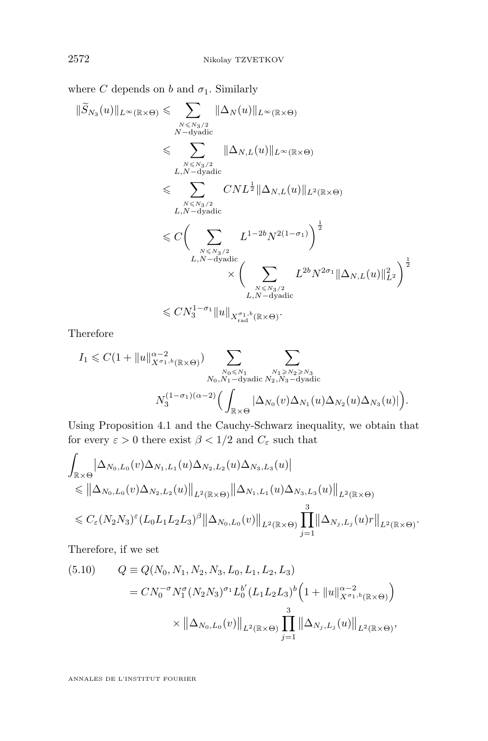where $C$ depends on $b$ and $\sigma_1$. Similarly

$$
\begin{aligned}
\|\widetilde{S}_{N_3}(u)\|_{L^\infty(\mathbb{R}\times\Theta)} &\leqslant \sum_{\substack{N\leqslant N_3/2\\ N-\text{dyadic}}} \|\Delta_N(u)\|_{L^\infty(\mathbb{R}\times\Theta)} \\
&\leqslant \sum_{\substack{N\leqslant N_3/2\\ L,N-\text{dyadic}}} \|\Delta_{N,L}(u)\|_{L^\infty(\mathbb{R}\times\Theta)} \\
&\leqslant \sum_{\substack{N\leqslant N_3/2\\ L,N-\text{dyadic}}} CNL^{\frac{1}{2}}\|\Delta_{N,L}(u)\|_{L^2(\mathbb{R}\times\Theta)} \\
&\leqslant C\Big(\sum_{\substack{N\leqslant N_3/2\\ L,N-\text{dyadic}}} L^{1-2b}N^{2(1-\sigma_1)}\Big)^{\frac{1}{2}} \\
&\qquad\qquad \times\Big(\sum_{\substack{N\leqslant N_3/2\\ L,N-\text{dyadic}}} L^{2b}N^{2\sigma_1}\|\Delta_{N,L}(u)\|_{L^2}^2\Big)^{\frac{1}{2}} \\
&\leqslant CN_3^{1-\sigma_1}\|u\|_{X^{\sigma_1,b}_{\text{rad}}(\mathbb{R}\times\Theta)}.
\end{aligned}
$$

Therefore

$$
\begin{aligned}
I_1 \leqslant C(1+\|u\|^{\alpha-2}_{X^{\sigma_1,b}(\mathbb{R}\times\Theta)}) &\sum_{\substack{N_0\leqslant N_1\\ N_0,N_1-\text{dyadic}}}\ \sum_{\substack{N_1\geqslant N_2\geqslant N_3\\ N_2,N_3-\text{dyadic}}} \\
&N_3^{(1-\sigma_1)(\alpha-2)}\Big(\int_{\mathbb{R}\times\Theta}|\Delta_{N_0}(v)\Delta_{N_1}(u)\Delta_{N_2}(u)\Delta_{N_3}(u)|\Big).
\end{aligned}
$$

Using Proposition 4.1 and the Cauchy-Schwarz inequality, we obtain that for every $\varepsilon>0$ there exist $\beta<1/2$ and $C_\varepsilon$ such that

$$
\begin{aligned}
&\int_{\mathbb{R}\times\Theta}\big|\Delta_{N_0,L_0}(v)\Delta_{N_1,L_1}(u)\Delta_{N_2,L_2}(u)\Delta_{N_3,L_3}(u)\big| \\
&\leqslant \big\|\Delta_{N_0,L_0}(v)\Delta_{N_2,L_2}(u)\big\|_{L^2(\mathbb{R}\times\Theta)}\big\|\Delta_{N_1,L_1}(u)\Delta_{N_3,L_3}(u)\big\|_{L^2(\mathbb{R}\times\Theta)} \\
&\leqslant C_\varepsilon(N_2N_3)^\varepsilon(L_0L_1L_2L_3)^\beta\big\|\Delta_{N_0,L_0}(v)\big\|_{L^2(\mathbb{R}\times\Theta)}\prod_{j=1}^{3}\big\|\Delta_{N_j,L_j}(u)r\big\|_{L^2(\mathbb{R}\times\Theta)}.
\end{aligned}
$$

Therefore, if we set

$$
\begin{aligned}
(5.10)\qquad Q &\equiv Q(N_0,N_1,N_2,N_3,L_0,L_1,L_2,L_3) \\
&= CN_0^{-\sigma}N_1^{\sigma}(N_2N_3)^{\sigma_1}L_0^{b'}(L_1L_2L_3)^b\Big(1+\|u\|^{\alpha-2}_{X^{\sigma_1,b}(\mathbb{R}\times\Theta)}\Big) \\
&\qquad\qquad \times\big\|\Delta_{N_0,L_0}(v)\big\|_{L^2(\mathbb{R}\times\Theta)}\prod_{j=1}^{3}\big\|\Delta_{N_j,L_j}(u)\big\|_{L^2(\mathbb{R}\times\Theta)},
\end{aligned}
$$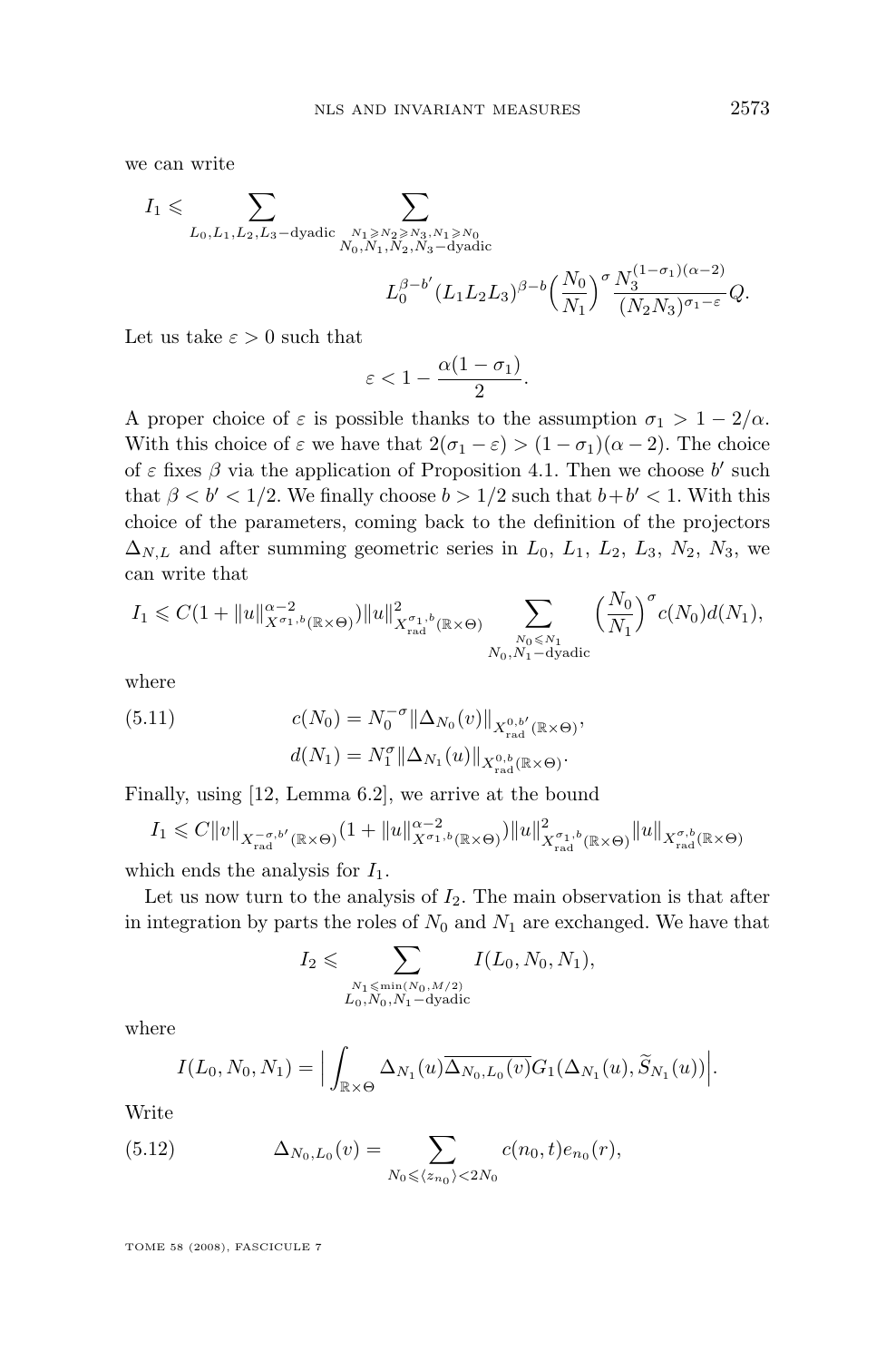we can write

$$I_1 \leqslant \sum_{L_0,L_1,L_2,L_3-\text{dyadic}} \sum_{\substack{N_1\geqslant N_2\geqslant N_3, N_1\geqslant N_0\\ N_0,N_1,N_2,N_3-\text{dyadic}}} L_0^{\beta-b'}(L_1L_2L_3)^{\beta-b}\Big(\frac{N_0}{N_1}\Big)^{\sigma}\frac{N_3^{(1-\sigma_1)(\alpha-2)}}{(N_2N_3)^{\sigma_1-\varepsilon}}Q.$$

Let us take $\varepsilon > 0$ such that

$$\varepsilon < 1 - \frac{\alpha(1-\sigma_1)}{2}.$$

A proper choice of $\varepsilon$ is possible thanks to the assumption $\sigma_1 > 1 - 2/\alpha$. With this choice of $\varepsilon$ we have that $2(\sigma_1 - \varepsilon) > (1-\sigma_1)(\alpha-2)$. The choice of $\varepsilon$ fixes $\beta$ via the application of Proposition 4.1. Then we choose $b'$ such that $\beta < b' < 1/2$. We finally choose $b > 1/2$ such that $b + b' < 1$. With this choice of the parameters, coming back to the definition of the projectors $\Delta_{N,L}$ and after summing geometric series in $L_0$, $L_1$, $L_2$, $L_3$, $N_2$, $N_3$, we can write that

$$I_1 \leqslant C(1+\|u\|^{\alpha-2}_{X^{\sigma_1,b}(\mathbb{R}\times\Theta)})\|u\|^2_{X^{\sigma_1,b}_{\text{rad}}(\mathbb{R}\times\Theta)} \sum_{\substack{N_0\leqslant N_1\\ N_0,N_1-\text{dyadic}}} \Big(\frac{N_0}{N_1}\Big)^{\sigma} c(N_0)d(N_1),$$

where

$$c(N_0) = N_0^{-\sigma}\|\Delta_{N_0}(v)\|_{X^{0,b'}_{\text{rad}}(\mathbb{R}\times\Theta)}, \tag{5.11}$$
$$d(N_1) = N_1^{\sigma}\|\Delta_{N_1}(u)\|_{X^{0,b}_{\text{rad}}(\mathbb{R}\times\Theta)}.$$

Finally, using [12, Lemma 6.2], we arrive at the bound

$$I_1 \leqslant C\|v\|_{X^{-\sigma,b'}_{\text{rad}}(\mathbb{R}\times\Theta)}(1+\|u\|^{\alpha-2}_{X^{\sigma_1,b}(\mathbb{R}\times\Theta)})\|u\|^2_{X^{\sigma_1,b}_{\text{rad}}(\mathbb{R}\times\Theta)}\|u\|_{X^{\sigma,b}_{\text{rad}}(\mathbb{R}\times\Theta)}$$

which ends the analysis for $I_1$.

Let us now turn to the analysis of $I_2$. The main observation is that after in integration by parts the roles of $N_0$ and $N_1$ are exchanged. We have that

$$I_2 \leqslant \sum_{\substack{N_1\leqslant \min(N_0,M/2)\\ L_0,N_0,N_1-\text{dyadic}}} I(L_0,N_0,N_1),$$

where

$$I(L_0,N_0,N_1) = \Big|\int_{\mathbb{R}\times\Theta}\Delta_{N_1}(u)\overline{\Delta_{N_0,L_0}(v)}G_1(\Delta_{N_1}(u),\widetilde{S}_{N_1}(u))\Big|.$$

Write

$$\Delta_{N_0,L_0}(v) = \sum_{N_0\leqslant\langle z_{n_0}\rangle<2N_0} c(n_0,t)e_{n_0}(r), \tag{5.12}$$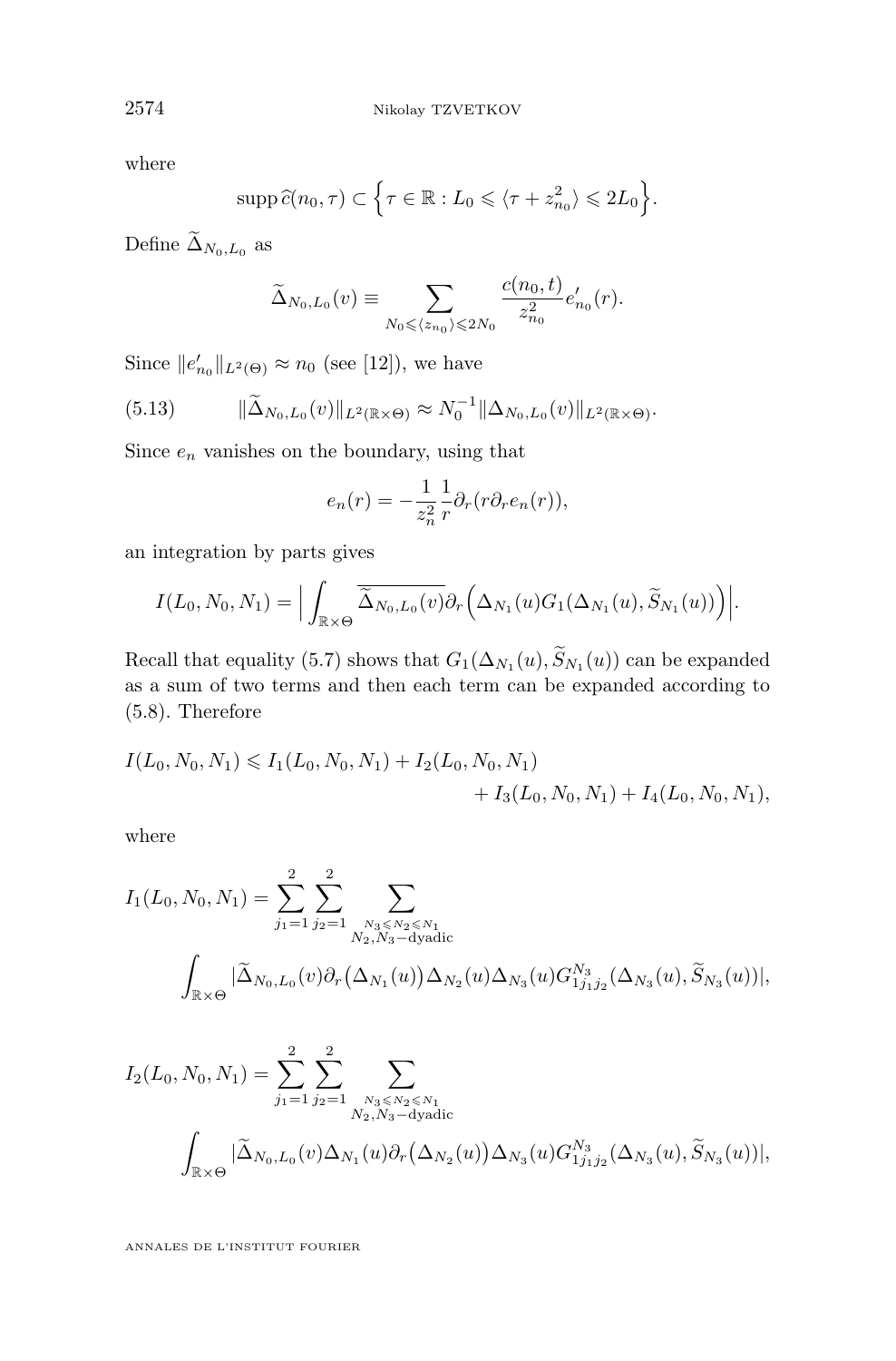where

$$\operatorname{supp}\widehat{c}(n_0,\tau)\subset\Big\{\tau\in\mathbb{R}:L_0\leqslant\langle\tau+z_{n_0}^2\rangle\leqslant 2L_0\Big\}.$$

Define $\widetilde{\Delta}_{N_0,L_0}$ as

$$\widetilde{\Delta}_{N_0,L_0}(v)\equiv\sum_{N_0\leqslant\langle z_{n_0}\rangle\leqslant 2N_0}\frac{c(n_0,t)}{z_{n_0}^2}e'_{n_0}(r).$$

Since $\|e'_{n_0}\|_{L^2(\Theta)}\approx n_0$ (see [12]), we have

$$\|\widetilde{\Delta}_{N_0,L_0}(v)\|_{L^2(\mathbb{R}\times\Theta)}\approx N_0^{-1}\|\Delta_{N_0,L_0}(v)\|_{L^2(\mathbb{R}\times\Theta)}. \tag{5.13}$$

Since $e_n$ vanishes on the boundary, using that

$$e_n(r)=-\frac{1}{z_n^2}\frac{1}{r}\partial_r(r\partial_r e_n(r)),$$

an integration by parts gives

$$I(L_0,N_0,N_1)=\Big|\int_{\mathbb{R}\times\Theta}\overline{\widetilde{\Delta}_{N_0,L_0}(v)}\partial_r\Big(\Delta_{N_1}(u)G_1(\Delta_{N_1}(u),\widetilde{S}_{N_1}(u))\Big)\Big|.$$

Recall that equality (5.7) shows that $G_1(\Delta_{N_1}(u),\widetilde{S}_{N_1}(u))$ can be expanded as a sum of two terms and then each term can be expanded according to (5.8). Therefore

$$I(L_0,N_0,N_1)\leqslant I_1(L_0,N_0,N_1)+I_2(L_0,N_0,N_1)+I_3(L_0,N_0,N_1)+I_4(L_0,N_0,N_1),$$

where

$$I_1(L_0,N_0,N_1)=\sum_{j_1=1}^{2}\sum_{j_2=1}^{2}\sum_{\substack{N_3\leqslant N_2\leqslant N_1\\ N_2,N_3-\text{dyadic}}}\int_{\mathbb{R}\times\Theta}|\widetilde{\Delta}_{N_0,L_0}(v)\partial_r\big(\Delta_{N_1}(u)\big)\Delta_{N_2}(u)\Delta_{N_3}(u)G^{N_3}_{1j_1j_2}(\Delta_{N_3}(u),\widetilde{S}_{N_3}(u))|,$$

$$I_2(L_0,N_0,N_1)=\sum_{j_1=1}^{2}\sum_{j_2=1}^{2}\sum_{\substack{N_3\leqslant N_2\leqslant N_1\\ N_2,N_3-\text{dyadic}}}\int_{\mathbb{R}\times\Theta}|\widetilde{\Delta}_{N_0,L_0}(v)\Delta_{N_1}(u)\partial_r\big(\Delta_{N_2}(u)\big)\Delta_{N_3}(u)G^{N_3}_{1j_1j_2}(\Delta_{N_3}(u),\widetilde{S}_{N_3}(u))|,$$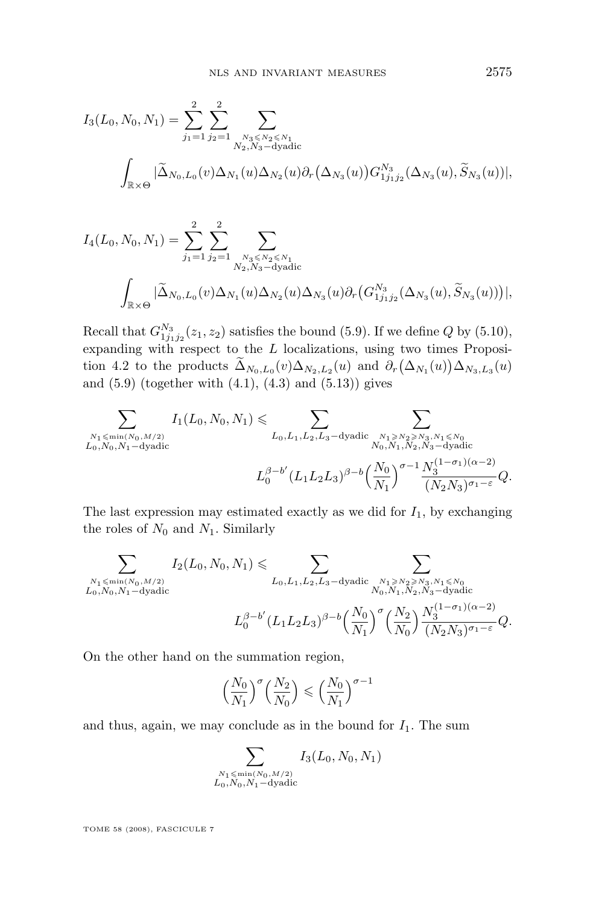$$I_3(L_0,N_0,N_1)=\sum_{j_1=1}^{2}\sum_{j_2=1}^{2}\sum_{\substack{N_3\leqslant N_2\leqslant N_1\\ N_2,N_3-\text{dyadic}}}\int_{\mathbb{R}\times\Theta}|\widetilde{\Delta}_{N_0,L_0}(v)\Delta_{N_1}(u)\Delta_{N_2}(u)\partial_r\big(\Delta_{N_3}(u)\big)G^{N_3}_{1j_1j_2}(\Delta_{N_3}(u),\widetilde{S}_{N_3}(u))|,$$

$$I_4(L_0,N_0,N_1)=\sum_{j_1=1}^{2}\sum_{j_2=1}^{2}\sum_{\substack{N_3\leqslant N_2\leqslant N_1\\ N_2,N_3-\text{dyadic}}}\int_{\mathbb{R}\times\Theta}|\widetilde{\Delta}_{N_0,L_0}(v)\Delta_{N_1}(u)\Delta_{N_2}(u)\Delta_{N_3}(u)\partial_r\big(G^{N_3}_{1j_1j_2}(\Delta_{N_3}(u),\widetilde{S}_{N_3}(u))\big)|,$$

Recall that $G^{N_3}_{1j_1j_2}(z_1,z_2)$ satisfies the bound (5.9). If we define $Q$ by (5.10), expanding with respect to the $L$ localizations, using two times Proposition 4.2 to the products $\widetilde{\Delta}_{N_0,L_0}(v)\Delta_{N_2,L_2}(u)$ and $\partial_r\big(\Delta_{N_1}(u)\big)\Delta_{N_3,L_3}(u)$ and (5.9) (together with (4.1), (4.3) and (5.13)) gives

$$\sum_{\substack{N_1\leqslant\min(N_0,M/2)\\ L_0,N_0,N_1-\text{dyadic}}}I_1(L_0,N_0,N_1)\leqslant\sum_{L_0,L_1,L_2,L_3-\text{dyadic}}\;\sum_{\substack{N_1\geqslant N_2\geqslant N_3,N_1\leqslant N_0\\ N_0,N_1,N_2,N_3-\text{dyadic}}}L_0^{\beta-b'}(L_1L_2L_3)^{\beta-b}\Big(\frac{N_0}{N_1}\Big)^{\sigma-1}\frac{N_3^{(1-\sigma_1)(\alpha-2)}}{(N_2N_3)^{\sigma_1-\varepsilon}}Q.$$

The last expression may estimated exactly as we did for $I_1$, by exchanging the roles of $N_0$ and $N_1$. Similarly

$$\sum_{\substack{N_1\leqslant\min(N_0,M/2)\\ L_0,N_0,N_1-\text{dyadic}}}I_2(L_0,N_0,N_1)\leqslant\sum_{L_0,L_1,L_2,L_3-\text{dyadic}}\;\sum_{\substack{N_1\geqslant N_2\geqslant N_3,N_1\leqslant N_0\\ N_0,N_1,N_2,N_3-\text{dyadic}}}L_0^{\beta-b'}(L_1L_2L_3)^{\beta-b}\Big(\frac{N_0}{N_1}\Big)^{\sigma}\Big(\frac{N_2}{N_0}\Big)\frac{N_3^{(1-\sigma_1)(\alpha-2)}}{(N_2N_3)^{\sigma_1-\varepsilon}}Q.$$

On the other hand on the summation region,

$$\Big(\frac{N_0}{N_1}\Big)^{\sigma}\Big(\frac{N_2}{N_0}\Big)\leqslant\Big(\frac{N_0}{N_1}\Big)^{\sigma-1}$$

and thus, again, we may conclude as in the bound for $I_1$. The sum

$$\sum_{\substack{N_1\leqslant\min(N_0,M/2)\\ L_0,N_0,N_1-\text{dyadic}}}I_3(L_0,N_0,N_1)$$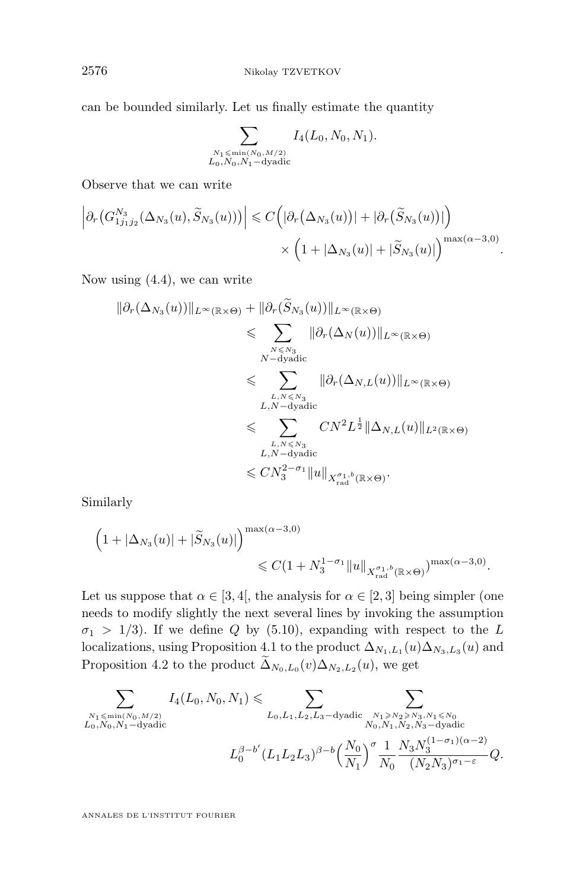can be bounded similarly. Let us finally estimate the quantity

$$\sum_{\substack{N_1\leqslant \min(N_0,M/2)\\ L_0,N_0,N_1-\text{dyadic}}} I_4(L_0,N_0,N_1).$$

Observe that we can write

$$\Big|\partial_r\big(G^{N_3}_{1j_1j_2}(\Delta_{N_3}(u),\widetilde{S}_{N_3}(u))\big)\Big| \leqslant C\Big(|\partial_r\big(\Delta_{N_3}(u)\big)|+|\partial_r\big(\widetilde{S}_{N_3}(u)\big)|\Big) \times \Big(1+|\Delta_{N_3}(u)|+|\widetilde{S}_{N_3}(u)|\Big)^{\max(\alpha-3,0)}.$$

Now using (4.4), we can write

$$\begin{aligned}
\|\partial_r(\Delta_{N_3}(u))\|_{L^\infty(\mathbb{R}\times\Theta)} + \|\partial_r(\widetilde{S}_{N_3}(u))\|_{L^\infty(\mathbb{R}\times\Theta)}
&\leqslant \sum_{\substack{N\leqslant N_3\\ N-\text{dyadic}}} \|\partial_r(\Delta_N(u))\|_{L^\infty(\mathbb{R}\times\Theta)}\\
&\leqslant \sum_{\substack{L,N\leqslant N_3\\ L,N-\text{dyadic}}} \|\partial_r(\Delta_{N,L}(u))\|_{L^\infty(\mathbb{R}\times\Theta)}\\
&\leqslant \sum_{\substack{L,N\leqslant N_3\\ L,N-\text{dyadic}}} CN^2L^{\frac12}\|\Delta_{N,L}(u)\|_{L^2(\mathbb{R}\times\Theta)}\\
&\leqslant CN_3^{2-\sigma_1}\|u\|_{X^{\sigma_1,b}_{\text{rad}}(\mathbb{R}\times\Theta)}.
\end{aligned}$$

Similarly

$$\Big(1+|\Delta_{N_3}(u)|+|\widetilde{S}_{N_3}(u)|\Big)^{\max(\alpha-3,0)} \leqslant C(1+N_3^{1-\sigma_1}\|u\|_{X^{\sigma_1,b}_{\text{rad}}(\mathbb{R}\times\Theta)})^{\max(\alpha-3,0)}.$$

Let us suppose that $\alpha\in[3,4[$, the analysis for $\alpha\in[2,3]$ being simpler (one needs to modify slightly the next several lines by invoking the assumption $\sigma_1>1/3$). If we define $Q$ by (5.10), expanding with respect to the $L$ localizations, using Proposition 4.1 to the product $\Delta_{N_1,L_1}(u)\Delta_{N_3,L_3}(u)$ and Proposition 4.2 to the product $\widetilde{\Delta}_{N_0,L_0}(v)\Delta_{N_2,L_2}(u)$, we get

$$\sum_{\substack{N_1\leqslant \min(N_0,M/2)\\ L_0,N_0,N_1-\text{dyadic}}} I_4(L_0,N_0,N_1) \leqslant \sum_{L_0,L_1,L_2,L_3-\text{dyadic}} \sum_{\substack{N_1\geqslant N_2\geqslant N_3,N_1\leqslant N_0\\ N_0,N_1,N_2,N_3-\text{dyadic}}} L_0^{\beta-b'}(L_1L_2L_3)^{\beta-b}\Big(\frac{N_0}{N_1}\Big)^{\sigma}\frac{1}{N_0}\frac{N_3N_3^{(1-\sigma_1)(\alpha-2)}}{(N_2N_3)^{\sigma_1-\varepsilon}}Q.$$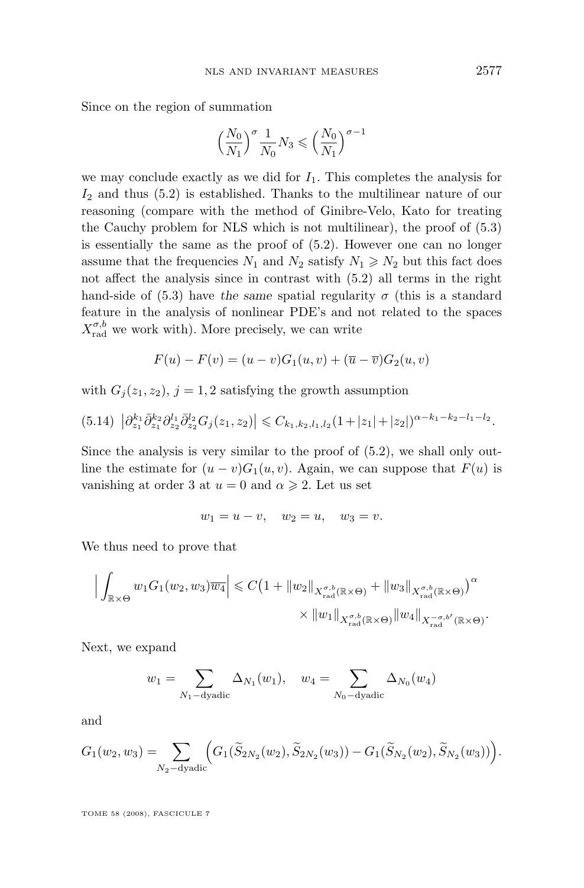Since on the region of summation

$$\Big(\frac{N_0}{N_1}\Big)^{\sigma}\frac{1}{N_0}N_3 \leqslant \Big(\frac{N_0}{N_1}\Big)^{\sigma-1}$$

we may conclude exactly as we did for $I_1$. This completes the analysis for $I_2$ and thus (5.2) is established. Thanks to the multilinear nature of our reasoning (compare with the method of Ginibre-Velo, Kato for treating the Cauchy problem for NLS which is not multilinear), the proof of (5.3) is essentially the same as the proof of (5.2). However one can no longer assume that the frequencies $N_1$ and $N_2$ satisfy $N_1 \geqslant N_2$ but this fact does not affect the analysis since in contrast with (5.2) all terms in the right hand-side of (5.3) have *the same* spatial regularity $\sigma$ (this is a standard feature in the analysis of nonlinear PDE's and not related to the spaces $X^{\sigma,b}_{\mathrm{rad}}$ we work with). More precisely, we can write

$$F(u)-F(v) = (u-v)G_1(u,v) + (\overline{u}-\overline{v})G_2(u,v)$$

with $G_j(z_1,z_2)$, $j=1,2$ satisfying the growth assumption

$$\big|\partial_{z_1}^{k_1}\bar{\partial}_{z_1}^{k_2}\partial_{z_2}^{l_1}\bar{\partial}_{z_2}^{l_2}G_j(z_1,z_2)\big| \leqslant C_{k_1,k_2,l_1,l_2}(1+|z_1|+|z_2|)^{\alpha-k_1-k_2-l_1-l_2}. \tag{5.14}$$

Since the analysis is very similar to the proof of (5.2), we shall only outline the estimate for $(u-v)G_1(u,v)$. Again, we can suppose that $F(u)$ is vanishing at order 3 at $u=0$ and $\alpha \geqslant 2$. Let us set

$$w_1 = u-v, \quad w_2 = u, \quad w_3 = v.$$

We thus need to prove that

$$\Big|\int_{\mathbb{R}\times\Theta} w_1 G_1(w_2,w_3)\overline{w_4}\Big| \leqslant C\big(1+\|w_2\|_{X^{\sigma,b}_{\mathrm{rad}}(\mathbb{R}\times\Theta)}+\|w_3\|_{X^{\sigma,b}_{\mathrm{rad}}(\mathbb{R}\times\Theta)}\big)^{\alpha} \times \|w_1\|_{X^{\sigma,b}_{\mathrm{rad}}(\mathbb{R}\times\Theta)}\|w_4\|_{X^{-\sigma,b'}_{\mathrm{rad}}(\mathbb{R}\times\Theta)}.$$

Next, we expand

$$w_1 = \sum_{N_1-\mathrm{dyadic}}\Delta_{N_1}(w_1), \quad w_4 = \sum_{N_0-\mathrm{dyadic}}\Delta_{N_0}(w_4)$$

and

$$G_1(w_2,w_3) = \sum_{N_2-\mathrm{dyadic}}\Big(G_1(\widetilde{S}_{2N_2}(w_2),\widetilde{S}_{2N_2}(w_3)) - G_1(\widetilde{S}_{N_2}(w_2),\widetilde{S}_{N_2}(w_3))\Big).$$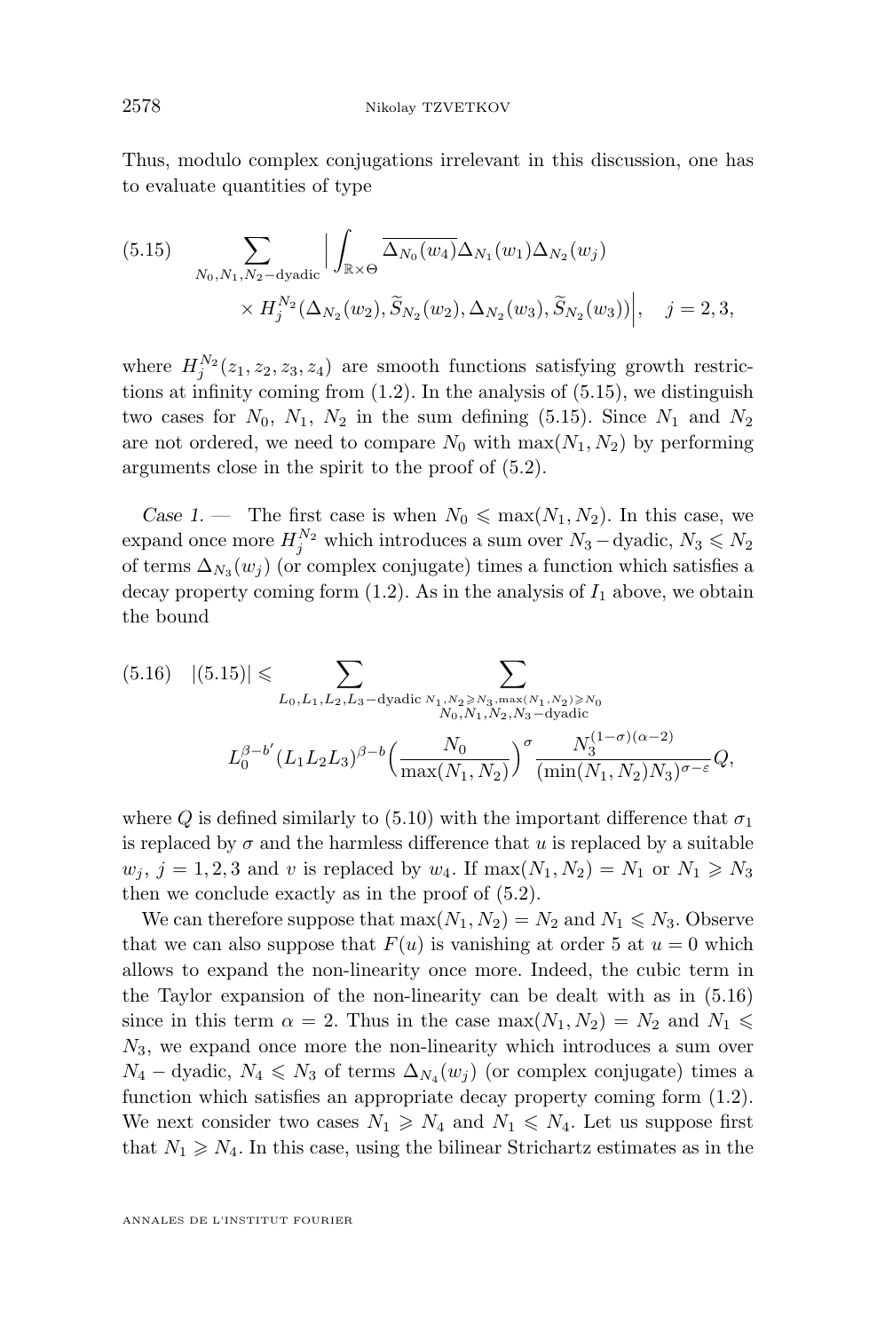Thus, modulo complex conjugations irrelevant in this discussion, one has to evaluate quantities of type

$$
\sum_{N_0,N_1,N_2-\text{dyadic}} \Big| \int_{\mathbb{R}\times\Theta} \overline{\Delta_{N_0}(w_4)}\Delta_{N_1}(w_1)\Delta_{N_2}(w_j) \times H_j^{N_2}(\Delta_{N_2}(w_2), \widetilde{S}_{N_2}(w_2), \Delta_{N_2}(w_3), \widetilde{S}_{N_2}(w_3))\Big|, \quad j=2,3, \tag{5.15}
$$

where $H_j^{N_2}(z_1,z_2,z_3,z_4)$ are smooth functions satisfying growth restrictions at infinity coming from (1.2). In the analysis of (5.15), we distinguish two cases for $N_0$, $N_1$, $N_2$ in the sum defining (5.15). Since $N_1$ and $N_2$ are not ordered, we need to compare $N_0$ with $\max(N_1,N_2)$ by performing arguments close in the spirit to the proof of (5.2).

*Case 1.* — The first case is when $N_0 \leqslant \max(N_1,N_2)$. In this case, we expand once more $H_j^{N_2}$ which introduces a sum over $N_3-$dyadic, $N_3 \leqslant N_2$ of terms $\Delta_{N_3}(w_j)$ (or complex conjugate) times a function which satisfies a decay property coming form (1.2). As in the analysis of $I_1$ above, we obtain the bound

$$
|(5.15)| \leqslant \sum_{L_0,L_1,L_2,L_3-\text{dyadic}} \sum_{\substack{N_1,N_2\geqslant N_3,\max(N_1,N_2)\geqslant N_0\\ N_0,N_1,N_2,N_3-\text{dyadic}}} L_0^{\beta-b'}(L_1L_2L_3)^{\beta-b}\Big(\frac{N_0}{\max(N_1,N_2)}\Big)^{\sigma}\frac{N_3^{(1-\sigma)(\alpha-2)}}{(\min(N_1,N_2)N_3)^{\sigma-\varepsilon}}Q, \tag{5.16}
$$

where $Q$ is defined similarly to (5.10) with the important difference that $\sigma_1$ is replaced by $\sigma$ and the harmless difference that $u$ is replaced by a suitable $w_j$, $j=1,2,3$ and $v$ is replaced by $w_4$. If $\max(N_1,N_2)=N_1$ or $N_1\geqslant N_3$ then we conclude exactly as in the proof of (5.2).

We can therefore suppose that $\max(N_1,N_2)=N_2$ and $N_1\leqslant N_3$. Observe that we can also suppose that $F(u)$ is vanishing at order 5 at $u=0$ which allows to expand the non-linearity once more. Indeed, the cubic term in the Taylor expansion of the non-linearity can be dealt with as in (5.16) since in this term $\alpha=2$. Thus in the case $\max(N_1,N_2)=N_2$ and $N_1\leqslant N_3$, we expand once more the non-linearity which introduces a sum over $N_4$ − dyadic, $N_4\leqslant N_3$ of terms $\Delta_{N_4}(w_j)$ (or complex conjugate) times a function which satisfies an appropriate decay property coming form (1.2). We next consider two cases $N_1\geqslant N_4$ and $N_1\leqslant N_4$. Let us suppose first that $N_1\geqslant N_4$. In this case, using the bilinear Strichartz estimates as in the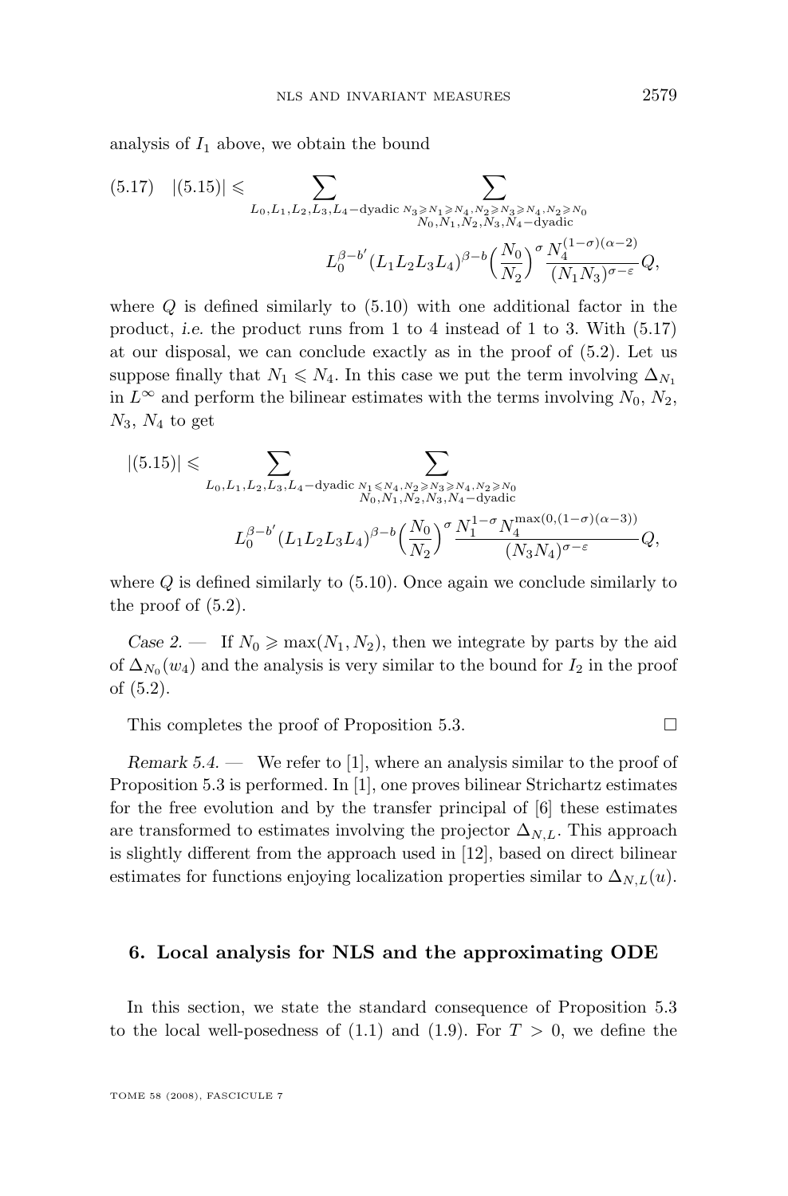analysis of $I_1$ above, we obtain the bound

$$
(5.17)\quad |(5.15)| \leqslant \sum_{L_0,L_1,L_2,L_3,L_4-\text{dyadic}} \sum_{\substack{N_3\geqslant N_1\geqslant N_4,\, N_2\geqslant N_3\geqslant N_4,\, N_2\geqslant N_0\\ N_0,N_1,N_2,N_3,N_4-\text{dyadic}}} L_0^{\beta-b'}(L_1L_2L_3L_4)^{\beta-b}\Big(\frac{N_0}{N_2}\Big)^{\sigma}\frac{N_4^{(1-\sigma)(\alpha-2)}}{(N_1N_3)^{\sigma-\varepsilon}}Q,
$$

where $Q$ is defined similarly to (5.10) with one additional factor in the product, *i.e.* the product runs from 1 to 4 instead of 1 to 3. With (5.17) at our disposal, we can conclude exactly as in the proof of (5.2). Let us suppose finally that $N_1 \leqslant N_4$. In this case we put the term involving $\Delta_{N_1}$ in $L^\infty$ and perform the bilinear estimates with the terms involving $N_0$, $N_2$, $N_3$, $N_4$ to get

$$
|(5.15)| \leqslant \sum_{L_0,L_1,L_2,L_3,L_4-\text{dyadic}} \sum_{\substack{N_1\leqslant N_4,\, N_2\geqslant N_3\geqslant N_4,\, N_2\geqslant N_0\\ N_0,N_1,N_2,N_3,N_4-\text{dyadic}}} L_0^{\beta-b'}(L_1L_2L_3L_4)^{\beta-b}\Big(\frac{N_0}{N_2}\Big)^{\sigma}\frac{N_1^{1-\sigma}N_4^{\max(0,(1-\sigma)(\alpha-3))}}{(N_3N_4)^{\sigma-\varepsilon}}Q,
$$

where $Q$ is defined similarly to (5.10). Once again we conclude similarly to the proof of (5.2).

*Case 2.* — If $N_0 \geqslant \max(N_1, N_2)$, then we integrate by parts by the aid of $\Delta_{N_0}(w_4)$ and the analysis is very similar to the bound for $I_2$ in the proof of (5.2).

This completes the proof of Proposition 5.3. □

*Remark 5.4.* — We refer to [1], where an analysis similar to the proof of Proposition 5.3 is performed. In [1], one proves bilinear Strichartz estimates for the free evolution and by the transfer principal of [6] these estimates are transformed to estimates involving the projector $\Delta_{N,L}$. This approach is slightly different from the approach used in [12], based on direct bilinear estimates for functions enjoying localization properties similar to $\Delta_{N,L}(u)$.

## 6. Local analysis for NLS and the approximating ODE

In this section, we state the standard consequence of Proposition 5.3 to the local well-posedness of (1.1) and (1.9). For $T > 0$, we define the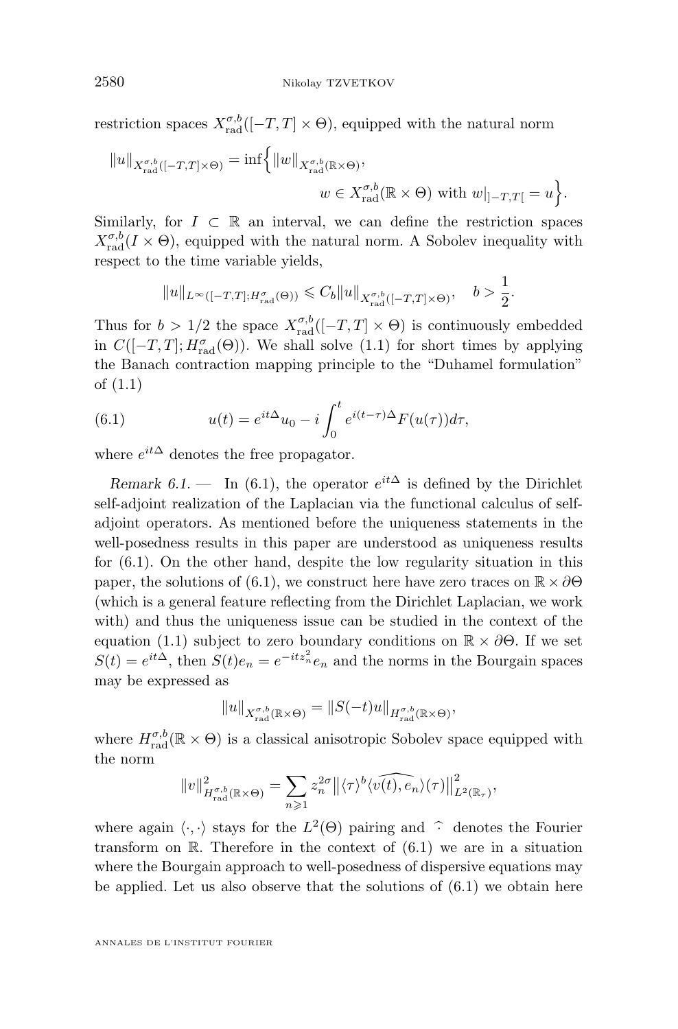restriction spaces $X^{\sigma,b}_{\rm rad}([-T,T]\times\Theta)$, equipped with the natural norm

$$\|u\|_{X^{\sigma,b}_{\rm rad}([-T,T]\times\Theta)} = \inf\Big\{ \|w\|_{X^{\sigma,b}_{\rm rad}(\mathbb{R}\times\Theta)},\\ w\in X^{\sigma,b}_{\rm rad}(\mathbb{R}\times\Theta) \text{ with } w|_{]-T,T[} = u\Big\}.$$

Similarly, for $I\subset\mathbb{R}$ an interval, we can define the restriction spaces $X^{\sigma,b}_{\rm rad}(I\times\Theta)$, equipped with the natural norm. A Sobolev inequality with respect to the time variable yields,

$$\|u\|_{L^\infty([-T,T];H^\sigma_{\rm rad}(\Theta))} \leqslant C_b \|u\|_{X^{\sigma,b}_{\rm rad}([-T,T]\times\Theta)},\quad b>\frac{1}{2}.$$

Thus for $b>1/2$ the space $X^{\sigma,b}_{\rm rad}([-T,T]\times\Theta)$ is continuously embedded in $C([-T,T];H^\sigma_{\rm rad}(\Theta))$. We shall solve (1.1) for short times by applying the Banach contraction mapping principle to the "Duhamel formulation" of (1.1)

$$u(t) = e^{it\Delta}u_0 - i\int_0^t e^{i(t-\tau)\Delta}F(u(\tau))d\tau, \tag{6.1}$$

where $e^{it\Delta}$ denotes the free propagator.

*Remark 6.1.* — In (6.1), the operator $e^{it\Delta}$ is defined by the Dirichlet self-adjoint realization of the Laplacian via the functional calculus of self-adjoint operators. As mentioned before the uniqueness statements in the well-posedness results in this paper are understood as uniqueness results for (6.1). On the other hand, despite the low regularity situation in this paper, the solutions of (6.1), we construct here have zero traces on $\mathbb{R}\times\partial\Theta$ (which is a general feature reflecting from the Dirichlet Laplacian, we work with) and thus the uniqueness issue can be studied in the context of the equation (1.1) subject to zero boundary conditions on $\mathbb{R}\times\partial\Theta$. If we set $S(t)=e^{it\Delta}$, then $S(t)e_n = e^{-itz_n^2}e_n$ and the norms in the Bourgain spaces may be expressed as

$$\|u\|_{X^{\sigma,b}_{\rm rad}(\mathbb{R}\times\Theta)} = \|S(-t)u\|_{H^{\sigma,b}_{\rm rad}(\mathbb{R}\times\Theta)},$$

where $H^{\sigma,b}_{\rm rad}(\mathbb{R}\times\Theta)$ is a classical anisotropic Sobolev space equipped with the norm

$$\|v\|^2_{H^{\sigma,b}_{\rm rad}(\mathbb{R}\times\Theta)} = \sum_{n\geqslant 1} z_n^{2\sigma}\big\|\langle\tau\rangle^b\widehat{\langle v(t),e_n\rangle}(\tau)\big\|^2_{L^2(\mathbb{R}_\tau)},$$

where again $\langle\cdot,\cdot\rangle$ stays for the $L^2(\Theta)$ pairing and $\widehat{\cdot}$ denotes the Fourier transform on $\mathbb{R}$. Therefore in the context of (6.1) we are in a situation where the Bourgain approach to well-posedness of dispersive equations may be applied. Let us also observe that the solutions of (6.1) we obtain here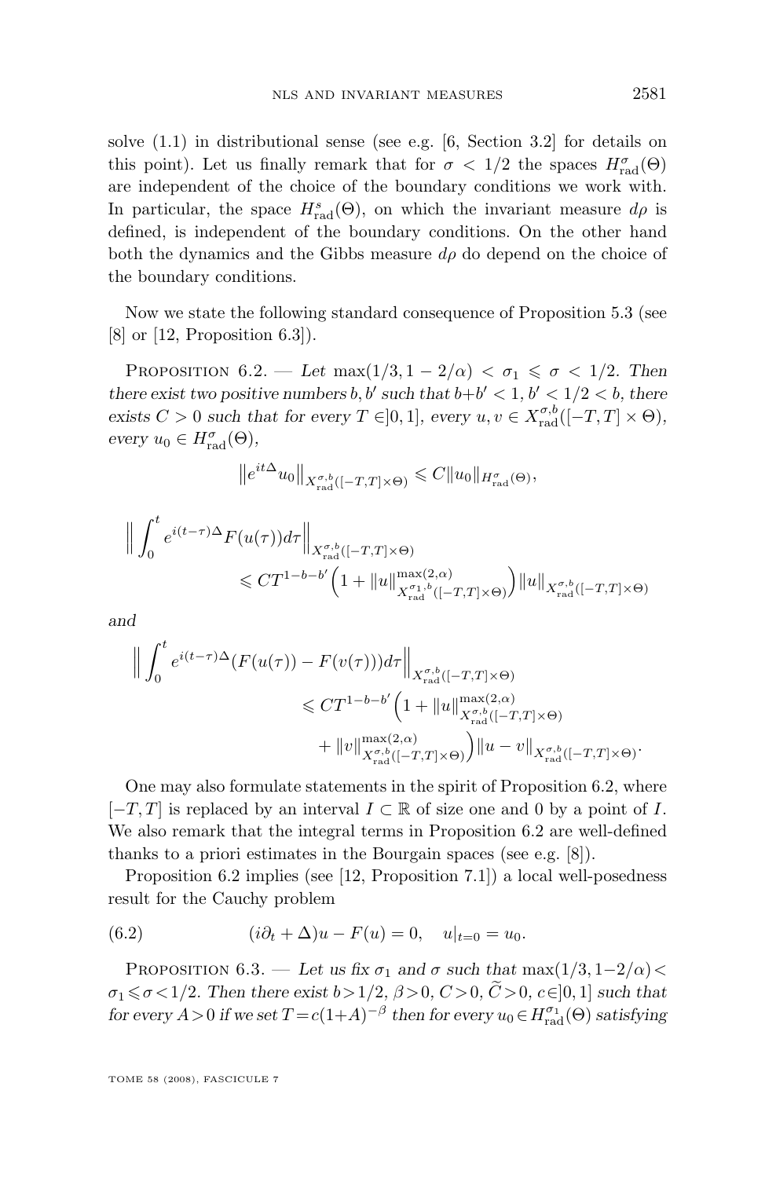solve (1.1) in distributional sense (see e.g. [6, Section 3.2] for details on this point). Let us finally remark that for $\sigma < 1/2$ the spaces $H^\sigma_{\rm rad}(\Theta)$ are independent of the choice of the boundary conditions we work with. In particular, the space $H^s_{\rm rad}(\Theta)$, on which the invariant measure $d\rho$ is defined, is independent of the boundary conditions. On the other hand both the dynamics and the Gibbs measure $d\rho$ do depend on the choice of the boundary conditions.

Now we state the following standard consequence of Proposition 5.3 (see [8] or [12, Proposition 6.3]).

Proposition 6.2. — *Let $\max(1/3, 1-2/\alpha) < \sigma_1 \leqslant \sigma < 1/2$. Then there exist two positive numbers $b, b'$ such that $b+b' < 1$, $b' < 1/2 < b$, there exists $C > 0$ such that for every $T \in ]0,1]$, every $u, v \in X^{\sigma,b}_{\rm rad}([-T,T]\times\Theta)$, every $u_0 \in H^\sigma_{\rm rad}(\Theta)$,*

$$\big\|e^{it\Delta}u_0\big\|_{X^{\sigma,b}_{\rm rad}([-T,T]\times\Theta)} \leqslant C\|u_0\|_{H^\sigma_{\rm rad}(\Theta)},$$

$$\Big\|\int_0^t e^{i(t-\tau)\Delta}F(u(\tau))d\tau\Big\|_{X^{\sigma,b}_{\rm rad}([-T,T]\times\Theta)} \leqslant CT^{1-b-b'}\Big(1+\|u\|^{\max(2,\alpha)}_{X^{\sigma_1,b}_{\rm rad}([-T,T]\times\Theta)}\Big)\|u\|_{X^{\sigma,b}_{\rm rad}([-T,T]\times\Theta)}$$

*and*

$$\Big\|\int_0^t e^{i(t-\tau)\Delta}(F(u(\tau))-F(v(\tau)))d\tau\Big\|_{X^{\sigma,b}_{\rm rad}([-T,T]\times\Theta)} \leqslant CT^{1-b-b'}\Big(1+\|u\|^{\max(2,\alpha)}_{X^{\sigma,b}_{\rm rad}([-T,T]\times\Theta)} + \|v\|^{\max(2,\alpha)}_{X^{\sigma,b}_{\rm rad}([-T,T]\times\Theta)}\Big)\|u-v\|_{X^{\sigma,b}_{\rm rad}([-T,T]\times\Theta)}.$$

One may also formulate statements in the spirit of Proposition 6.2, where $[-T,T]$ is replaced by an interval $I \subset \mathbb{R}$ of size one and 0 by a point of $I$. We also remark that the integral terms in Proposition 6.2 are well-defined thanks to a priori estimates in the Bourgain spaces (see e.g. [8]).

Proposition 6.2 implies (see [12, Proposition 7.1]) a local well-posedness result for the Cauchy problem

$$(i\partial_t + \Delta)u - F(u) = 0, \quad u|_{t=0} = u_0. \tag{6.2}$$

Proposition 6.3. — *Let us fix $\sigma_1$ and $\sigma$ such that $\max(1/3, 1-2/\alpha) < \sigma_1 \leqslant \sigma < 1/2$. Then there exist $b > 1/2$, $\beta > 0$, $C > 0$, $\widetilde{C} > 0$, $c \in ]0,1]$ such that for every $A > 0$ if we set $T = c(1+A)^{-\beta}$ then for every $u_0 \in H^{\sigma_1}_{\rm rad}(\Theta)$ satisfying*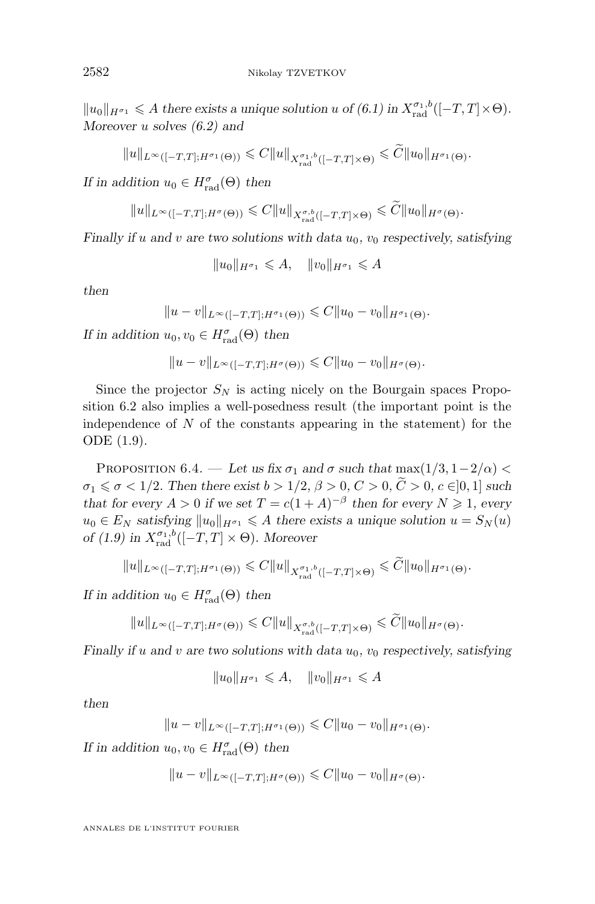$\|u_0\|_{H^{\sigma_1}} \leqslant A$ *there exists a unique solution* $u$ *of (6.1) in* $X^{\sigma_1,b}_{\rm rad}([-T,T]\times\Theta)$. *Moreover* $u$ *solves (6.2) and*

$$\|u\|_{L^\infty([-T,T];H^{\sigma_1}(\Theta))} \leqslant C\|u\|_{X^{\sigma_1,b}_{\rm rad}([-T,T]\times\Theta)} \leqslant \widetilde{C}\|u_0\|_{H^{\sigma_1}(\Theta)}.$$

*If in addition* $u_0 \in H^\sigma_{\rm rad}(\Theta)$ *then*

$$\|u\|_{L^\infty([-T,T];H^{\sigma}(\Theta))} \leqslant C\|u\|_{X^{\sigma,b}_{\rm rad}([-T,T]\times\Theta)} \leqslant \widetilde{C}\|u_0\|_{H^{\sigma}(\Theta)}.$$

*Finally if* $u$ *and* $v$ *are two solutions with data* $u_0$, $v_0$ *respectively, satisfying*

$$\|u_0\|_{H^{\sigma_1}} \leqslant A, \quad \|v_0\|_{H^{\sigma_1}} \leqslant A$$

*then*

$$\|u-v\|_{L^\infty([-T,T];H^{\sigma_1}(\Theta))} \leqslant C\|u_0-v_0\|_{H^{\sigma_1}(\Theta)}.$$

*If in addition* $u_0, v_0 \in H^\sigma_{\rm rad}(\Theta)$ *then*

$$\|u-v\|_{L^\infty([-T,T];H^{\sigma}(\Theta))} \leqslant C\|u_0-v_0\|_{H^{\sigma}(\Theta)}.$$

Since the projector $S_N$ is acting nicely on the Bourgain spaces Proposition 6.2 also implies a well-posedness result (the important point is the independence of $N$ of the constants appearing in the statement) for the ODE (1.9).

Proposition 6.4. — *Let us fix* $\sigma_1$ *and* $\sigma$ *such that* $\max(1/3, 1-2/\alpha) < \sigma_1 \leqslant \sigma < 1/2$. *Then there exist* $b > 1/2$, $\beta > 0$, $C > 0$, $\widetilde{C} > 0$, $c \in ]0,1]$ *such that for every* $A > 0$ *if we set* $T = c(1+A)^{-\beta}$ *then for every* $N \geqslant 1$, *every* $u_0 \in E_N$ *satisfying* $\|u_0\|_{H^{\sigma_1}} \leqslant A$ *there exists a unique solution* $u = S_N(u)$ *of (1.9) in* $X^{\sigma_1,b}_{\rm rad}([-T,T]\times\Theta)$. *Moreover*

$$\|u\|_{L^\infty([-T,T];H^{\sigma_1}(\Theta))} \leqslant C\|u\|_{X^{\sigma_1,b}_{\rm rad}([-T,T]\times\Theta)} \leqslant \widetilde{C}\|u_0\|_{H^{\sigma_1}(\Theta)}.$$

*If in addition* $u_0 \in H^\sigma_{\rm rad}(\Theta)$ *then*

$$\|u\|_{L^\infty([-T,T];H^{\sigma}(\Theta))} \leqslant C\|u\|_{X^{\sigma,b}_{\rm rad}([-T,T]\times\Theta)} \leqslant \widetilde{C}\|u_0\|_{H^{\sigma}(\Theta)}.$$

*Finally if* $u$ *and* $v$ *are two solutions with data* $u_0$, $v_0$ *respectively, satisfying*

$$\|u_0\|_{H^{\sigma_1}} \leqslant A, \quad \|v_0\|_{H^{\sigma_1}} \leqslant A$$

*then*

$$\|u-v\|_{L^\infty([-T,T];H^{\sigma_1}(\Theta))} \leqslant C\|u_0-v_0\|_{H^{\sigma_1}(\Theta)}.$$

*If in addition* $u_0, v_0 \in H^\sigma_{\rm rad}(\Theta)$ *then*

$$\|u-v\|_{L^\infty([-T,T];H^{\sigma}(\Theta))} \leqslant C\|u_0-v_0\|_{H^{\sigma}(\Theta)}.$$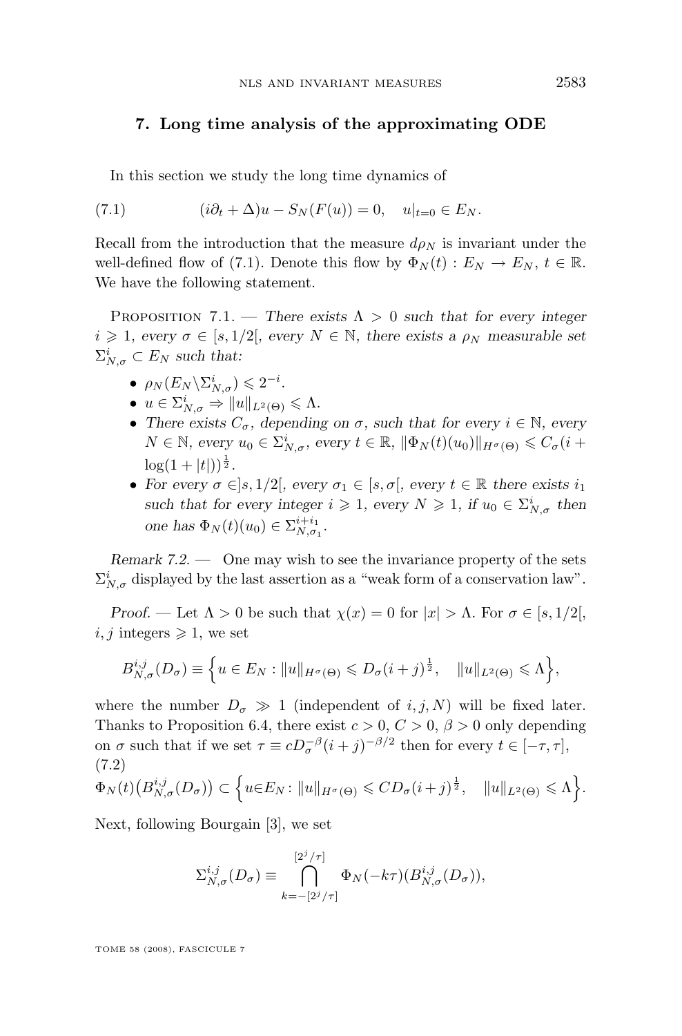## 7. Long time analysis of the approximating ODE

In this section we study the long time dynamics of

$$(i\partial_t + \Delta)u - S_N(F(u)) = 0, \quad u|_{t=0} \in E_N. \tag{7.1}$$

Recall from the introduction that the measure $d\rho_N$ is invariant under the well-defined flow of (7.1). Denote this flow by $\Phi_N(t) : E_N \to E_N$, $t \in \mathbb{R}$. We have the following statement.

Proposition 7.1. — *There exists $\Lambda > 0$ such that for every integer $i \geqslant 1$, every $\sigma \in [s, 1/2[$, every $N \in \mathbb{N}$, there exists a $\rho_N$ measurable set $\Sigma^i_{N,\sigma} \subset E_N$ such that:*

- $\rho_N(E_N \backslash \Sigma^i_{N,\sigma}) \leqslant 2^{-i}$.
- $u \in \Sigma^i_{N,\sigma} \Rightarrow \|u\|_{L^2(\Theta)} \leqslant \Lambda$.
- *There exists $C_\sigma$, depending on $\sigma$, such that for every $i \in \mathbb{N}$, every $N \in \mathbb{N}$, every $u_0 \in \Sigma^i_{N,\sigma}$, every $t \in \mathbb{R}$, $\|\Phi_N(t)(u_0)\|_{H^\sigma(\Theta)} \leqslant C_\sigma(i + \log(1+|t|))^{\frac{1}{2}}$.*
- *For every $\sigma \in ]s, 1/2[$, every $\sigma_1 \in [s, \sigma[$, every $t \in \mathbb{R}$ there exists $i_1$ such that for every integer $i \geqslant 1$, every $N \geqslant 1$, if $u_0 \in \Sigma^i_{N,\sigma}$ then one has $\Phi_N(t)(u_0) \in \Sigma^{i+i_1}_{N,\sigma_1}$.*

*Remark 7.2.* — One may wish to see the invariance property of the sets $\Sigma^i_{N,\sigma}$ displayed by the last assertion as a "weak form of a conservation law".

*Proof.* — Let $\Lambda > 0$ be such that $\chi(x) = 0$ for $|x| > \Lambda$. For $\sigma \in [s, 1/2[$, $i, j$ integers $\geqslant 1$, we set

$$B^{i,j}_{N,\sigma}(D_\sigma) \equiv \Big\{ u \in E_N : \|u\|_{H^\sigma(\Theta)} \leqslant D_\sigma (i+j)^{\frac{1}{2}}, \quad \|u\|_{L^2(\Theta)} \leqslant \Lambda \Big\},$$

where the number $D_\sigma \gg 1$ (independent of $i, j, N$) will be fixed later. Thanks to Proposition 6.4, there exist $c > 0$, $C > 0$, $\beta > 0$ only depending on $\sigma$ such that if we set $\tau \equiv c D_\sigma^{-\beta}(i+j)^{-\beta/2}$ then for every $t \in [-\tau, \tau]$,

$$\Phi_N(t)\big(B^{i,j}_{N,\sigma}(D_\sigma)\big) \subset \Big\{ u \in E_N : \|u\|_{H^\sigma(\Theta)} \leqslant C D_\sigma (i+j)^{\frac{1}{2}}, \quad \|u\|_{L^2(\Theta)} \leqslant \Lambda \Big\}. \tag{7.2}$$

Next, following Bourgain [3], we set

$$\Sigma^{i,j}_{N,\sigma}(D_\sigma) \equiv \bigcap_{k=-[2^j/\tau]}^{[2^j/\tau]} \Phi_N(-k\tau)(B^{i,j}_{N,\sigma}(D_\sigma)),$$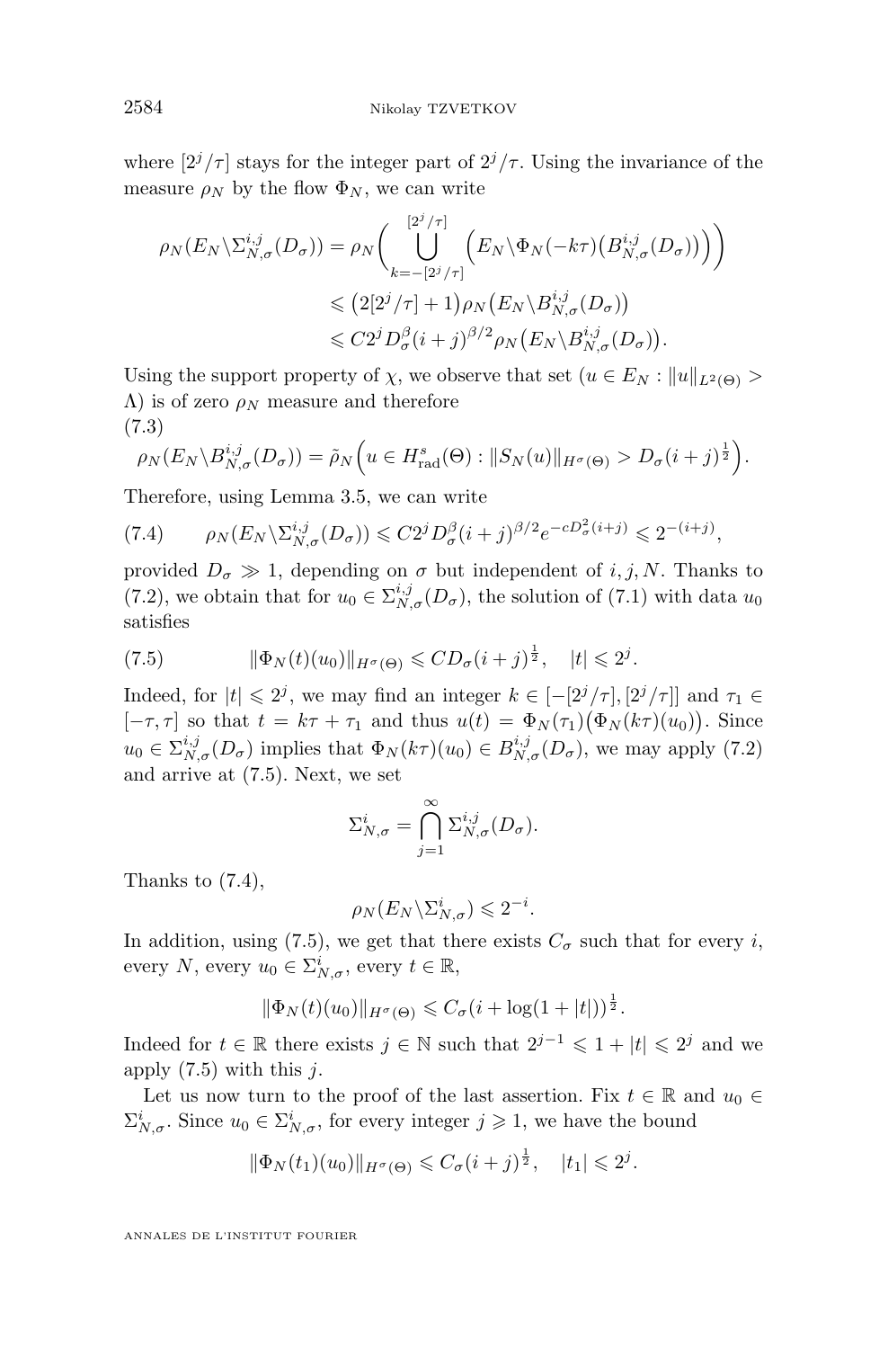where $[2^j/\tau]$ stays for the integer part of $2^j/\tau$. Using the invariance of the measure $\rho_N$ by the flow $\Phi_N$, we can write

$$\begin{aligned}\rho_N(E_N\backslash\Sigma^{i,j}_{N,\sigma}(D_\sigma)) &= \rho_N\Big(\bigcup_{k=-[2^j/\tau]}^{[2^j/\tau]}\Big(E_N\backslash\Phi_N(-k\tau)\big(B^{i,j}_{N,\sigma}(D_\sigma)\big)\Big)\Big)\\ &\leqslant \big(2[2^j/\tau]+1\big)\rho_N\big(E_N\backslash B^{i,j}_{N,\sigma}(D_\sigma)\big)\\ &\leqslant C2^j D^\beta_\sigma(i+j)^{\beta/2}\rho_N\big(E_N\backslash B^{i,j}_{N,\sigma}(D_\sigma)\big).\end{aligned}$$

Using the support property of $\chi$, we observe that set $(u\in E_N : \|u\|_{L^2(\Theta)} > \Lambda)$ is of zero $\rho_N$ measure and therefore

$$\rho_N(E_N\backslash B^{i,j}_{N,\sigma}(D_\sigma)) = \tilde{\rho}_N\Big(u\in H^s_{\mathrm{rad}}(\Theta) : \|S_N(u)\|_{H^\sigma(\Theta)} > D_\sigma(i+j)^{\frac12}\Big). \tag{7.3}$$

Therefore, using Lemma 3.5, we can write

$$\rho_N(E_N\backslash\Sigma^{i,j}_{N,\sigma}(D_\sigma)) \leqslant C2^j D^\beta_\sigma(i+j)^{\beta/2}e^{-cD^2_\sigma(i+j)} \leqslant 2^{-(i+j)}, \tag{7.4}$$

provided $D_\sigma \gg 1$, depending on $\sigma$ but independent of $i, j, N$. Thanks to (7.2), we obtain that for $u_0\in\Sigma^{i,j}_{N,\sigma}(D_\sigma)$, the solution of (7.1) with data $u_0$ satisfies

$$\|\Phi_N(t)(u_0)\|_{H^\sigma(\Theta)} \leqslant CD_\sigma(i+j)^{\frac12}, \quad |t|\leqslant 2^j. \tag{7.5}$$

Indeed, for $|t|\leqslant 2^j$, we may find an integer $k\in[-[2^j/\tau],[2^j/\tau]]$ and $\tau_1\in[-\tau,\tau]$ so that $t = k\tau+\tau_1$ and thus $u(t) = \Phi_N(\tau_1)\big(\Phi_N(k\tau)(u_0)\big)$. Since $u_0\in\Sigma^{i,j}_{N,\sigma}(D_\sigma)$ implies that $\Phi_N(k\tau)(u_0)\in B^{i,j}_{N,\sigma}(D_\sigma)$, we may apply (7.2) and arrive at (7.5). Next, we set

$$\Sigma^i_{N,\sigma} = \bigcap_{j=1}^\infty \Sigma^{i,j}_{N,\sigma}(D_\sigma).$$

Thanks to (7.4),

$$\rho_N(E_N\backslash\Sigma^i_{N,\sigma}) \leqslant 2^{-i}.$$

In addition, using (7.5), we get that there exists $C_\sigma$ such that for every $i$, every $N$, every $u_0\in\Sigma^i_{N,\sigma}$, every $t\in\mathbb{R}$,

$$\|\Phi_N(t)(u_0)\|_{H^\sigma(\Theta)} \leqslant C_\sigma(i+\log(1+|t|))^{\frac12}.$$

Indeed for $t\in\mathbb{R}$ there exists $j\in\mathbb{N}$ such that $2^{j-1}\leqslant 1+|t|\leqslant 2^j$ and we apply (7.5) with this $j$.

Let us now turn to the proof of the last assertion. Fix $t\in\mathbb{R}$ and $u_0\in\Sigma^i_{N,\sigma}$. Since $u_0\in\Sigma^i_{N,\sigma}$, for every integer $j\geqslant 1$, we have the bound

$$\|\Phi_N(t_1)(u_0)\|_{H^\sigma(\Theta)} \leqslant C_\sigma(i+j)^{\frac12}, \quad |t_1|\leqslant 2^j.$$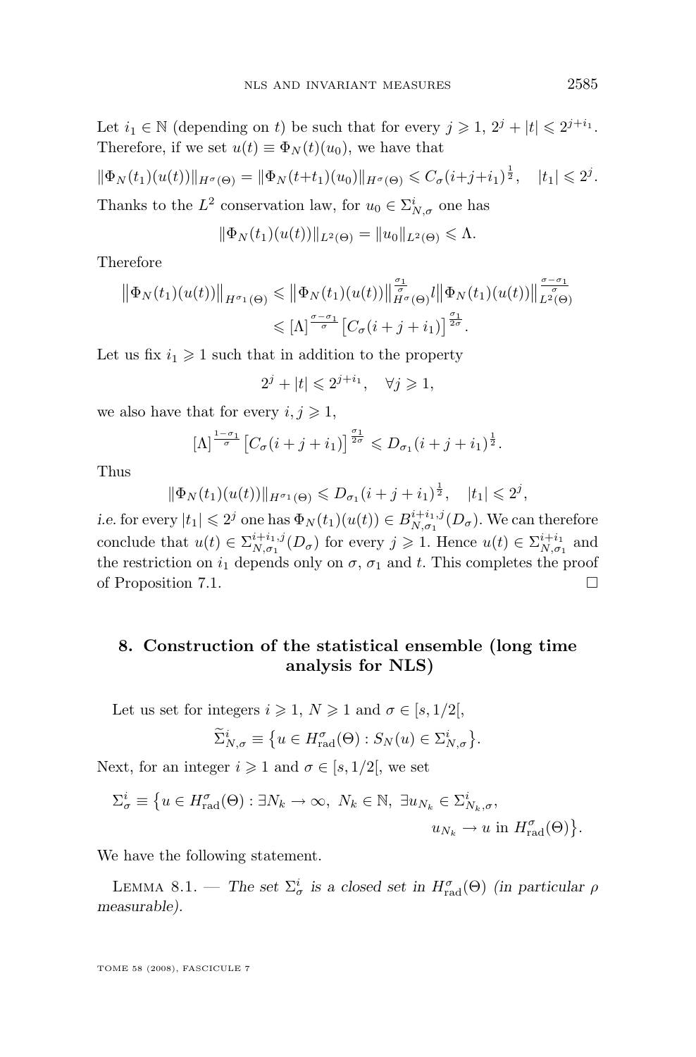Let $i_1 \in \mathbb{N}$ (depending on $t$) be such that for every $j \geqslant 1$, $2^j + |t| \leqslant 2^{j+i_1}$. Therefore, if we set $u(t) \equiv \Phi_N(t)(u_0)$, we have that

$$\|\Phi_N(t_1)(u(t))\|_{H^\sigma(\Theta)} = \|\Phi_N(t+t_1)(u_0)\|_{H^\sigma(\Theta)} \leqslant C_\sigma(i+j+i_1)^{\frac{1}{2}}, \quad |t_1| \leqslant 2^j.$$

Thanks to the $L^2$ conservation law, for $u_0 \in \Sigma^i_{N,\sigma}$ one has

$$\|\Phi_N(t_1)(u(t))\|_{L^2(\Theta)} = \|u_0\|_{L^2(\Theta)} \leqslant \Lambda.$$

Therefore

$$\begin{aligned}\big\|\Phi_N(t_1)(u(t))\big\|_{H^{\sigma_1}(\Theta)} &\leqslant \big\|\Phi_N(t_1)(u(t))\big\|^{\frac{\sigma_1}{\sigma}}_{H^\sigma(\Theta)} l \big\|\Phi_N(t_1)(u(t))\big\|^{\frac{\sigma-\sigma_1}{\sigma}}_{L^2(\Theta)} \\ &\leqslant [\Lambda]^{\frac{\sigma-\sigma_1}{\sigma}}\big[C_\sigma(i+j+i_1)\big]^{\frac{\sigma_1}{2\sigma}}.\end{aligned}$$

Let us fix $i_1 \geqslant 1$ such that in addition to the property

$$2^j + |t| \leqslant 2^{j+i_1}, \quad \forall j \geqslant 1,$$

we also have that for every $i, j \geqslant 1$,

$$[\Lambda]^{\frac{1-\sigma_1}{\sigma}}\big[C_\sigma(i+j+i_1)\big]^{\frac{\sigma_1}{2\sigma}} \leqslant D_{\sigma_1}(i+j+i_1)^{\frac{1}{2}}.$$

Thus

$$\|\Phi_N(t_1)(u(t))\|_{H^{\sigma_1}(\Theta)} \leqslant D_{\sigma_1}(i+j+i_1)^{\frac{1}{2}}, \quad |t_1| \leqslant 2^j,$$

*i.e.* for every $|t_1| \leqslant 2^j$ one has $\Phi_N(t_1)(u(t)) \in B^{i+i_1,j}_{N,\sigma_1}(D_\sigma)$. We can therefore conclude that $u(t) \in \Sigma^{i+i_1,j}_{N,\sigma_1}(D_\sigma)$ for every $j \geqslant 1$. Hence $u(t) \in \Sigma^{i+i_1}_{N,\sigma_1}$ and the restriction on $i_1$ depends only on $\sigma$, $\sigma_1$ and $t$. This completes the proof of Proposition 7.1. □

## 8. Construction of the statistical ensemble (long time analysis for NLS)

Let us set for integers $i \geqslant 1$, $N \geqslant 1$ and $\sigma \in [s, 1/2[$,

$$\widetilde{\Sigma}^i_{N,\sigma} \equiv \big\{u \in H^\sigma_{\mathrm{rad}}(\Theta) : S_N(u) \in \Sigma^i_{N,\sigma}\big\}.$$

Next, for an integer $i \geqslant 1$ and $\sigma \in [s, 1/2[$, we set

$$\Sigma^i_\sigma \equiv \big\{u \in H^\sigma_{\mathrm{rad}}(\Theta) : \exists N_k \to \infty,\ N_k \in \mathbb{N},\ \exists u_{N_k} \in \Sigma^i_{N_k,\sigma}, \\ u_{N_k} \to u \text{ in } H^\sigma_{\mathrm{rad}}(\Theta)\big\}.$$

We have the following statement.

Lemma 8.1. — *The set $\Sigma^i_\sigma$ is a closed set in $H^\sigma_{\mathrm{rad}}(\Theta)$ (in particular $\rho$ measurable).*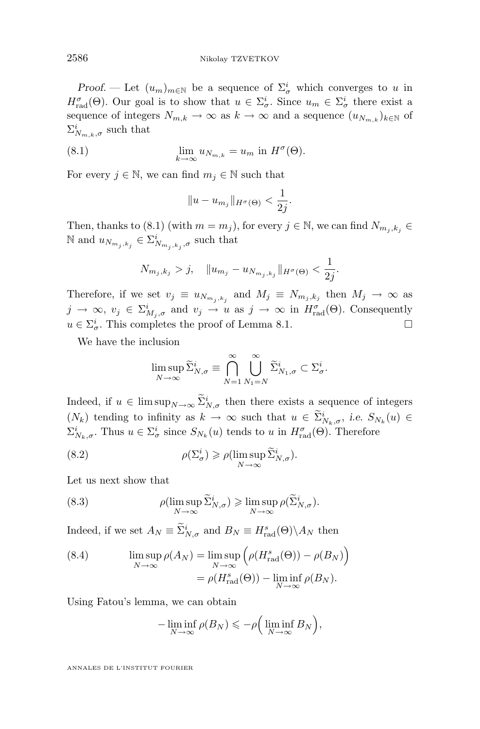*Proof.* — Let $(u_m)_{m\in\mathbb{N}}$ be a sequence of $\Sigma^i_\sigma$ which converges to $u$ in $H^\sigma_{\rm rad}(\Theta)$. Our goal is to show that $u\in\Sigma^i_\sigma$. Since $u_m\in\Sigma^i_\sigma$ there exist a sequence of integers $N_{m,k}\to\infty$ as $k\to\infty$ and a sequence $(u_{N_{m,k}})_{k\in\mathbb{N}}$ of $\Sigma^i_{N_{m,k},\sigma}$ such that

$$\lim_{k\to\infty} u_{N_{m,k}} = u_m \text{ in } H^\sigma(\Theta). \tag{8.1}$$

For every $j\in\mathbb{N}$, we can find $m_j\in\mathbb{N}$ such that

$$\|u-u_{m_j}\|_{H^\sigma(\Theta)} < \frac{1}{2j}.$$

Then, thanks to (8.1) (with $m=m_j$), for every $j\in\mathbb{N}$, we can find $N_{m_j,k_j}\in\mathbb{N}$ and $u_{N_{m_j,k_j}}\in\Sigma^i_{N_{m_j,k_j},\sigma}$ such that

$$N_{m_j,k_j} > j,\quad \|u_{m_j}-u_{N_{m_j,k_j}}\|_{H^\sigma(\Theta)} < \frac{1}{2j}.$$

Therefore, if we set $v_j\equiv u_{N_{m_j,k_j}}$ and $M_j\equiv N_{m_j,k_j}$ then $M_j\to\infty$ as $j\to\infty$, $v_j\in\Sigma^i_{M_j,\sigma}$ and $v_j\to u$ as $j\to\infty$ in $H^\sigma_{\rm rad}(\Theta)$. Consequently $u\in\Sigma^i_\sigma$. This completes the proof of Lemma 8.1. $\square$

We have the inclusion

$$\limsup_{N\to\infty}\widetilde{\Sigma}^i_{N,\sigma}\equiv\bigcap_{N=1}^{\infty}\bigcup_{N_1=N}^{\infty}\widetilde{\Sigma}^i_{N_1,\sigma}\subset\Sigma^i_\sigma.$$

Indeed, if $u\in\limsup_{N\to\infty}\widetilde{\Sigma}^i_{N,\sigma}$ then there exists a sequence of integers $(N_k)$ tending to infinity as $k\to\infty$ such that $u\in\widetilde{\Sigma}^i_{N_k,\sigma}$, *i.e.* $S_{N_k}(u)\in\Sigma^i_{N_k,\sigma}$. Thus $u\in\Sigma^i_\sigma$ since $S_{N_k}(u)$ tends to $u$ in $H^\sigma_{\rm rad}(\Theta)$. Therefore

$$\rho(\Sigma^i_\sigma)\geqslant\rho(\limsup_{N\to\infty}\widetilde{\Sigma}^i_{N,\sigma}). \tag{8.2}$$

Let us next show that

$$\rho(\limsup_{N\to\infty}\widetilde{\Sigma}^i_{N,\sigma})\geqslant\limsup_{N\to\infty}\rho(\widetilde{\Sigma}^i_{N,\sigma}). \tag{8.3}$$

Indeed, if we set $A_N\equiv\widetilde{\Sigma}^i_{N,\sigma}$ and $B_N\equiv H^s_{\rm rad}(\Theta)\backslash A_N$ then

$$\begin{aligned}\limsup_{N\to\infty}\rho(A_N) &= \limsup_{N\to\infty}\Big(\rho(H^s_{\rm rad}(\Theta))-\rho(B_N)\Big)\\ &= \rho(H^s_{\rm rad}(\Theta))-\liminf_{N\to\infty}\rho(B_N).\end{aligned} \tag{8.4}$$

Using Fatou's lemma, we can obtain

$$-\liminf_{N\to\infty}\rho(B_N)\leqslant-\rho\Big(\liminf_{N\to\infty}B_N\Big),$$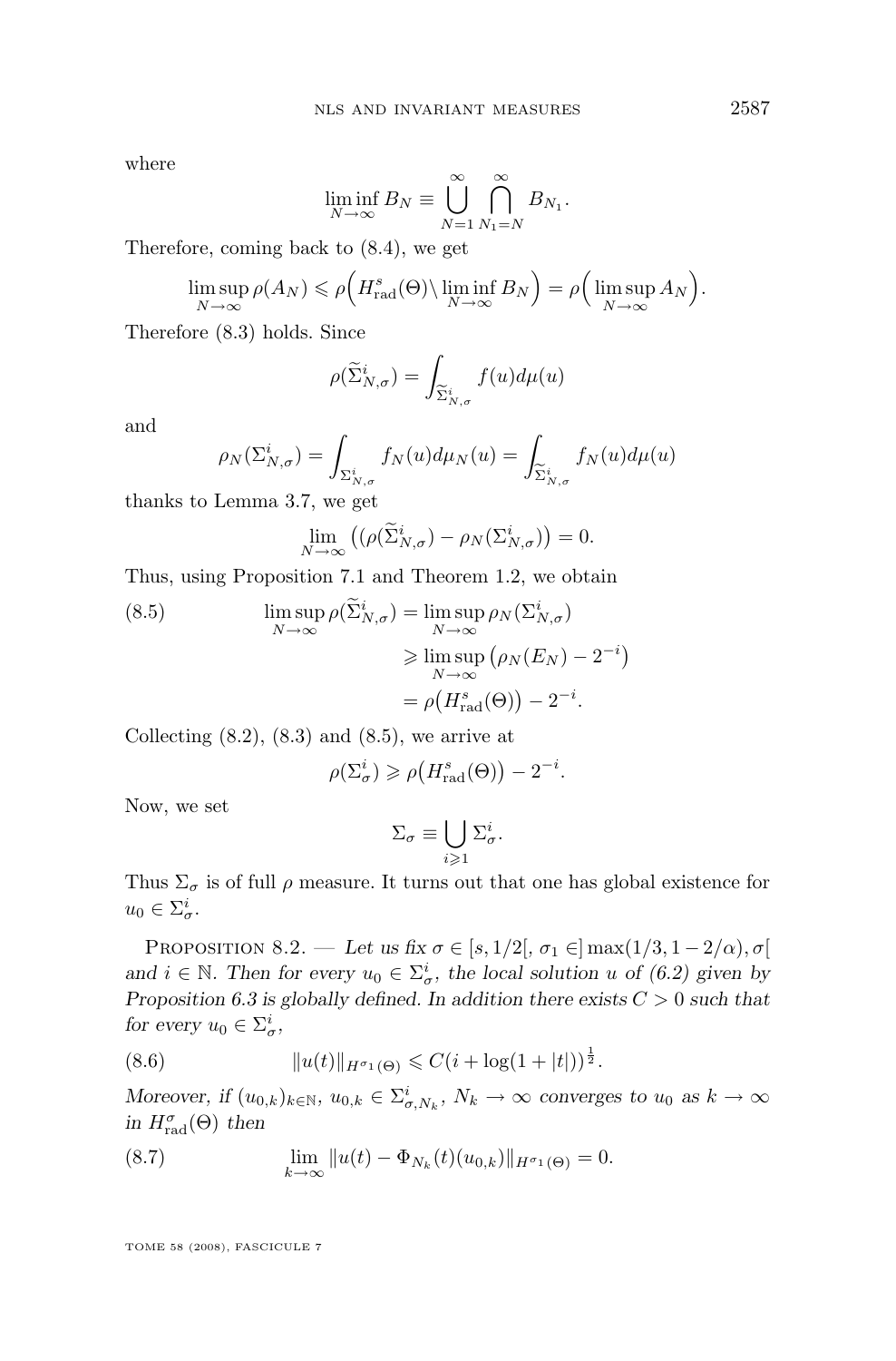where

$$\liminf_{N\to\infty} B_N \equiv \bigcup_{N=1}^{\infty}\bigcap_{N_1=N}^{\infty} B_{N_1}.$$

Therefore, coming back to (8.4), we get

$$\limsup_{N\to\infty}\rho(A_N) \leqslant \rho\Big(H^s_{\rm rad}(\Theta)\backslash \liminf_{N\to\infty} B_N\Big) = \rho\Big(\limsup_{N\to\infty} A_N\Big).$$

Therefore (8.3) holds. Since

$$\rho(\widetilde{\Sigma}^i_{N,\sigma}) = \int_{\widetilde{\Sigma}^i_{N,\sigma}} f(u)d\mu(u)$$

and

$$\rho_N(\Sigma^i_{N,\sigma}) = \int_{\Sigma^i_{N,\sigma}} f_N(u)d\mu_N(u) = \int_{\widetilde{\Sigma}^i_{N,\sigma}} f_N(u)d\mu(u)$$

thanks to Lemma 3.7, we get

$$\lim_{N\to\infty}\big((\rho(\widetilde{\Sigma}^i_{N,\sigma}) - \rho_N(\Sigma^i_{N,\sigma})\big) = 0.$$

Thus, using Proposition 7.1 and Theorem 1.2, we obtain

$$\begin{aligned}\limsup_{N\to\infty}\rho(\widetilde{\Sigma}^i_{N,\sigma}) &= \limsup_{N\to\infty}\rho_N(\Sigma^i_{N,\sigma}) \\ &\geqslant \limsup_{N\to\infty}\big(\rho_N(E_N) - 2^{-i}\big) \\ &= \rho\big(H^s_{\rm rad}(\Theta)\big) - 2^{-i}.\end{aligned}\tag{8.5}$$

Collecting (8.2), (8.3) and (8.5), we arrive at

$$\rho(\Sigma^i_\sigma) \geqslant \rho\big(H^s_{\rm rad}(\Theta)\big) - 2^{-i}.$$

Now, we set

$$\Sigma_\sigma \equiv \bigcup_{i\geqslant 1}\Sigma^i_\sigma.$$

Thus $\Sigma_\sigma$ is of full $\rho$ measure. It turns out that one has global existence for $u_0 \in \Sigma^i_\sigma$.

Proposition 8.2. — *Let us fix $\sigma \in [s, 1/2[$, $\sigma_1 \in ]\max(1/3, 1-2/\alpha), \sigma[$ and $i \in \mathbb{N}$. Then for every $u_0 \in \Sigma^i_\sigma$, the local solution $u$ of (6.2) given by Proposition 6.3 is globally defined. In addition there exists $C > 0$ such that for every $u_0 \in \Sigma^i_\sigma$,*

$$\|u(t)\|_{H^{\sigma_1}(\Theta)} \leqslant C(i + \log(1+|t|))^{\frac{1}{2}}.\tag{8.6}$$

*Moreover, if $(u_{0,k})_{k\in\mathbb{N}}$, $u_{0,k} \in \Sigma^i_{\sigma,N_k}$, $N_k \to \infty$ converges to $u_0$ as $k \to \infty$ in $H^\sigma_{\rm rad}(\Theta)$ then*

$$\lim_{k\to\infty}\|u(t) - \Phi_{N_k}(t)(u_{0,k})\|_{H^{\sigma_1}(\Theta)} = 0.\tag{8.7}$$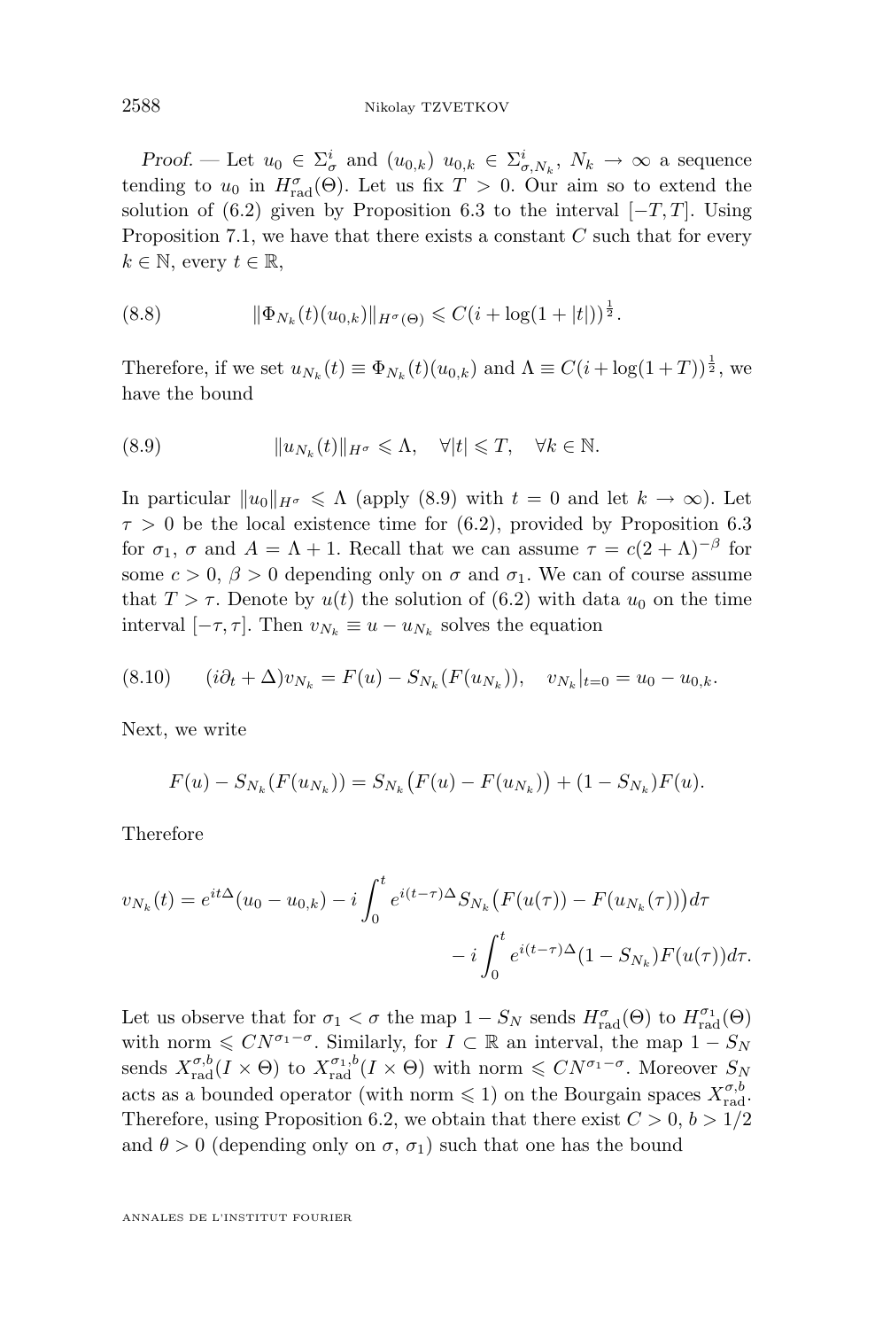*Proof.* — Let $u_0 \in \Sigma^i_\sigma$ and $(u_{0,k})$ $u_{0,k} \in \Sigma^i_{\sigma,N_k}$, $N_k \to \infty$ a sequence tending to $u_0$ in $H^\sigma_{\rm rad}(\Theta)$. Let us fix $T > 0$. Our aim so to extend the solution of (6.2) given by Proposition 6.3 to the interval $[-T, T]$. Using Proposition 7.1, we have that there exists a constant $C$ such that for every $k \in \mathbb{N}$, every $t \in \mathbb{R}$,

$$\|\Phi_{N_k}(t)(u_{0,k})\|_{H^\sigma(\Theta)} \leqslant C(i + \log(1 + |t|))^{\frac{1}{2}}. \tag{8.8}$$

Therefore, if we set $u_{N_k}(t) \equiv \Phi_{N_k}(t)(u_{0,k})$ and $\Lambda \equiv C(i + \log(1+T))^{\frac{1}{2}}$, we have the bound

$$\|u_{N_k}(t)\|_{H^\sigma} \leqslant \Lambda, \quad \forall |t| \leqslant T, \quad \forall k \in \mathbb{N}. \tag{8.9}$$

In particular $\|u_0\|_{H^\sigma} \leqslant \Lambda$ (apply (8.9) with $t = 0$ and let $k \to \infty$). Let $\tau > 0$ be the local existence time for (6.2), provided by Proposition 6.3 for $\sigma_1$, $\sigma$ and $A = \Lambda + 1$. Recall that we can assume $\tau = c(2 + \Lambda)^{-\beta}$ for some $c > 0$, $\beta > 0$ depending only on $\sigma$ and $\sigma_1$. We can of course assume that $T > \tau$. Denote by $u(t)$ the solution of (6.2) with data $u_0$ on the time interval $[-\tau, \tau]$. Then $v_{N_k} \equiv u - u_{N_k}$ solves the equation

$$(i\partial_t + \Delta)v_{N_k} = F(u) - S_{N_k}(F(u_{N_k})), \quad v_{N_k}|_{t=0} = u_0 - u_{0,k}. \tag{8.10}$$

Next, we write

$$F(u) - S_{N_k}(F(u_{N_k})) = S_{N_k}\big(F(u) - F(u_{N_k})\big) + (1 - S_{N_k})F(u).$$

Therefore

$$v_{N_k}(t) = e^{it\Delta}(u_0 - u_{0,k}) - i\int_0^t e^{i(t-\tau)\Delta} S_{N_k}\big(F(u(\tau)) - F(u_{N_k}(\tau))\big)d\tau \\ - i\int_0^t e^{i(t-\tau)\Delta}(1 - S_{N_k})F(u(\tau))d\tau.$$

Let us observe that for $\sigma_1 < \sigma$ the map $1 - S_N$ sends $H^\sigma_{\rm rad}(\Theta)$ to $H^{\sigma_1}_{\rm rad}(\Theta)$ with norm $\leqslant CN^{\sigma_1 - \sigma}$. Similarly, for $I \subset \mathbb{R}$ an interval, the map $1 - S_N$ sends $X^{\sigma,b}_{\rm rad}(I \times \Theta)$ to $X^{\sigma_1,b}_{\rm rad}(I \times \Theta)$ with norm $\leqslant CN^{\sigma_1 - \sigma}$. Moreover $S_N$ acts as a bounded operator (with norm $\leqslant 1$) on the Bourgain spaces $X^{\sigma,b}_{\rm rad}$. Therefore, using Proposition 6.2, we obtain that there exist $C > 0$, $b > 1/2$ and $\theta > 0$ (depending only on $\sigma$, $\sigma_1$) such that one has the bound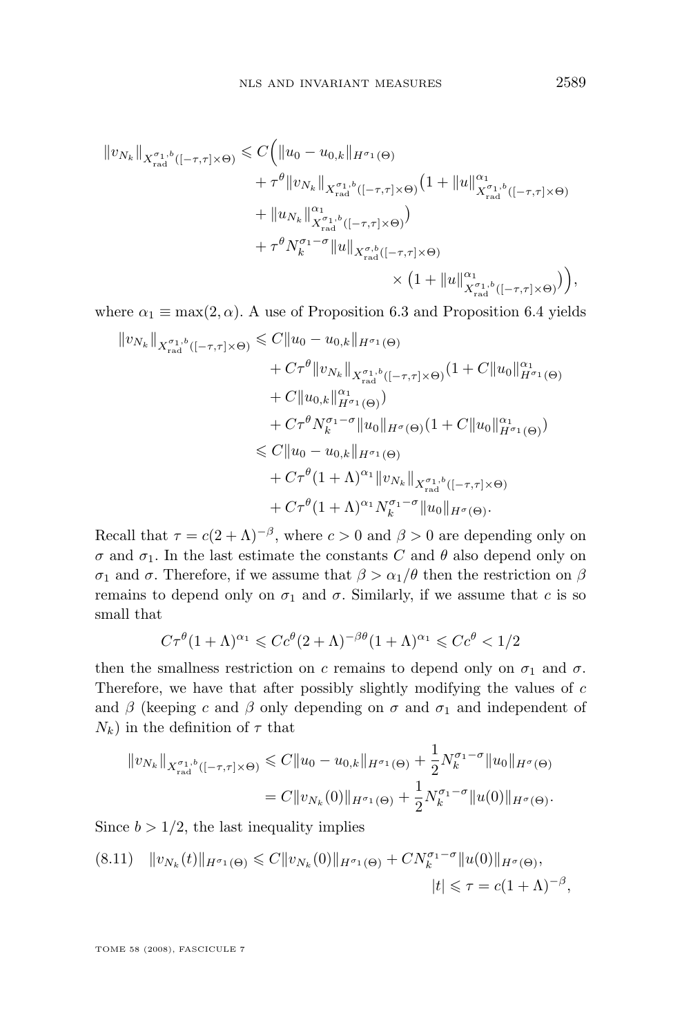$$
\begin{aligned}
\|v_{N_k}\|_{X^{\sigma_1,b}_{\rm rad}([-\tau,\tau]\times\Theta)} \leqslant C\Big(&\|u_0-u_{0,k}\|_{H^{\sigma_1}(\Theta)} \\
&+\tau^\theta\|v_{N_k}\|_{X^{\sigma_1,b}_{\rm rad}([-\tau,\tau]\times\Theta)}\big(1+\|u\|^{\alpha_1}_{X^{\sigma_1,b}_{\rm rad}([-\tau,\tau]\times\Theta)} \\
&+\|u_{N_k}\|^{\alpha_1}_{X^{\sigma_1,b}_{\rm rad}([-\tau,\tau]\times\Theta)}\big) \\
&+\tau^\theta N_k^{\sigma_1-\sigma}\|u\|_{X^{\sigma,b}_{\rm rad}([-\tau,\tau]\times\Theta)} \\
&\qquad\qquad\times\big(1+\|u\|^{\alpha_1}_{X^{\sigma_1,b}_{\rm rad}([-\tau,\tau]\times\Theta)}\big)\Big),
\end{aligned}
$$

where $\alpha_1\equiv\max(2,\alpha)$. A use of Proposition 6.3 and Proposition 6.4 yields

$$
\begin{aligned}
\|v_{N_k}\|_{X^{\sigma_1,b}_{\rm rad}([-\tau,\tau]\times\Theta)} &\leqslant C\|u_0-u_{0,k}\|_{H^{\sigma_1}(\Theta)} \\
&\quad+C\tau^\theta\|v_{N_k}\|_{X^{\sigma_1,b}_{\rm rad}([-\tau,\tau]\times\Theta)}(1+C\|u_0\|^{\alpha_1}_{H^{\sigma_1}(\Theta)} \\
&\quad+C\|u_{0,k}\|^{\alpha_1}_{H^{\sigma_1}(\Theta)}) \\
&\quad+C\tau^\theta N_k^{\sigma_1-\sigma}\|u_0\|_{H^\sigma(\Theta)}(1+C\|u_0\|^{\alpha_1}_{H^{\sigma_1}(\Theta)}) \\
&\leqslant C\|u_0-u_{0,k}\|_{H^{\sigma_1}(\Theta)} \\
&\quad+C\tau^\theta(1+\Lambda)^{\alpha_1}\|v_{N_k}\|_{X^{\sigma_1,b}_{\rm rad}([-\tau,\tau]\times\Theta)} \\
&\quad+C\tau^\theta(1+\Lambda)^{\alpha_1}N_k^{\sigma_1-\sigma}\|u_0\|_{H^\sigma(\Theta)}.
\end{aligned}
$$

Recall that $\tau=c(2+\Lambda)^{-\beta}$, where $c>0$ and $\beta>0$ are depending only on $\sigma$ and $\sigma_1$. In the last estimate the constants $C$ and $\theta$ also depend only on $\sigma_1$ and $\sigma$. Therefore, if we assume that $\beta>\alpha_1/\theta$ then the restriction on $\beta$ remains to depend only on $\sigma_1$ and $\sigma$. Similarly, if we assume that $c$ is so small that

$$
C\tau^\theta(1+\Lambda)^{\alpha_1}\leqslant Cc^\theta(2+\Lambda)^{-\beta\theta}(1+\Lambda)^{\alpha_1}\leqslant Cc^\theta<1/2
$$

then the smallness restriction on $c$ remains to depend only on $\sigma_1$ and $\sigma$. Therefore, we have that after possibly slightly modifying the values of $c$ and $\beta$ (keeping $c$ and $\beta$ only depending on $\sigma$ and $\sigma_1$ and independent of $N_k$) in the definition of $\tau$ that

$$
\begin{aligned}
\|v_{N_k}\|_{X^{\sigma_1,b}_{\rm rad}([-\tau,\tau]\times\Theta)} &\leqslant C\|u_0-u_{0,k}\|_{H^{\sigma_1}(\Theta)}+\frac{1}{2}N_k^{\sigma_1-\sigma}\|u_0\|_{H^\sigma(\Theta)} \\
&= C\|v_{N_k}(0)\|_{H^{\sigma_1}(\Theta)}+\frac{1}{2}N_k^{\sigma_1-\sigma}\|u(0)\|_{H^\sigma(\Theta)}.
\end{aligned}
$$

Since $b>1/2$, the last inequality implies

$$
\|v_{N_k}(t)\|_{H^{\sigma_1}(\Theta)}\leqslant C\|v_{N_k}(0)\|_{H^{\sigma_1}(\Theta)}+CN_k^{\sigma_1-\sigma}\|u(0)\|_{H^\sigma(\Theta)}, \qquad |t|\leqslant\tau=c(1+\Lambda)^{-\beta}, \tag{8.11}
$$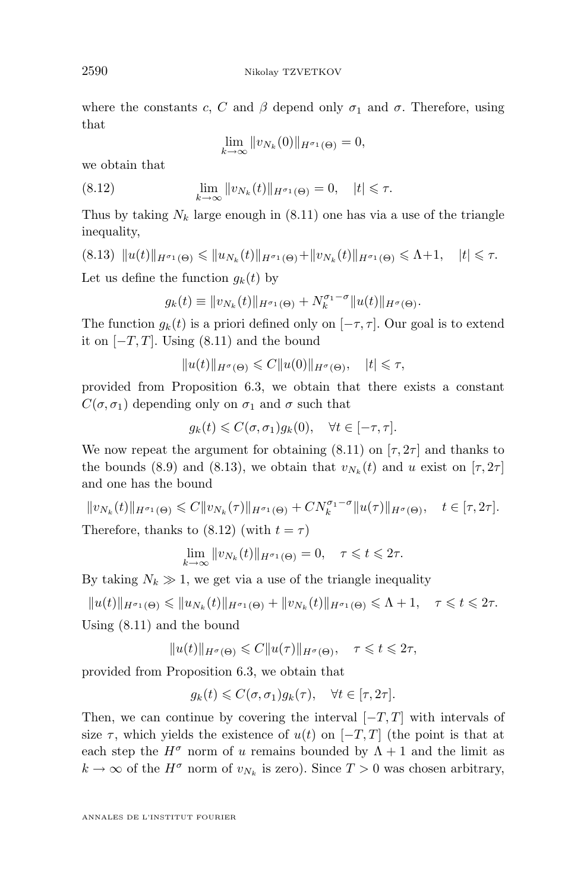where the constants $c$, $C$ and $\beta$ depend only $\sigma_1$ and $\sigma$. Therefore, using that

$$\lim_{k\to\infty} \|v_{N_k}(0)\|_{H^{\sigma_1}(\Theta)} = 0,$$

we obtain that

$$\lim_{k\to\infty} \|v_{N_k}(t)\|_{H^{\sigma_1}(\Theta)} = 0, \quad |t| \leqslant \tau. \tag{8.12}$$

Thus by taking $N_k$ large enough in (8.11) one has via a use of the triangle inequality,

$$\|u(t)\|_{H^{\sigma_1}(\Theta)} \leqslant \|u_{N_k}(t)\|_{H^{\sigma_1}(\Theta)} + \|v_{N_k}(t)\|_{H^{\sigma_1}(\Theta)} \leqslant \Lambda+1, \quad |t| \leqslant \tau. \tag{8.13}$$

Let us define the function $g_k(t)$ by

$$g_k(t) \equiv \|v_{N_k}(t)\|_{H^{\sigma_1}(\Theta)} + N_k^{\sigma_1-\sigma}\|u(t)\|_{H^{\sigma}(\Theta)}.$$

The function $g_k(t)$ is a priori defined only on $[-\tau, \tau]$. Our goal is to extend it on $[-T, T]$. Using (8.11) and the bound

$$\|u(t)\|_{H^{\sigma}(\Theta)} \leqslant C\|u(0)\|_{H^{\sigma}(\Theta)}, \quad |t| \leqslant \tau,$$

provided from Proposition 6.3, we obtain that there exists a constant $C(\sigma, \sigma_1)$ depending only on $\sigma_1$ and $\sigma$ such that

$$g_k(t) \leqslant C(\sigma, \sigma_1) g_k(0), \quad \forall t \in [-\tau, \tau].$$

We now repeat the argument for obtaining (8.11) on $[\tau, 2\tau]$ and thanks to the bounds (8.9) and (8.13), we obtain that $v_{N_k}(t)$ and $u$ exist on $[\tau, 2\tau]$ and one has the bound

$$\|v_{N_k}(t)\|_{H^{\sigma_1}(\Theta)} \leqslant C\|v_{N_k}(\tau)\|_{H^{\sigma_1}(\Theta)} + CN_k^{\sigma_1-\sigma}\|u(\tau)\|_{H^{\sigma}(\Theta)}, \quad t \in [\tau, 2\tau].$$

Therefore, thanks to (8.12) (with $t = \tau$)

$$\lim_{k\to\infty} \|v_{N_k}(t)\|_{H^{\sigma_1}(\Theta)} = 0, \quad \tau \leqslant t \leqslant 2\tau.$$

By taking $N_k \gg 1$, we get via a use of the triangle inequality

$$\|u(t)\|_{H^{\sigma_1}(\Theta)} \leqslant \|u_{N_k}(t)\|_{H^{\sigma_1}(\Theta)} + \|v_{N_k}(t)\|_{H^{\sigma_1}(\Theta)} \leqslant \Lambda + 1, \quad \tau \leqslant t \leqslant 2\tau.$$

Using (8.11) and the bound

$$\|u(t)\|_{H^{\sigma}(\Theta)} \leqslant C\|u(\tau)\|_{H^{\sigma}(\Theta)}, \quad \tau \leqslant t \leqslant 2\tau,$$

provided from Proposition 6.3, we obtain that

$$g_k(t) \leqslant C(\sigma, \sigma_1) g_k(\tau), \quad \forall t \in [\tau, 2\tau].$$

Then, we can continue by covering the interval $[-T, T]$ with intervals of size $\tau$, which yields the existence of $u(t)$ on $[-T, T]$ (the point is that at each step the $H^\sigma$ norm of $u$ remains bounded by $\Lambda + 1$ and the limit as $k \to \infty$ of the $H^\sigma$ norm of $v_{N_k}$ is zero). Since $T > 0$ was chosen arbitrary,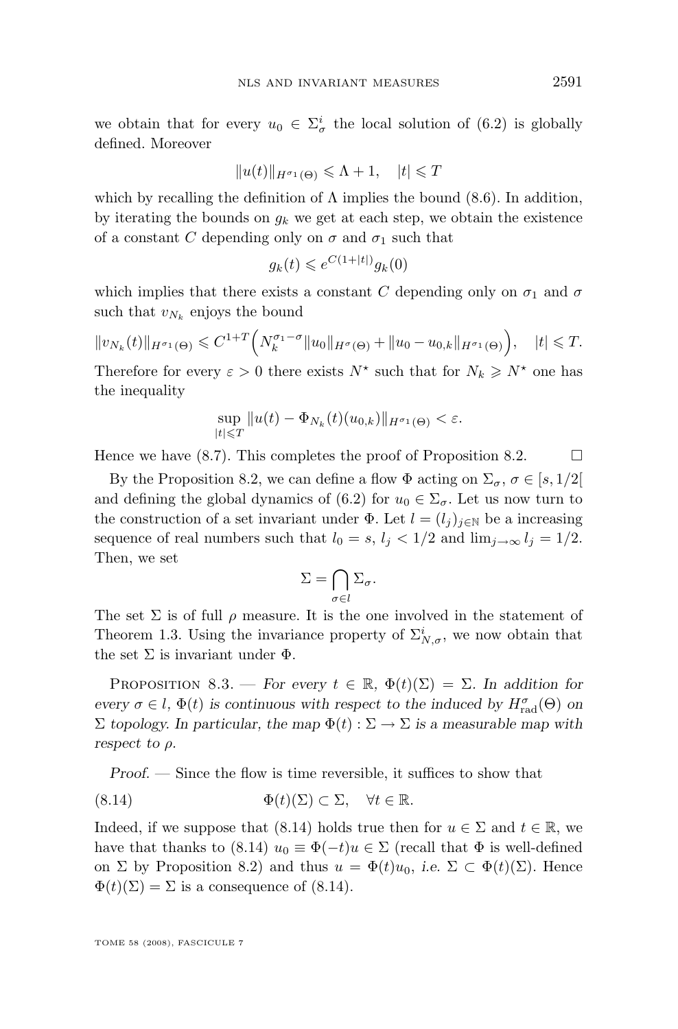we obtain that for every $u_0 \in \Sigma_\sigma^i$ the local solution of (6.2) is globally defined. Moreover

$$\|u(t)\|_{H^{\sigma_1}(\Theta)} \leqslant \Lambda + 1, \quad |t| \leqslant T$$

which by recalling the definition of $\Lambda$ implies the bound (8.6). In addition, by iterating the bounds on $g_k$ we get at each step, we obtain the existence of a constant $C$ depending only on $\sigma$ and $\sigma_1$ such that

$$g_k(t) \leqslant e^{C(1+|t|)} g_k(0)$$

which implies that there exists a constant $C$ depending only on $\sigma_1$ and $\sigma$ such that $v_{N_k}$ enjoys the bound

$$\|v_{N_k}(t)\|_{H^{\sigma_1}(\Theta)} \leqslant C^{1+T}\Big(N_k^{\sigma_1-\sigma}\|u_0\|_{H^\sigma(\Theta)} + \|u_0 - u_{0,k}\|_{H^{\sigma_1}(\Theta)}\Big), \quad |t| \leqslant T.$$

Therefore for every $\varepsilon > 0$ there exists $N^\star$ such that for $N_k \geqslant N^\star$ one has the inequality

$$\sup_{|t|\leqslant T} \|u(t) - \Phi_{N_k}(t)(u_{0,k})\|_{H^{\sigma_1}(\Theta)} < \varepsilon.$$

Hence we have (8.7). This completes the proof of Proposition 8.2. $\square$

By the Proposition 8.2, we can define a flow $\Phi$ acting on $\Sigma_\sigma$, $\sigma \in [s, 1/2[$ and defining the global dynamics of (6.2) for $u_0 \in \Sigma_\sigma$. Let us now turn to the construction of a set invariant under $\Phi$. Let $l = (l_j)_{j\in\mathbb{N}}$ be a increasing sequence of real numbers such that $l_0 = s$, $l_j < 1/2$ and $\lim_{j\to\infty} l_j = 1/2$. Then, we set

$$\Sigma = \bigcap_{\sigma \in l} \Sigma_\sigma.$$

The set $\Sigma$ is of full $\rho$ measure. It is the one involved in the statement of Theorem 1.3. Using the invariance property of $\Sigma_{N,\sigma}^i$, we now obtain that the set $\Sigma$ is invariant under $\Phi$.

Proposition 8.3. — *For every $t \in \mathbb{R}$, $\Phi(t)(\Sigma) = \Sigma$. In addition for every $\sigma \in l$, $\Phi(t)$ is continuous with respect to the induced by $H^\sigma_{\mathrm{rad}}(\Theta)$ on $\Sigma$ topology. In particular, the map $\Phi(t) : \Sigma \to \Sigma$ is a measurable map with respect to $\rho$.*

*Proof.* — Since the flow is time reversible, it suffices to show that

$$\Phi(t)(\Sigma) \subset \Sigma, \quad \forall t \in \mathbb{R}. \tag{8.14}$$

Indeed, if we suppose that (8.14) holds true then for $u \in \Sigma$ and $t \in \mathbb{R}$, we have that thanks to (8.14) $u_0 \equiv \Phi(-t)u \in \Sigma$ (recall that $\Phi$ is well-defined on $\Sigma$ by Proposition 8.2) and thus $u = \Phi(t)u_0$, *i.e.* $\Sigma \subset \Phi(t)(\Sigma)$. Hence $\Phi(t)(\Sigma) = \Sigma$ is a consequence of (8.14).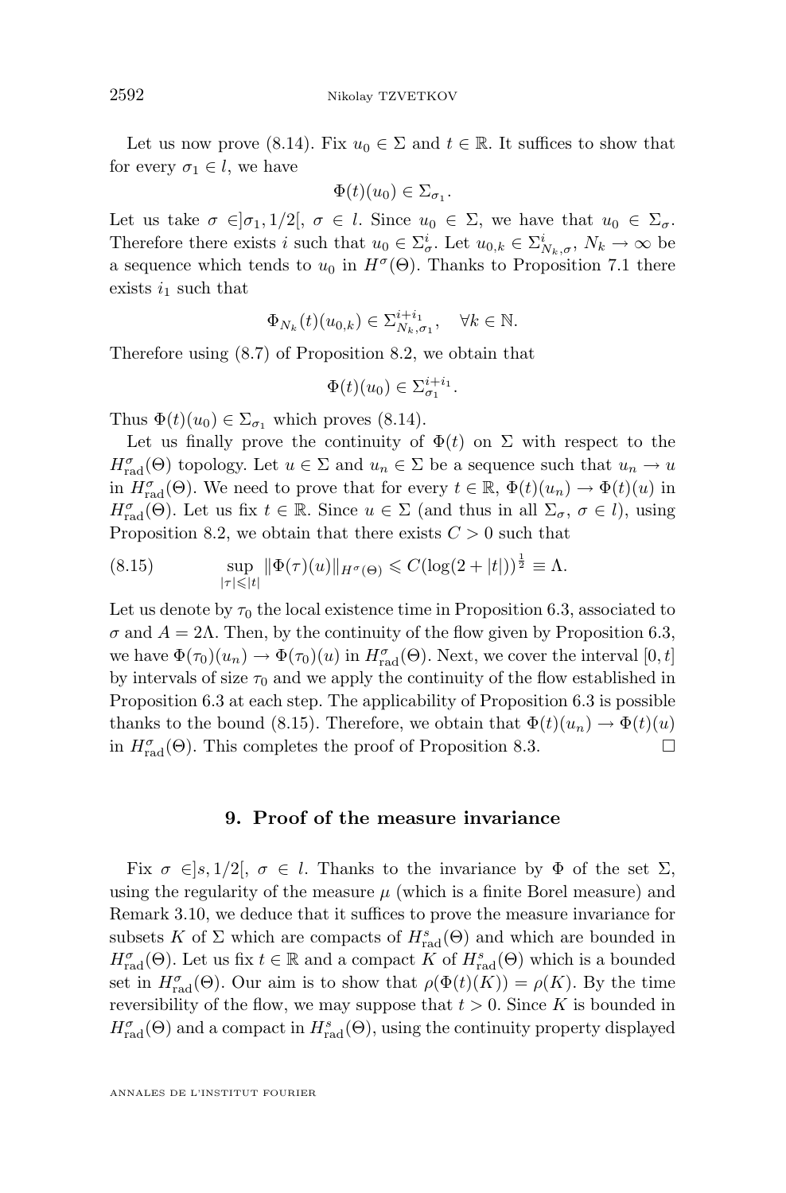Let us now prove (8.14). Fix $u_0 \in \Sigma$ and $t \in \mathbb{R}$. It suffices to show that for every $\sigma_1 \in l$, we have

$$\Phi(t)(u_0) \in \Sigma_{\sigma_1}.$$

Let us take $\sigma \in ]\sigma_1, 1/2[$, $\sigma \in l$. Since $u_0 \in \Sigma$, we have that $u_0 \in \Sigma_\sigma$. Therefore there exists $i$ such that $u_0 \in \Sigma^i_\sigma$. Let $u_{0,k} \in \Sigma^i_{N_k,\sigma}$, $N_k \to \infty$ be a sequence which tends to $u_0$ in $H^\sigma(\Theta)$. Thanks to Proposition 7.1 there exists $i_1$ such that

$$\Phi_{N_k}(t)(u_{0,k}) \in \Sigma^{i+i_1}_{N_k,\sigma_1}, \quad \forall k \in \mathbb{N}.$$

Therefore using (8.7) of Proposition 8.2, we obtain that

$$\Phi(t)(u_0) \in \Sigma^{i+i_1}_{\sigma_1}.$$

Thus $\Phi(t)(u_0) \in \Sigma_{\sigma_1}$ which proves (8.14).

Let us finally prove the continuity of $\Phi(t)$ on $\Sigma$ with respect to the $H^\sigma_{\rm rad}(\Theta)$ topology. Let $u \in \Sigma$ and $u_n \in \Sigma$ be a sequence such that $u_n \to u$ in $H^\sigma_{\rm rad}(\Theta)$. We need to prove that for every $t \in \mathbb{R}$, $\Phi(t)(u_n) \to \Phi(t)(u)$ in $H^\sigma_{\rm rad}(\Theta)$. Let us fix $t \in \mathbb{R}$. Since $u \in \Sigma$ (and thus in all $\Sigma_\sigma$, $\sigma \in l$), using Proposition 8.2, we obtain that there exists $C > 0$ such that

$$\sup_{|\tau| \leqslant |t|} \|\Phi(\tau)(u)\|_{H^\sigma(\Theta)} \leqslant C(\log(2+|t|))^{\frac{1}{2}} \equiv \Lambda. \tag{8.15}$$

Let us denote by $\tau_0$ the local existence time in Proposition 6.3, associated to $\sigma$ and $A = 2\Lambda$. Then, by the continuity of the flow given by Proposition 6.3, we have $\Phi(\tau_0)(u_n) \to \Phi(\tau_0)(u)$ in $H^\sigma_{\rm rad}(\Theta)$. Next, we cover the interval $[0, t]$ by intervals of size $\tau_0$ and we apply the continuity of the flow established in Proposition 6.3 at each step. The applicability of Proposition 6.3 is possible thanks to the bound (8.15). Therefore, we obtain that $\Phi(t)(u_n) \to \Phi(t)(u)$ in $H^\sigma_{\rm rad}(\Theta)$. This completes the proof of Proposition 8.3. □

## 9. Proof of the measure invariance

Fix $\sigma \in ]s, 1/2[$, $\sigma \in l$. Thanks to the invariance by $\Phi$ of the set $\Sigma$, using the regularity of the measure $\mu$ (which is a finite Borel measure) and Remark 3.10, we deduce that it suffices to prove the measure invariance for subsets $K$ of $\Sigma$ which are compacts of $H^s_{\rm rad}(\Theta)$ and which are bounded in $H^\sigma_{\rm rad}(\Theta)$. Let us fix $t \in \mathbb{R}$ and a compact $K$ of $H^s_{\rm rad}(\Theta)$ which is a bounded set in $H^\sigma_{\rm rad}(\Theta)$. Our aim is to show that $\rho(\Phi(t)(K)) = \rho(K)$. By the time reversibility of the flow, we may suppose that $t > 0$. Since $K$ is bounded in $H^\sigma_{\rm rad}(\Theta)$ and a compact in $H^s_{\rm rad}(\Theta)$, using the continuity property displayed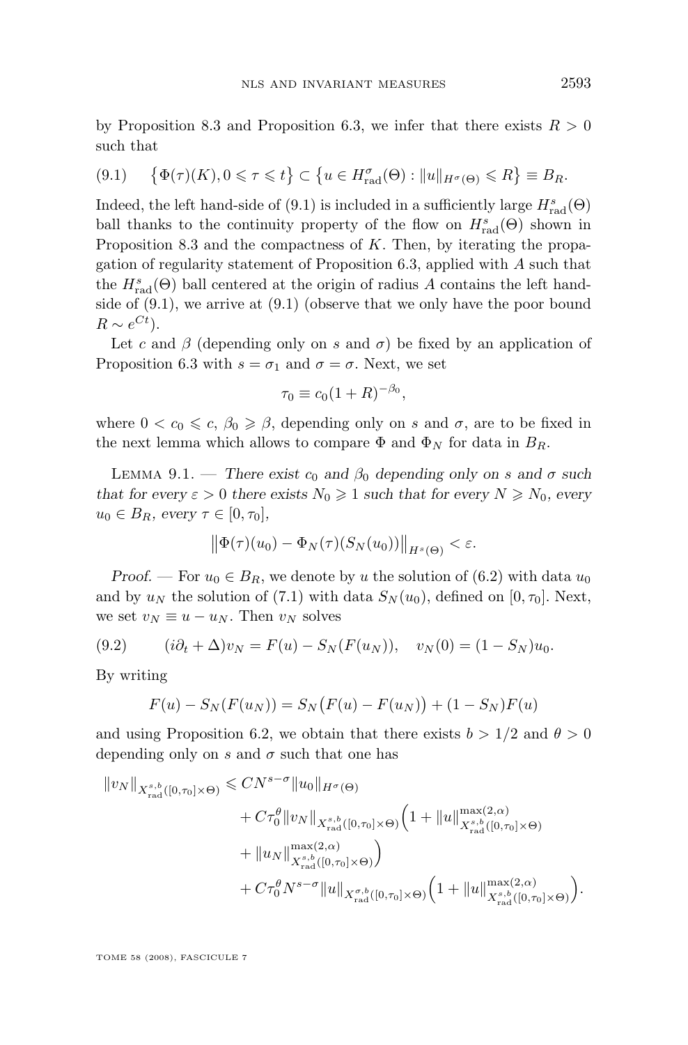by Proposition 8.3 and Proposition 6.3, we infer that there exists $R > 0$ such that

$$\{\Phi(\tau)(K), 0 \leqslant \tau \leqslant t\} \subset \{u \in H^\sigma_{\mathrm{rad}}(\Theta) : \|u\|_{H^\sigma(\Theta)} \leqslant R\} \equiv B_R. \tag{9.1}$$

Indeed, the left hand-side of (9.1) is included in a sufficiently large $H^s_{\mathrm{rad}}(\Theta)$ ball thanks to the continuity property of the flow on $H^s_{\mathrm{rad}}(\Theta)$ shown in Proposition 8.3 and the compactness of $K$. Then, by iterating the propagation of regularity statement of Proposition 6.3, applied with $A$ such that the $H^s_{\mathrm{rad}}(\Theta)$ ball centered at the origin of radius $A$ contains the left hand-side of (9.1), we arrive at (9.1) (observe that we only have the poor bound $R \sim e^{Ct}$).

Let $c$ and $\beta$ (depending only on $s$ and $\sigma$) be fixed by an application of Proposition 6.3 with $s = \sigma_1$ and $\sigma = \sigma$. Next, we set

$$\tau_0 \equiv c_0(1+R)^{-\beta_0},$$

where $0 < c_0 \leqslant c$, $\beta_0 \geqslant \beta$, depending only on $s$ and $\sigma$, are to be fixed in the next lemma which allows to compare $\Phi$ and $\Phi_N$ for data in $B_R$.

Lemma 9.1. — *There exist $c_0$ and $\beta_0$ depending only on $s$ and $\sigma$ such that for every $\varepsilon > 0$ there exists $N_0 \geqslant 1$ such that for every $N \geqslant N_0$, every $u_0 \in B_R$, every $\tau \in [0, \tau_0]$,*

$$\|\Phi(\tau)(u_0) - \Phi_N(\tau)(S_N(u_0))\|_{H^s(\Theta)} < \varepsilon.$$

*Proof.* — For $u_0 \in B_R$, we denote by $u$ the solution of (6.2) with data $u_0$ and by $u_N$ the solution of (7.1) with data $S_N(u_0)$, defined on $[0, \tau_0]$. Next, we set $v_N \equiv u - u_N$. Then $v_N$ solves

$$(i\partial_t + \Delta)v_N = F(u) - S_N(F(u_N)), \quad v_N(0) = (1 - S_N)u_0. \tag{9.2}$$

By writing

$$F(u) - S_N(F(u_N)) = S_N\big(F(u) - F(u_N)\big) + (1 - S_N)F(u)$$

and using Proposition 6.2, we obtain that there exists $b > 1/2$ and $\theta > 0$ depending only on $s$ and $\sigma$ such that one has

$$\begin{aligned}
\|v_N\|_{X^{s,b}_{\mathrm{rad}}([0,\tau_0]\times\Theta)} \leqslant{}& CN^{s-\sigma}\|u_0\|_{H^\sigma(\Theta)} \\
&+ C\tau_0^\theta\|v_N\|_{X^{s,b}_{\mathrm{rad}}([0,\tau_0]\times\Theta)}\Big(1 + \|u\|^{\max(2,\alpha)}_{X^{s,b}_{\mathrm{rad}}([0,\tau_0]\times\Theta)} \\
&+ \|u_N\|^{\max(2,\alpha)}_{X^{s,b}_{\mathrm{rad}}([0,\tau_0]\times\Theta)}\Big) \\
&+ C\tau_0^\theta N^{s-\sigma}\|u\|_{X^{\sigma,b}_{\mathrm{rad}}([0,\tau_0]\times\Theta)}\Big(1 + \|u\|^{\max(2,\alpha)}_{X^{s,b}_{\mathrm{rad}}([0,\tau_0]\times\Theta)}\Big).
\end{aligned}$$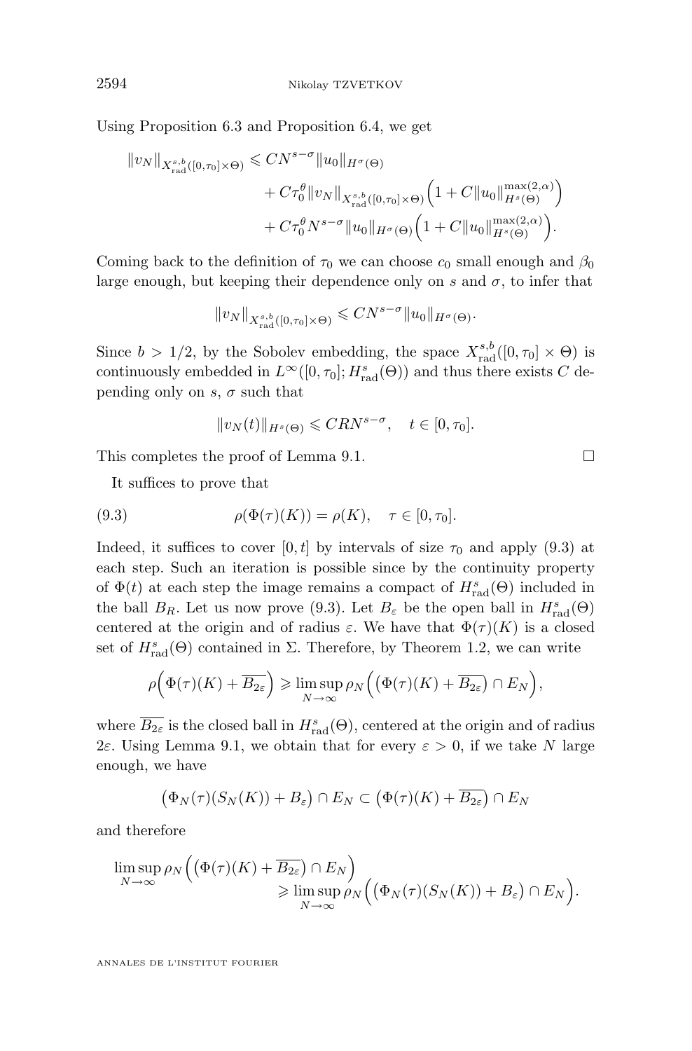Using Proposition 6.3 and Proposition 6.4, we get

$$
\begin{aligned}
\|v_N\|_{X^{s,b}_{\rm rad}([0,\tau_0]\times\Theta)} \leqslant\; & CN^{s-\sigma}\|u_0\|_{H^\sigma(\Theta)} \\
& + C\tau_0^\theta\|v_N\|_{X^{s,b}_{\rm rad}([0,\tau_0]\times\Theta)}\Big(1+C\|u_0\|^{\max(2,\alpha)}_{H^s(\Theta)}\Big) \\
& + C\tau_0^\theta N^{s-\sigma}\|u_0\|_{H^\sigma(\Theta)}\Big(1+C\|u_0\|^{\max(2,\alpha)}_{H^s(\Theta)}\Big).
\end{aligned}
$$

Coming back to the definition of $\tau_0$ we can choose $c_0$ small enough and $\beta_0$ large enough, but keeping their dependence only on $s$ and $\sigma$, to infer that

$$
\|v_N\|_{X^{s,b}_{\rm rad}([0,\tau_0]\times\Theta)} \leqslant CN^{s-\sigma}\|u_0\|_{H^\sigma(\Theta)}.
$$

Since $b > 1/2$, by the Sobolev embedding, the space $X^{s,b}_{\rm rad}([0,\tau_0]\times\Theta)$ is continuously embedded in $L^\infty([0,\tau_0];H^s_{\rm rad}(\Theta))$ and thus there exists $C$ depending only on $s$, $\sigma$ such that

$$
\|v_N(t)\|_{H^s(\Theta)} \leqslant CRN^{s-\sigma}, \quad t\in[0,\tau_0].
$$

This completes the proof of Lemma 9.1. $\square$

It suffices to prove that

$$
\rho(\Phi(\tau)(K)) = \rho(K), \quad \tau\in[0,\tau_0]. \tag{9.3}
$$

Indeed, it suffices to cover $[0,t]$ by intervals of size $\tau_0$ and apply (9.3) at each step. Such an iteration is possible since by the continuity property of $\Phi(t)$ at each step the image remains a compact of $H^s_{\rm rad}(\Theta)$ included in the ball $B_R$. Let us now prove (9.3). Let $B_\varepsilon$ be the open ball in $H^s_{\rm rad}(\Theta)$ centered at the origin and of radius $\varepsilon$. We have that $\Phi(\tau)(K)$ is a closed set of $H^s_{\rm rad}(\Theta)$ contained in $\Sigma$. Therefore, by Theorem 1.2, we can write

$$
\rho\Big(\Phi(\tau)(K)+\overline{B_{2\varepsilon}}\Big) \geqslant \limsup_{N\to\infty}\rho_N\Big(\big(\Phi(\tau)(K)+\overline{B_{2\varepsilon}}\big)\cap E_N\Big),
$$

where $\overline{B_{2\varepsilon}}$ is the closed ball in $H^s_{\rm rad}(\Theta)$, centered at the origin and of radius $2\varepsilon$. Using Lemma 9.1, we obtain that for every $\varepsilon>0$, if we take $N$ large enough, we have

$$
\big(\Phi_N(\tau)(S_N(K))+B_\varepsilon\big)\cap E_N \subset \big(\Phi(\tau)(K)+\overline{B_{2\varepsilon}}\big)\cap E_N
$$

and therefore

$$
\begin{aligned}
\limsup_{N\to\infty}\rho_N\Big(\big(\Phi(\tau)(K)+\overline{B_{2\varepsilon}}\big)\cap E_N\Big)& \\
\geqslant \limsup_{N\to\infty}&\rho_N\Big(\big(\Phi_N(\tau)(S_N(K))+B_\varepsilon\big)\cap E_N\Big).
\end{aligned}
$$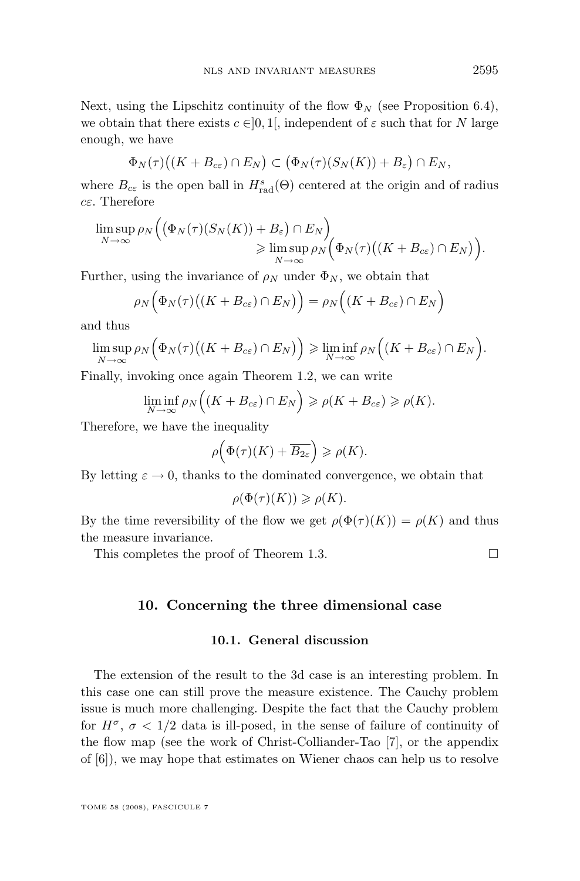Next, using the Lipschitz continuity of the flow $\Phi_N$ (see Proposition 6.4), we obtain that there exists $c \in ]0,1[$, independent of $\varepsilon$ such that for $N$ large enough, we have

$$\Phi_N(\tau)\big((K + B_{c\varepsilon}) \cap E_N\big) \subset \big(\Phi_N(\tau)(S_N(K)) + B_\varepsilon\big) \cap E_N,$$

where $B_{c\varepsilon}$ is the open ball in $H^s_{\mathrm{rad}}(\Theta)$ centered at the origin and of radius $c\varepsilon$. Therefore

$$\limsup_{N\to\infty} \rho_N\Big(\big(\Phi_N(\tau)(S_N(K)) + B_\varepsilon\big) \cap E_N\Big) \geqslant \limsup_{N\to\infty} \rho_N\Big(\Phi_N(\tau)\big((K + B_{c\varepsilon}) \cap E_N\big)\Big).$$

Further, using the invariance of $\rho_N$ under $\Phi_N$, we obtain that

$$\rho_N\Big(\Phi_N(\tau)\big((K + B_{c\varepsilon}) \cap E_N\big)\Big) = \rho_N\Big((K + B_{c\varepsilon}) \cap E_N\Big)$$

and thus

$$\limsup_{N\to\infty} \rho_N\Big(\Phi_N(\tau)\big((K + B_{c\varepsilon}) \cap E_N\big)\Big) \geqslant \liminf_{N\to\infty} \rho_N\Big((K + B_{c\varepsilon}) \cap E_N\Big).$$

Finally, invoking once again Theorem 1.2, we can write

$$\liminf_{N\to\infty} \rho_N\Big((K + B_{c\varepsilon}) \cap E_N\Big) \geqslant \rho(K + B_{c\varepsilon}) \geqslant \rho(K).$$

Therefore, we have the inequality

$$\rho\Big(\Phi(\tau)(K) + \overline{B_{2\varepsilon}}\Big) \geqslant \rho(K).$$

By letting $\varepsilon \to 0$, thanks to the dominated convergence, we obtain that

$$\rho(\Phi(\tau)(K)) \geqslant \rho(K).$$

By the time reversibility of the flow we get $\rho(\Phi(\tau)(K)) = \rho(K)$ and thus the measure invariance.

This completes the proof of Theorem 1.3. □

## 10. Concerning the three dimensional case

### 10.1. General discussion

The extension of the result to the 3d case is an interesting problem. In this case one can still prove the measure existence. The Cauchy problem issue is much more challenging. Despite the fact that the Cauchy problem for $H^\sigma$, $\sigma < 1/2$ data is ill-posed, in the sense of failure of continuity of the flow map (see the work of Christ-Colliander-Tao [7], or the appendix of [6]), we may hope that estimates on Wiener chaos can help us to resolve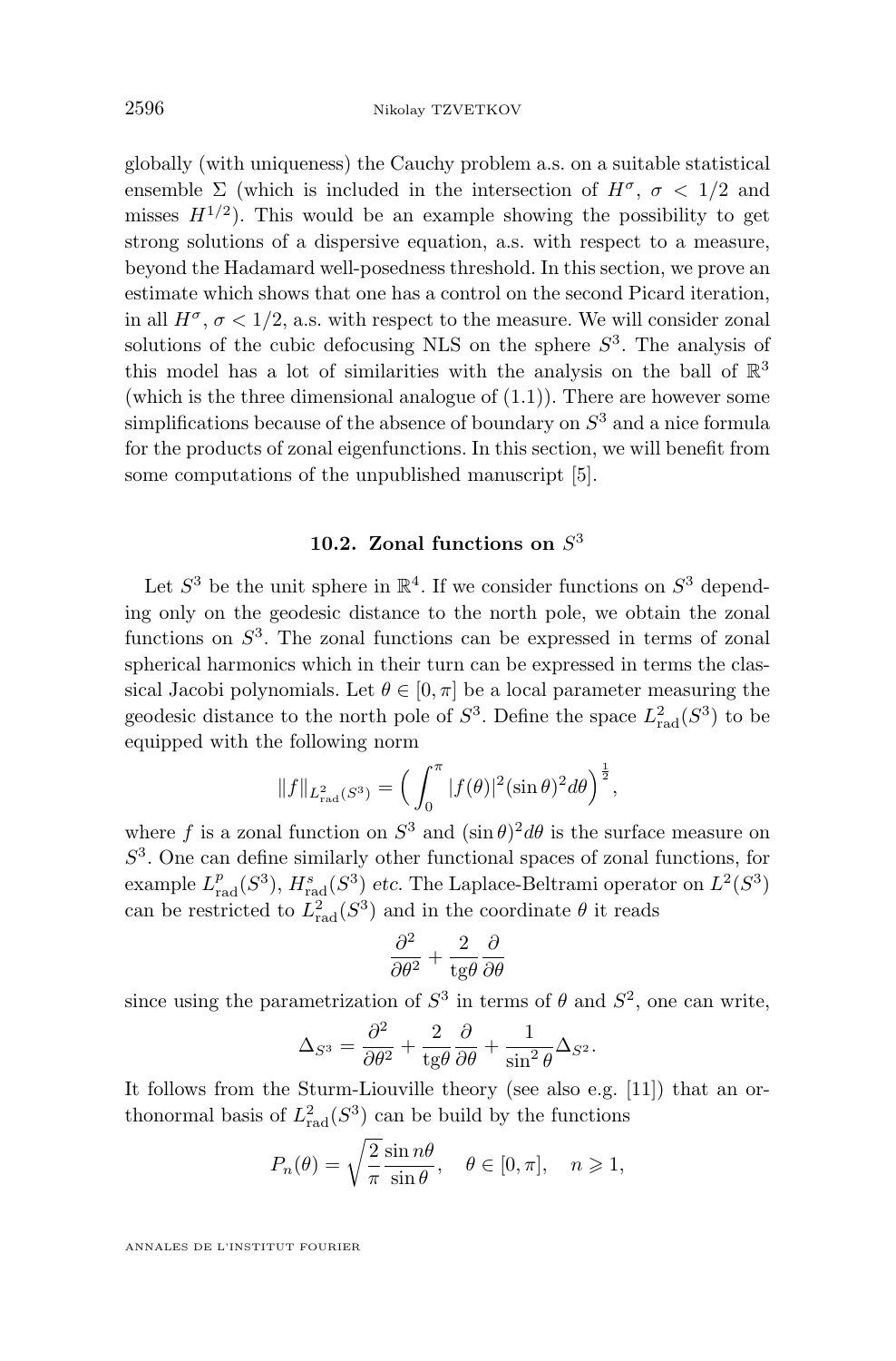globally (with uniqueness) the Cauchy problem a.s. on a suitable statistical ensemble $\Sigma$ (which is included in the intersection of $H^\sigma$, $\sigma < 1/2$ and misses $H^{1/2}$). This would be an example showing the possibility to get strong solutions of a dispersive equation, a.s. with respect to a measure, beyond the Hadamard well-posedness threshold. In this section, we prove an estimate which shows that one has a control on the second Picard iteration, in all $H^\sigma$, $\sigma < 1/2$, a.s. with respect to the measure. We will consider zonal solutions of the cubic defocusing NLS on the sphere $S^3$. The analysis of this model has a lot of similarities with the analysis on the ball of $\mathbb{R}^3$ (which is the three dimensional analogue of (1.1)). There are however some simplifications because of the absence of boundary on $S^3$ and a nice formula for the products of zonal eigenfunctions. In this section, we will benefit from some computations of the unpublished manuscript [5].

### 10.2. Zonal functions on $S^3$

Let $S^3$ be the unit sphere in $\mathbb{R}^4$. If we consider functions on $S^3$ depending only on the geodesic distance to the north pole, we obtain the zonal functions on $S^3$. The zonal functions can be expressed in terms of zonal spherical harmonics which in their turn can be expressed in terms the classical Jacobi polynomials. Let $\theta \in [0, \pi]$ be a local parameter measuring the geodesic distance to the north pole of $S^3$. Define the space $L^2_{\rm rad}(S^3)$ to be equipped with the following norm

$$\|f\|_{L^2_{\rm rad}(S^3)} = \Big( \int_0^\pi |f(\theta)|^2 (\sin\theta)^2 d\theta \Big)^{\frac{1}{2}},$$

where $f$ is a zonal function on $S^3$ and $(\sin\theta)^2 d\theta$ is the surface measure on $S^3$. One can define similarly other functional spaces of zonal functions, for example $L^p_{\rm rad}(S^3)$, $H^s_{\rm rad}(S^3)$ *etc.* The Laplace-Beltrami operator on $L^2(S^3)$ can be restricted to $L^2_{\rm rad}(S^3)$ and in the coordinate $\theta$ it reads

$$\frac{\partial^2}{\partial\theta^2} + \frac{2}{\mathrm{tg}\theta}\frac{\partial}{\partial\theta}$$

since using the parametrization of $S^3$ in terms of $\theta$ and $S^2$, one can write,

$$\Delta_{S^3} = \frac{\partial^2}{\partial\theta^2} + \frac{2}{\mathrm{tg}\theta}\frac{\partial}{\partial\theta} + \frac{1}{\sin^2\theta}\Delta_{S^2}.$$

It follows from the Sturm-Liouville theory (see also e.g. [11]) that an orthonormal basis of $L^2_{\rm rad}(S^3)$ can be build by the functions

$$P_n(\theta) = \sqrt{\frac{2}{\pi}}\frac{\sin n\theta}{\sin\theta}, \quad \theta \in [0, \pi], \quad n \geqslant 1,$$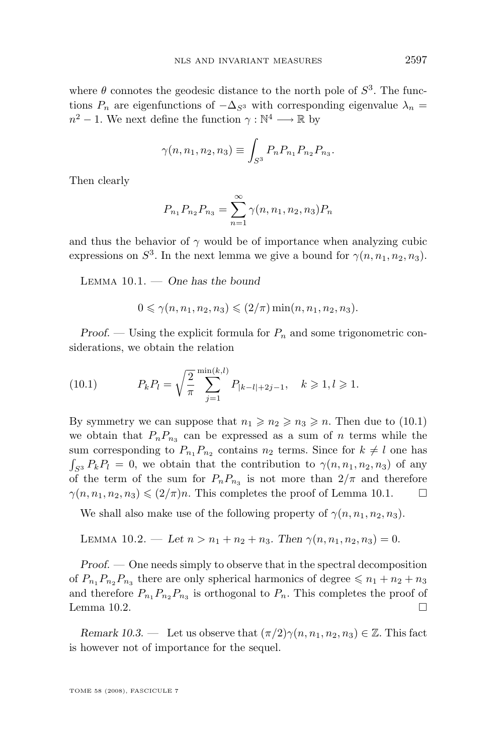where $\theta$ connotes the geodesic distance to the north pole of $S^3$. The functions $P_n$ are eigenfunctions of $-\Delta_{S^3}$ with corresponding eigenvalue $\lambda_n = n^2 - 1$. We next define the function $\gamma : \mathbb{N}^4 \longrightarrow \mathbb{R}$ by

$$\gamma(n, n_1, n_2, n_3) \equiv \int_{S^3} P_n P_{n_1} P_{n_2} P_{n_3}.$$

Then clearly

$$P_{n_1} P_{n_2} P_{n_3} = \sum_{n=1}^{\infty} \gamma(n, n_1, n_2, n_3) P_n$$

and thus the behavior of $\gamma$ would be of importance when analyzing cubic expressions on $S^3$. In the next lemma we give a bound for $\gamma(n, n_1, n_2, n_3)$.

Lemma 10.1. — *One has the bound*

$$0 \leqslant \gamma(n, n_1, n_2, n_3) \leqslant (2/\pi) \min(n, n_1, n_2, n_3).$$

*Proof.* — Using the explicit formula for $P_n$ and some trigonometric considerations, we obtain the relation

$$P_k P_l = \sqrt{\frac{2}{\pi}} \sum_{j=1}^{\min(k,l)} P_{|k-l|+2j-1}, \quad k \geqslant 1, l \geqslant 1. \tag{10.1}$$

By symmetry we can suppose that $n_1 \geqslant n_2 \geqslant n_3 \geqslant n$. Then due to (10.1) we obtain that $P_n P_{n_3}$ can be expressed as a sum of $n$ terms while the sum corresponding to $P_{n_1} P_{n_2}$ contains $n_2$ terms. Since for $k \neq l$ one has $\int_{S^3} P_k P_l = 0$, we obtain that the contribution to $\gamma(n, n_1, n_2, n_3)$ of any of the term of the sum for $P_n P_{n_3}$ is not more than $2/\pi$ and therefore $\gamma(n, n_1, n_2, n_3) \leqslant (2/\pi) n$. This completes the proof of Lemma 10.1. □

We shall also make use of the following property of $\gamma(n, n_1, n_2, n_3)$.

Lemma 10.2. — *Let $n > n_1 + n_2 + n_3$. Then $\gamma(n, n_1, n_2, n_3) = 0$.*

*Proof.* — One needs simply to observe that in the spectral decomposition of $P_{n_1} P_{n_2} P_{n_3}$ there are only spherical harmonics of degree $\leqslant n_1 + n_2 + n_3$ and therefore $P_{n_1} P_{n_2} P_{n_3}$ is orthogonal to $P_n$. This completes the proof of Lemma 10.2. □

*Remark 10.3.* — Let us observe that $(\pi/2)\gamma(n, n_1, n_2, n_3) \in \mathbb{Z}$. This fact is however not of importance for the sequel.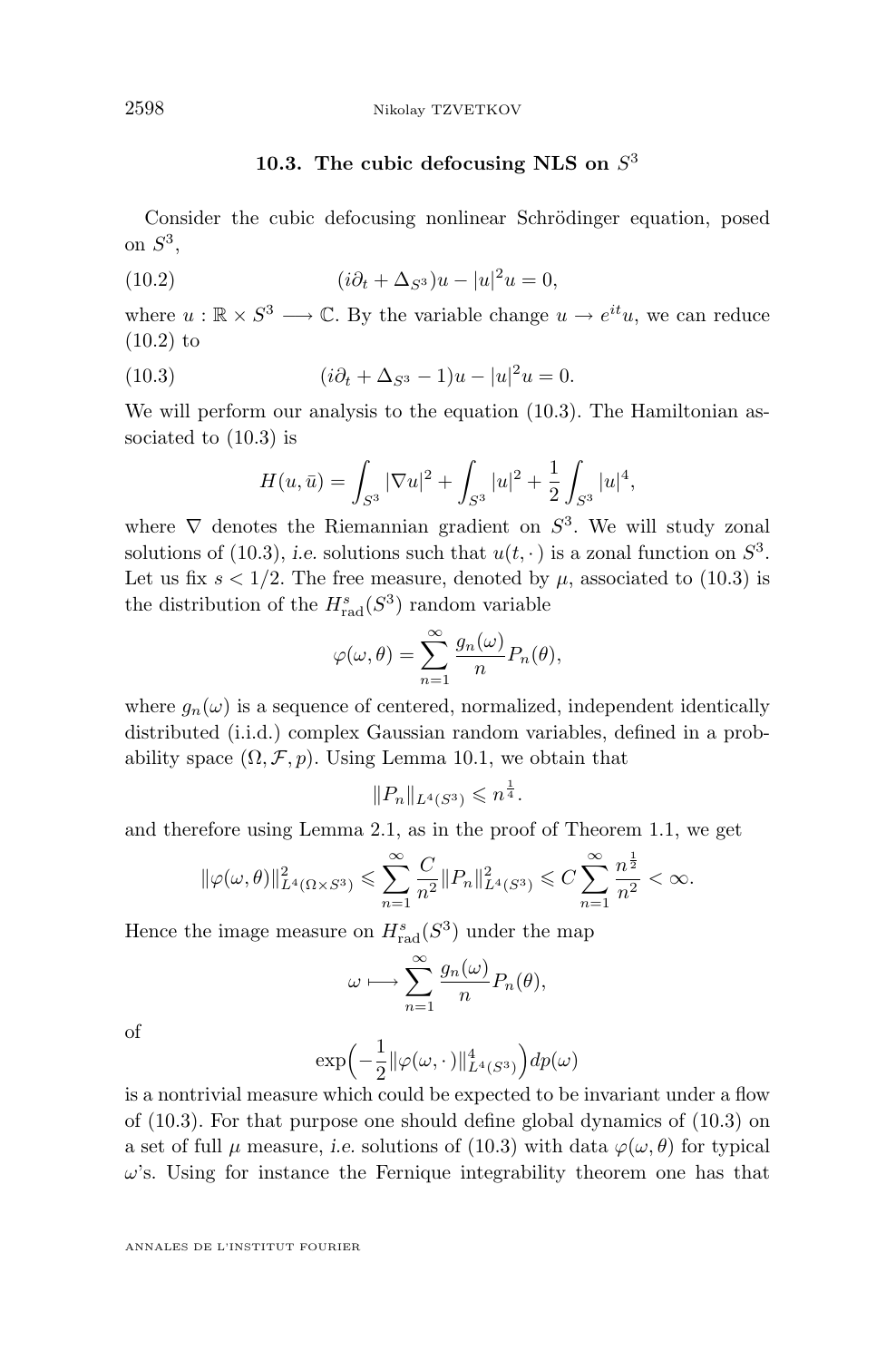### 10.3. The cubic defocusing NLS on $S^3$

Consider the cubic defocusing nonlinear Schrödinger equation, posed on $S^3$,

$$(i\partial_t + \Delta_{S^3})u - |u|^2 u = 0, \tag{10.2}$$

where $u : \mathbb{R} \times S^3 \longrightarrow \mathbb{C}$. By the variable change $u \to e^{it}u$, we can reduce (10.2) to

$$(i\partial_t + \Delta_{S^3} - 1)u - |u|^2 u = 0. \tag{10.3}$$

We will perform our analysis to the equation (10.3). The Hamiltonian associated to (10.3) is

$$H(u, \bar{u}) = \int_{S^3} |\nabla u|^2 + \int_{S^3} |u|^2 + \frac{1}{2}\int_{S^3} |u|^4,$$

where $\nabla$ denotes the Riemannian gradient on $S^3$. We will study zonal solutions of (10.3), *i.e.* solutions such that $u(t, \cdot)$ is a zonal function on $S^3$. Let us fix $s < 1/2$. The free measure, denoted by $\mu$, associated to (10.3) is the distribution of the $H^s_{\mathrm{rad}}(S^3)$ random variable

$$\varphi(\omega, \theta) = \sum_{n=1}^{\infty} \frac{g_n(\omega)}{n} P_n(\theta),$$

where $g_n(\omega)$ is a sequence of centered, normalized, independent identically distributed (i.i.d.) complex Gaussian random variables, defined in a probability space $(\Omega, \mathcal{F}, p)$. Using Lemma 10.1, we obtain that

$$\|P_n\|_{L^4(S^3)} \leqslant n^{\frac{1}{4}}.$$

and therefore using Lemma 2.1, as in the proof of Theorem 1.1, we get

$$\|\varphi(\omega, \theta)\|^2_{L^4(\Omega \times S^3)} \leqslant \sum_{n=1}^{\infty} \frac{C}{n^2} \|P_n\|^2_{L^4(S^3)} \leqslant C \sum_{n=1}^{\infty} \frac{n^{\frac{1}{2}}}{n^2} < \infty.$$

Hence the image measure on $H^s_{\mathrm{rad}}(S^3)$ under the map

$$\omega \longmapsto \sum_{n=1}^{\infty} \frac{g_n(\omega)}{n} P_n(\theta),$$

of

$$\exp\Big(-\frac{1}{2}\|\varphi(\omega, \cdot)\|^4_{L^4(S^3)}\Big) dp(\omega)$$

is a nontrivial measure which could be expected to be invariant under a flow of (10.3). For that purpose one should define global dynamics of (10.3) on a set of full $\mu$ measure, *i.e.* solutions of (10.3) with data $\varphi(\omega, \theta)$ for typical $\omega$'s. Using for instance the Fernique integrability theorem one has that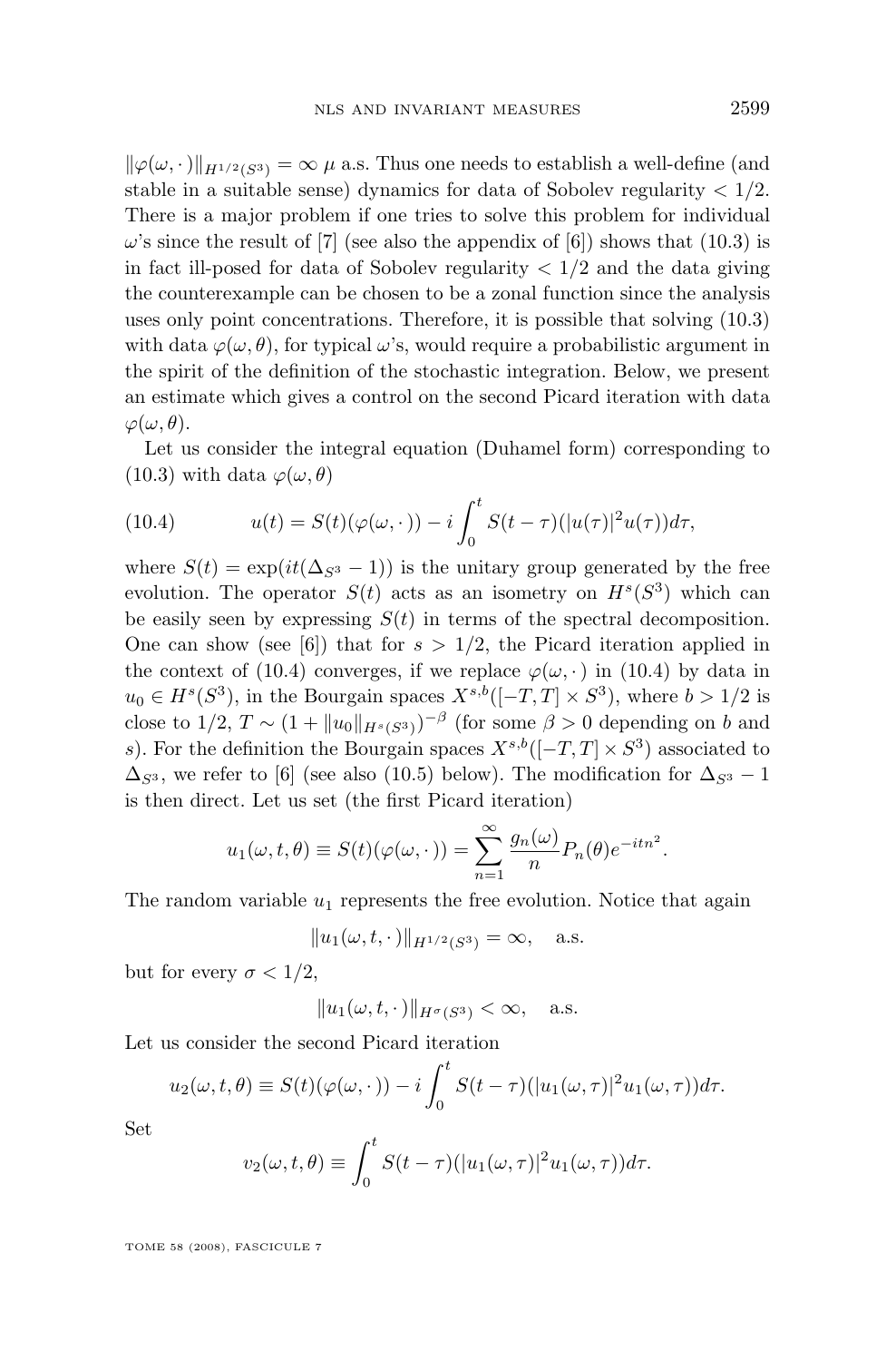$\|\varphi(\omega,\cdot)\|_{H^{1/2}(S^3)} = \infty$ $\mu$ a.s. Thus one needs to establish a well-define (and stable in a suitable sense) dynamics for data of Sobolev regularity $< 1/2$. There is a major problem if one tries to solve this problem for individual $\omega$'s since the result of [7] (see also the appendix of [6]) shows that (10.3) is in fact ill-posed for data of Sobolev regularity $< 1/2$ and the data giving the counterexample can be chosen to be a zonal function since the analysis uses only point concentrations. Therefore, it is possible that solving (10.3) with data $\varphi(\omega,\theta)$, for typical $\omega$'s, would require a probabilistic argument in the spirit of the definition of the stochastic integration. Below, we present an estimate which gives a control on the second Picard iteration with data $\varphi(\omega,\theta)$.

Let us consider the integral equation (Duhamel form) corresponding to (10.3) with data $\varphi(\omega,\theta)$

$$u(t) = S(t)(\varphi(\omega,\cdot)) - i\int_0^t S(t-\tau)(|u(\tau)|^2u(\tau))d\tau, \tag{10.4}$$

where $S(t) = \exp(it(\Delta_{S^3}-1))$ is the unitary group generated by the free evolution. The operator $S(t)$ acts as an isometry on $H^s(S^3)$ which can be easily seen by expressing $S(t)$ in terms of the spectral decomposition. One can show (see [6]) that for $s > 1/2$, the Picard iteration applied in the context of (10.4) converges, if we replace $\varphi(\omega,\cdot)$ in (10.4) by data in $u_0 \in H^s(S^3)$, in the Bourgain spaces $X^{s,b}([-T,T]\times S^3)$, where $b > 1/2$ is close to $1/2$, $T \sim (1+\|u_0\|_{H^s(S^3)})^{-\beta}$ (for some $\beta > 0$ depending on $b$ and $s$). For the definition the Bourgain spaces $X^{s,b}([-T,T]\times S^3)$ associated to $\Delta_{S^3}$, we refer to [6] (see also (10.5) below). The modification for $\Delta_{S^3}-1$ is then direct. Let us set (the first Picard iteration)

$$u_1(\omega,t,\theta) \equiv S(t)(\varphi(\omega,\cdot)) = \sum_{n=1}^{\infty}\frac{g_n(\omega)}{n}P_n(\theta)e^{-itn^2}.$$

The random variable $u_1$ represents the free evolution. Notice that again

$$\|u_1(\omega,t,\cdot)\|_{H^{1/2}(S^3)} = \infty, \quad \text{a.s.}$$

but for every $\sigma < 1/2$,

$$\|u_1(\omega,t,\cdot)\|_{H^{\sigma}(S^3)} < \infty, \quad \text{a.s.}$$

Let us consider the second Picard iteration

$$u_2(\omega,t,\theta) \equiv S(t)(\varphi(\omega,\cdot)) - i\int_0^t S(t-\tau)(|u_1(\omega,\tau)|^2u_1(\omega,\tau))d\tau.$$

Set

$$v_2(\omega,t,\theta) \equiv \int_0^t S(t-\tau)(|u_1(\omega,\tau)|^2u_1(\omega,\tau))d\tau.$$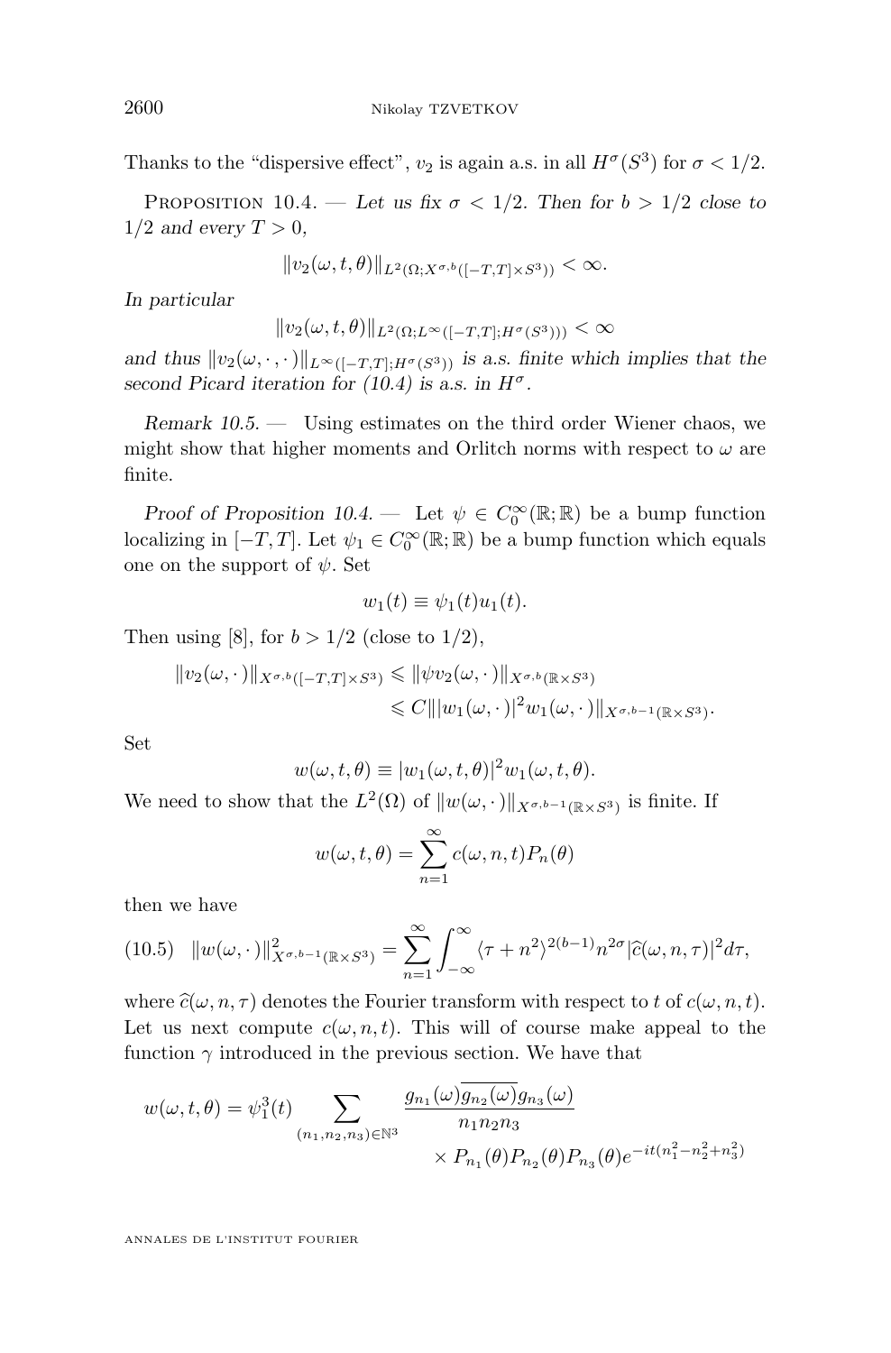Thanks to the "dispersive effect", $v_2$ is again a.s. in all $H^\sigma(S^3)$ for $\sigma < 1/2$.

Proposition 10.4. — *Let us fix $\sigma < 1/2$. Then for $b > 1/2$ close to $1/2$ and every $T > 0$,*

$$\|v_2(\omega, t, \theta)\|_{L^2(\Omega; X^{\sigma,b}([-T,T]\times S^3))} < \infty.$$

*In particular*

$$\|v_2(\omega, t, \theta)\|_{L^2(\Omega; L^\infty([-T,T]; H^\sigma(S^3)))} < \infty$$

*and thus $\|v_2(\omega, \cdot, \cdot)\|_{L^\infty([-T,T]; H^\sigma(S^3))}$ is a.s. finite which implies that the second Picard iteration for (10.4) is a.s. in $H^\sigma$.*

*Remark 10.5.* — Using estimates on the third order Wiener chaos, we might show that higher moments and Orlitch norms with respect to $\omega$ are finite.

*Proof of Proposition 10.4.* — Let $\psi \in C_0^\infty(\mathbb{R}; \mathbb{R})$ be a bump function localizing in $[-T, T]$. Let $\psi_1 \in C_0^\infty(\mathbb{R}; \mathbb{R})$ be a bump function which equals one on the support of $\psi$. Set

$$w_1(t) \equiv \psi_1(t) u_1(t).$$

Then using [8], for $b > 1/2$ (close to $1/2$),

$$\begin{aligned}\|v_2(\omega, \cdot)\|_{X^{\sigma,b}([-T,T]\times S^3)} &\leqslant \|\psi v_2(\omega, \cdot)\|_{X^{\sigma,b}(\mathbb{R}\times S^3)} \\ &\leqslant C\||w_1(\omega, \cdot)|^2 w_1(\omega, \cdot)\|_{X^{\sigma,b-1}(\mathbb{R}\times S^3)}.\end{aligned}$$

Set

$$w(\omega, t, \theta) \equiv |w_1(\omega, t, \theta)|^2 w_1(\omega, t, \theta).$$

We need to show that the $L^2(\Omega)$ of $\|w(\omega, \cdot)\|_{X^{\sigma,b-1}(\mathbb{R}\times S^3)}$ is finite. If

$$w(\omega, t, \theta) = \sum_{n=1}^{\infty} c(\omega, n, t) P_n(\theta)$$

then we have

$$\|w(\omega, \cdot)\|^2_{X^{\sigma,b-1}(\mathbb{R}\times S^3)} = \sum_{n=1}^{\infty} \int_{-\infty}^{\infty} \langle \tau + n^2 \rangle^{2(b-1)} n^{2\sigma} |\widehat{c}(\omega, n, \tau)|^2 d\tau, \tag{10.5}$$

where $\widehat{c}(\omega, n, \tau)$ denotes the Fourier transform with respect to $t$ of $c(\omega, n, t)$. Let us next compute $c(\omega, n, t)$. This will of course make appeal to the function $\gamma$ introduced in the previous section. We have that

$$\begin{aligned}w(\omega, t, \theta) = \psi_1^3(t) \sum_{(n_1,n_2,n_3)\in\mathbb{N}^3} &\frac{g_{n_1}(\omega)\overline{g_{n_2}(\omega)}g_{n_3}(\omega)}{n_1 n_2 n_3} \\ &\times P_{n_1}(\theta) P_{n_2}(\theta) P_{n_3}(\theta) e^{-it(n_1^2 - n_2^2 + n_3^2)}\end{aligned}$$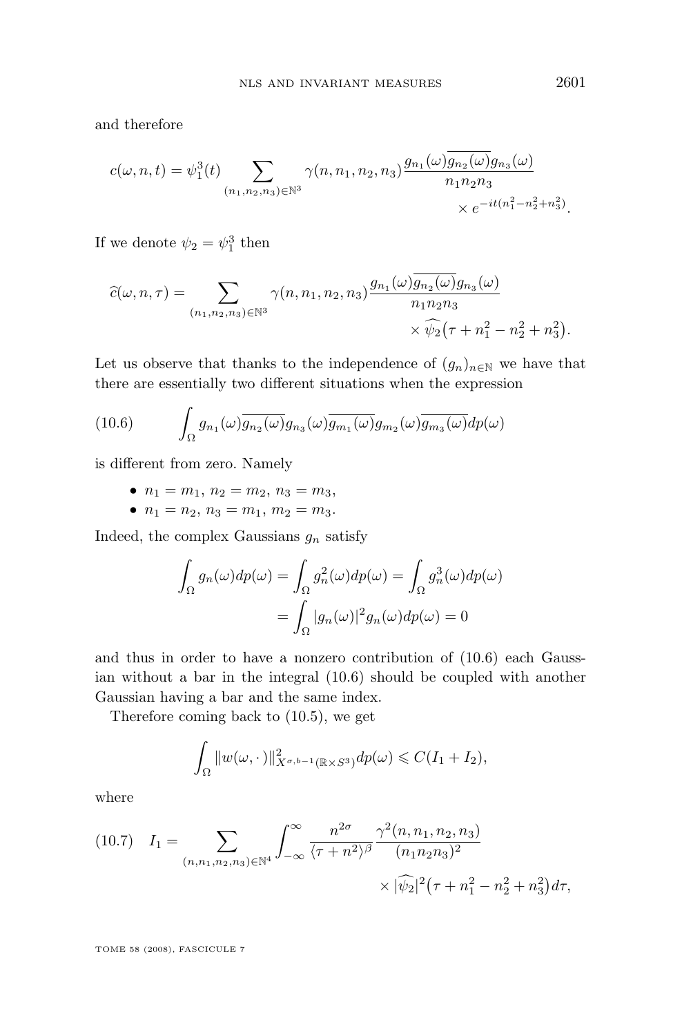and therefore

$$c(\omega, n, t) = \psi_1^3(t) \sum_{(n_1,n_2,n_3)\in\mathbb{N}^3} \gamma(n, n_1, n_2, n_3) \frac{g_{n_1}(\omega)\overline{g_{n_2}(\omega)}g_{n_3}(\omega)}{n_1 n_2 n_3} \times e^{-it(n_1^2 - n_2^2 + n_3^2)}.$$

If we denote $\psi_2 = \psi_1^3$ then

$$\widehat{c}(\omega, n, \tau) = \sum_{(n_1,n_2,n_3)\in\mathbb{N}^3} \gamma(n, n_1, n_2, n_3) \frac{g_{n_1}(\omega)\overline{g_{n_2}(\omega)}g_{n_3}(\omega)}{n_1 n_2 n_3} \times \widehat{\psi_2}\big(\tau + n_1^2 - n_2^2 + n_3^2\big).$$

Let us observe that thanks to the independence of $(g_n)_{n\in\mathbb{N}}$ we have that there are essentially two different situations when the expression

$$\int_\Omega g_{n_1}(\omega)\overline{g_{n_2}(\omega)}g_{n_3}(\omega)\overline{g_{m_1}(\omega)}g_{m_2}(\omega)\overline{g_{m_3}(\omega)}dp(\omega) \tag{10.6}$$

is different from zero. Namely

- $n_1 = m_1$, $n_2 = m_2$, $n_3 = m_3$,
- $n_1 = n_2$, $n_3 = m_1$, $m_2 = m_3$.

Indeed, the complex Gaussians $g_n$ satisfy

$$\int_\Omega g_n(\omega)dp(\omega) = \int_\Omega g_n^2(\omega)dp(\omega) = \int_\Omega g_n^3(\omega)dp(\omega) = \int_\Omega |g_n(\omega)|^2 g_n(\omega)dp(\omega) = 0$$

and thus in order to have a nonzero contribution of (10.6) each Gaussian without a bar in the integral (10.6) should be coupled with another Gaussian having a bar and the same index.

Therefore coming back to (10.5), we get

$$\int_\Omega \|w(\omega,\cdot)\|^2_{X^{\sigma,b-1}(\mathbb{R}\times S^3)}dp(\omega) \leqslant C(I_1 + I_2),$$

where

$$I_1 = \sum_{(n,n_1,n_2,n_3)\in\mathbb{N}^4} \int_{-\infty}^{\infty} \frac{n^{2\sigma}}{\langle \tau + n^2\rangle^\beta} \frac{\gamma^2(n, n_1, n_2, n_3)}{(n_1 n_2 n_3)^2} \times |\widehat{\psi_2}|^2\big(\tau + n_1^2 - n_2^2 + n_3^2\big)d\tau, \tag{10.7}$$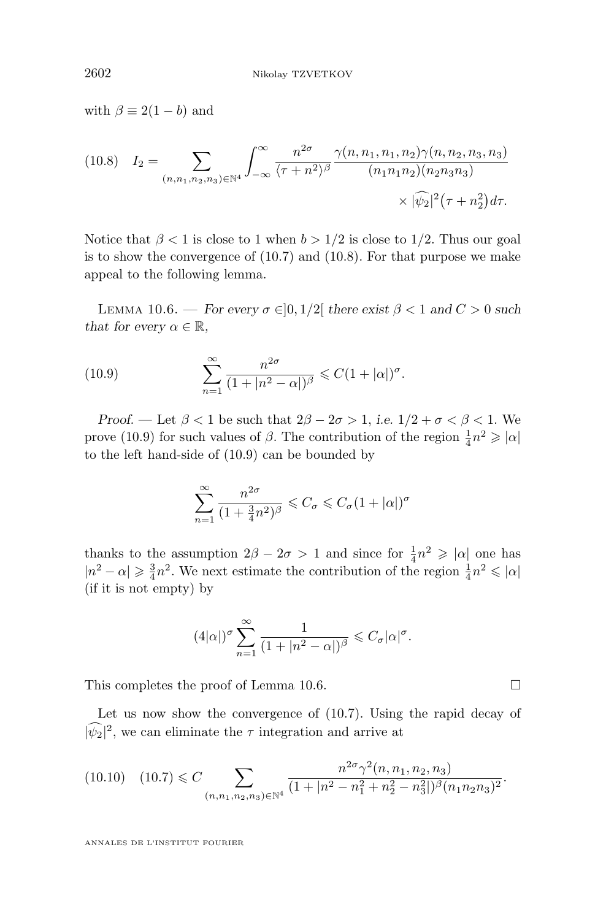with $\beta \equiv 2(1-b)$ and

$$(10.8) \quad I_2 = \sum_{(n,n_1,n_2,n_3)\in\mathbb{N}^4} \int_{-\infty}^{\infty} \frac{n^{2\sigma}}{\langle \tau + n^2\rangle^\beta} \frac{\gamma(n,n_1,n_1,n_2)\gamma(n,n_2,n_3,n_3)}{(n_1 n_1 n_2)(n_2 n_3 n_3)} \times |\widehat{\psi_2}|^2\big(\tau + n_2^2\big) d\tau.$$

Notice that $\beta < 1$ is close to 1 when $b > 1/2$ is close to $1/2$. Thus our goal is to show the convergence of (10.7) and (10.8). For that purpose we make appeal to the following lemma.

Lemma 10.6. — *For every $\sigma \in ]0, 1/2[$ there exist $\beta < 1$ and $C > 0$ such that for every $\alpha \in \mathbb{R}$,*

$$(10.9) \qquad \sum_{n=1}^{\infty} \frac{n^{2\sigma}}{(1+|n^2-\alpha|)^\beta} \leqslant C(1+|\alpha|)^\sigma.$$

*Proof.* — Let $\beta < 1$ be such that $2\beta - 2\sigma > 1$, *i.e.* $1/2 + \sigma < \beta < 1$. We prove (10.9) for such values of $\beta$. The contribution of the region $\frac{1}{4}n^2 \geqslant |\alpha|$ to the left hand-side of (10.9) can be bounded by

$$\sum_{n=1}^{\infty} \frac{n^{2\sigma}}{(1+\frac{3}{4}n^2)^\beta} \leqslant C_\sigma \leqslant C_\sigma(1+|\alpha|)^\sigma$$

thanks to the assumption $2\beta - 2\sigma > 1$ and since for $\frac{1}{4}n^2 \geqslant |\alpha|$ one has $|n^2-\alpha| \geqslant \frac{3}{4}n^2$. We next estimate the contribution of the region $\frac{1}{4}n^2 \leqslant |\alpha|$ (if it is not empty) by

$$(4|\alpha|)^\sigma \sum_{n=1}^{\infty} \frac{1}{(1+|n^2-\alpha|)^\beta} \leqslant C_\sigma |\alpha|^\sigma.$$

This completes the proof of Lemma 10.6. □

Let us now show the convergence of (10.7). Using the rapid decay of $|\widehat{\psi_2}|^2$, we can eliminate the $\tau$ integration and arrive at

$$(10.10) \quad (10.7) \leqslant C \sum_{(n,n_1,n_2,n_3)\in\mathbb{N}^4} \frac{n^{2\sigma}\gamma^2(n,n_1,n_2,n_3)}{(1+|n^2-n_1^2+n_2^2-n_3^2|)^\beta (n_1 n_2 n_3)^2}.$$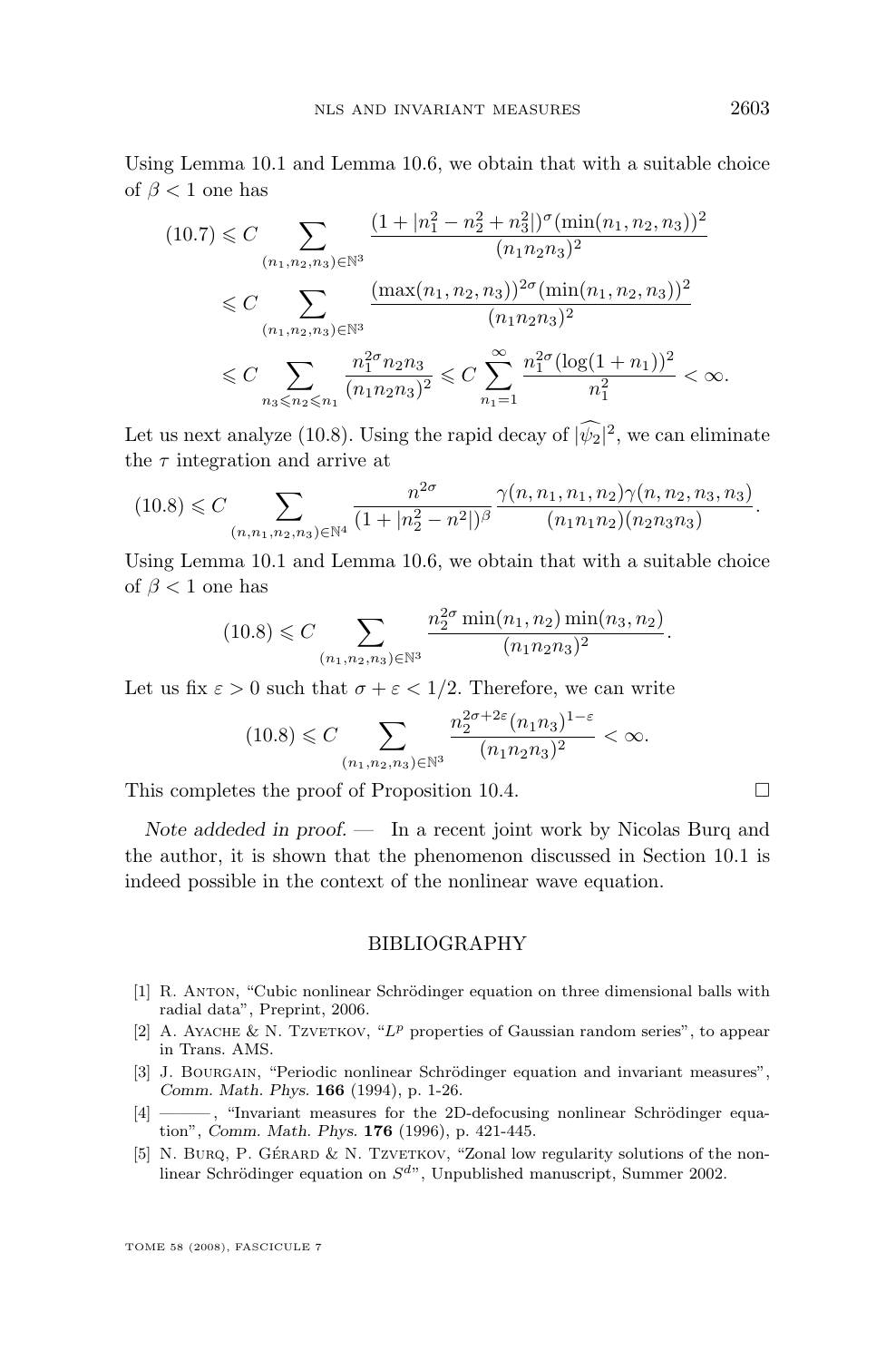Using Lemma 10.1 and Lemma 10.6, we obtain that with a suitable choice of $\beta < 1$ one has

$$
\begin{aligned}
(10.7) &\leqslant C \sum_{(n_1,n_2,n_3)\in\mathbb{N}^3} \frac{(1+|n_1^2-n_2^2+n_3^2|)^{\sigma}(\min(n_1,n_2,n_3))^2}{(n_1n_2n_3)^2} \\
&\leqslant C \sum_{(n_1,n_2,n_3)\in\mathbb{N}^3} \frac{(\max(n_1,n_2,n_3))^{2\sigma}(\min(n_1,n_2,n_3))^2}{(n_1n_2n_3)^2} \\
&\leqslant C \sum_{n_3\leqslant n_2\leqslant n_1} \frac{n_1^{2\sigma}n_2n_3}{(n_1n_2n_3)^2} \leqslant C\sum_{n_1=1}^{\infty}\frac{n_1^{2\sigma}(\log(1+n_1))^2}{n_1^2} < \infty.
\end{aligned}
$$

Let us next analyze (10.8). Using the rapid decay of $|\widehat{\psi_2}|^2$, we can eliminate the $\tau$ integration and arrive at

$$
(10.8) \leqslant C \sum_{(n,n_1,n_2,n_3)\in\mathbb{N}^4} \frac{n^{2\sigma}}{(1+|n_2^2-n^2|)^{\beta}} \frac{\gamma(n,n_1,n_1,n_2)\gamma(n,n_2,n_3,n_3)}{(n_1n_1n_2)(n_2n_3n_3)}.
$$

Using Lemma 10.1 and Lemma 10.6, we obtain that with a suitable choice of $\beta < 1$ one has

$$
(10.8) \leqslant C \sum_{(n_1,n_2,n_3)\in\mathbb{N}^3} \frac{n_2^{2\sigma}\min(n_1,n_2)\min(n_3,n_2)}{(n_1n_2n_3)^2}.
$$

Let us fix $\varepsilon > 0$ such that $\sigma + \varepsilon < 1/2$. Therefore, we can write

$$
(10.8) \leqslant C \sum_{(n_1,n_2,n_3)\in\mathbb{N}^3} \frac{n_2^{2\sigma+2\varepsilon}(n_1n_3)^{1-\varepsilon}}{(n_1n_2n_3)^2} < \infty.
$$

This completes the proof of Proposition 10.4. □

*Note addeded in proof.* — In a recent joint work by Nicolas Burq and the author, it is shown that the phenomenon discussed in Section 10.1 is indeed possible in the context of the nonlinear wave equation.

## BIBLIOGRAPHY

[1] R. Anton, "Cubic nonlinear Schrödinger equation on three dimensional balls with radial data", Preprint, 2006.

[2] A. Ayache & N. Tzvetkov, "$L^p$ properties of Gaussian random series", to appear in Trans. AMS.

[3] J. Bourgain, "Periodic nonlinear Schrödinger equation and invariant measures", *Comm. Math. Phys.* **166** (1994), p. 1-26.

[4] ———, "Invariant measures for the 2D-defocusing nonlinear Schrödinger equation", *Comm. Math. Phys.* **176** (1996), p. 421-445.

[5] N. Burq, P. Gérard & N. Tzvetkov, "Zonal low regularity solutions of the nonlinear Schrödinger equation on $S^d$", Unpublished manuscript, Summer 2002.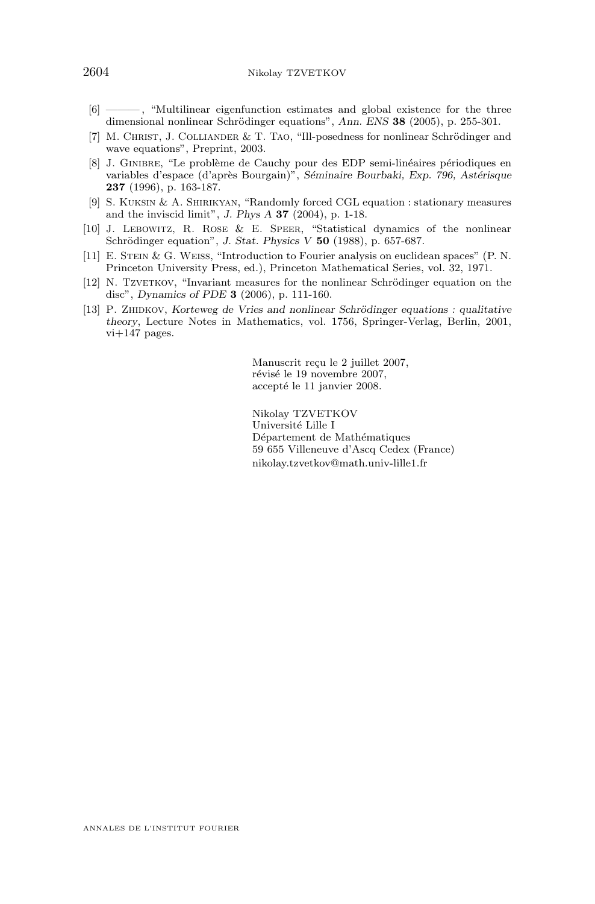[6] ———, "Multilinear eigenfunction estimates and global existence for the three dimensional nonlinear Schrödinger equations", *Ann. ENS* **38** (2005), p. 255-301.

[7] M. Christ, J. Colliander & T. Tao, "Ill-posedness for nonlinear Schrödinger and wave equations", Preprint, 2003.

[8] J. Ginibre, "Le problème de Cauchy pour des EDP semi-linéaires périodiques en variables d'espace (d'après Bourgain)", *Séminaire Bourbaki, Exp. 796, Astérisque* **237** (1996), p. 163-187.

[9] S. Kuksin & A. Shirikyan, "Randomly forced CGL equation : stationary measures and the inviscid limit", *J. Phys A* **37** (2004), p. 1-18.

[10] J. Lebowitz, R. Rose & E. Speer, "Statistical dynamics of the nonlinear Schrödinger equation", *J. Stat. Physics V* **50** (1988), p. 657-687.

[11] E. Stein & G. Weiss, "Introduction to Fourier analysis on euclidean spaces" (P. N. Princeton University Press, ed.), Princeton Mathematical Series, vol. 32, 1971.

[12] N. Tzvetkov, "Invariant measures for the nonlinear Schrödinger equation on the disc", *Dynamics of PDE* **3** (2006), p. 111-160.

[13] P. Zhidkov, *Korteweg de Vries and nonlinear Schrödinger equations : qualitative theory*, Lecture Notes in Mathematics, vol. 1756, Springer-Verlag, Berlin, 2001, vi+147 pages.

Manuscrit reçu le 2 juillet 2007,
révisé le 19 novembre 2007,
accepté le 11 janvier 2008.

Nikolay TZVETKOV
Université Lille I
Département de Mathématiques
59 655 Villeneuve d'Ascq Cedex (France)
nikolay.tzvetkov@math.univ-lille1.fr